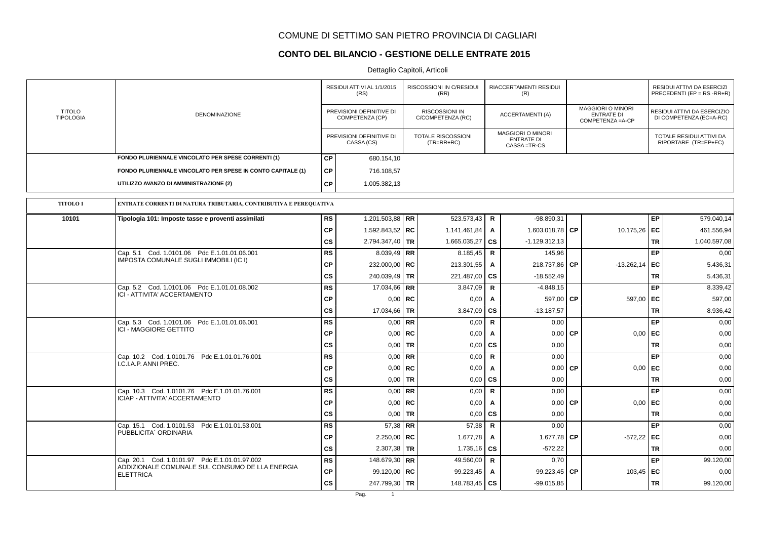# COMUNE DI SETTIMO SAN PIETRO PROVINCIA DI CAGLIARI

## CONTO DEL BILANCIO - GESTIONE DELLE ENTRATE 2015

Dettaglio Capitoli, Articoli

| TITOLO TIPOLOGIA | DENOMINAZIONE | | RESIDUI ATTIVI AL 1/1/2015 (RS) / PREVISIONI DEFINITIVE DI COMPETENZA (CP) / PREVISIONI DEFINITIVE DI CASSA (CS) | | RISCOSSIONI IN C/RESIDUI (RR) / RISCOSSIONI IN C/COMPETENZA (RC) / TOTALE RISCOSSIONI (TR=RR+RC) | | RIACCERTAMENTI RESIDUI (R) / ACCERTAMENTI (A) / MAGGIORI O MINORI ENTRATE DI CASSA =TR-CS | | MAGGIORI O MINORI ENTRATE DI COMPETENZA =A-CP | | RESIDUI ATTIVI DA ESERCIZI PRECEDENTI (EP = RS -RR+R) / RESIDUI ATTIVI DA ESERCIZIO DI COMPETENZA (EC=A-RC) / TOTALE RESIDUI ATTIVI DA RIPORTARE (TR=EP+EC) |
|---|---|---|---|---|---|---|---|---|---|---|---|
| | FONDO PLURIENNALE VINCOLATO PER SPESE CORRENTI (1) | CP | 680.154,10 | | | | | | | | |
| | FONDO PLURIENNALE VINCOLATO PER SPESE IN CONTO CAPITALE (1) | CP | 716.108,57 | | | | | | | | |
| | UTILIZZO AVANZO DI AMMINISTRAZIONE (2) | CP | 1.005.382,13 | | | | | | | | |
| **TITOLO 1** | **ENTRATE CORRENTI DI NATURA TRIBUTARIA, CONTRIBUTIVA E PEREQUATIVA** | | | | | | | | | | |
| **10101** | **Tipologia 101: Imposte tasse e proventi assimilati** | RS | 1.201.503,88 | RR | 523.573,43 | R | -98.890,31 | | | EP | 579.040,14 |
| | | CP | 1.592.843,52 | RC | 1.141.461,84 | A | 1.603.018,78 | CP | 10.175,26 | EC | 461.556,94 |
| | | CS | 2.794.347,40 | TR | 1.665.035,27 | CS | -1.129.312,13 | | | TR | 1.040.597,08 |
| | Cap. 5.1 Cod. 1.0101.06 Pdc E.1.01.01.06.001 IMPOSTA COMUNALE SUGLI IMMOBILI (IC I) | RS | 8.039,49 | RR | 8.185,45 | R | 145,96 | | | EP | 0,00 |
| | | CP | 232.000,00 | RC | 213.301,55 | A | 218.737,86 | CP | -13.262,14 | EC | 5.436,31 |
| | | CS | 240.039,49 | TR | 221.487,00 | CS | -18.552,49 | | | TR | 5.436,31 |
| | Cap. 5.2 Cod. 1.0101.06 Pdc E.1.01.01.08.002 ICI - ATTIVITA' ACCERTAMENTO | RS | 17.034,66 | RR | 3.847,09 | R | -4.848,15 | | | EP | 8.339,42 |
| | | CP | 0,00 | RC | 0,00 | A | 597,00 | CP | 597,00 | EC | 597,00 |
| | | CS | 17.034,66 | TR | 3.847,09 | CS | -13.187,57 | | | TR | 8.936,42 |
| | Cap. 5.3 Cod. 1.0101.06 Pdc E.1.01.01.06.001 ICI - MAGGIORE GETTITO | RS | 0,00 | RR | 0,00 | R | 0,00 | | | EP | 0,00 |
| | | CP | 0,00 | RC | 0,00 | A | 0,00 | CP | 0,00 | EC | 0,00 |
| | | CS | 0,00 | TR | 0,00 | CS | 0,00 | | | TR | 0,00 |
| | Cap. 10.2 Cod. 1.0101.76 Pdc E.1.01.01.76.001 I.C.I.A.P. ANNI PREC. | RS | 0,00 | RR | 0,00 | R | 0,00 | | | EP | 0,00 |
| | | CP | 0,00 | RC | 0,00 | A | 0,00 | CP | 0,00 | EC | 0,00 |
| | | CS | 0,00 | TR | 0,00 | CS | 0,00 | | | TR | 0,00 |
| | Cap. 10.3 Cod. 1.0101.76 Pdc E.1.01.01.76.001 ICIAP - ATTIVITA' ACCERTAMENTO | RS | 0,00 | RR | 0,00 | R | 0,00 | | | EP | 0,00 |
| | | CP | 0,00 | RC | 0,00 | A | 0,00 | CP | 0,00 | EC | 0,00 |
| | | CS | 0,00 | TR | 0,00 | CS | 0,00 | | | TR | 0,00 |
| | Cap. 15.1 Cod. 1.0101.53 Pdc E.1.01.01.53.001 PUBBLICITA` ORDINARIA | RS | 57,38 | RR | 57,38 | R | 0,00 | | | EP | 0,00 |
| | | CP | 2.250,00 | RC | 1.677,78 | A | 1.677,78 | CP | -572,22 | EC | 0,00 |
| | | CS | 2.307,38 | TR | 1.735,16 | CS | -572,22 | | | TR | 0,00 |
| | Cap. 20.1 Cod. 1.0101.97 Pdc E.1.01.01.97.002 ADDIZIONALE COMUNALE SUL CONSUMO DE LLA ENERGIA ELETTRICA | RS | 148.679,30 | RR | 49.560,00 | R | 0,70 | | | EP | 99.120,00 |
| | | CP | 99.120,00 | RC | 99.223,45 | A | 99.223,45 | CP | 103,45 | EC | 0,00 |
| | | CS | 247.799,30 | TR | 148.783,45 | CS | -99.015,85 | | | TR | 99.120,00 |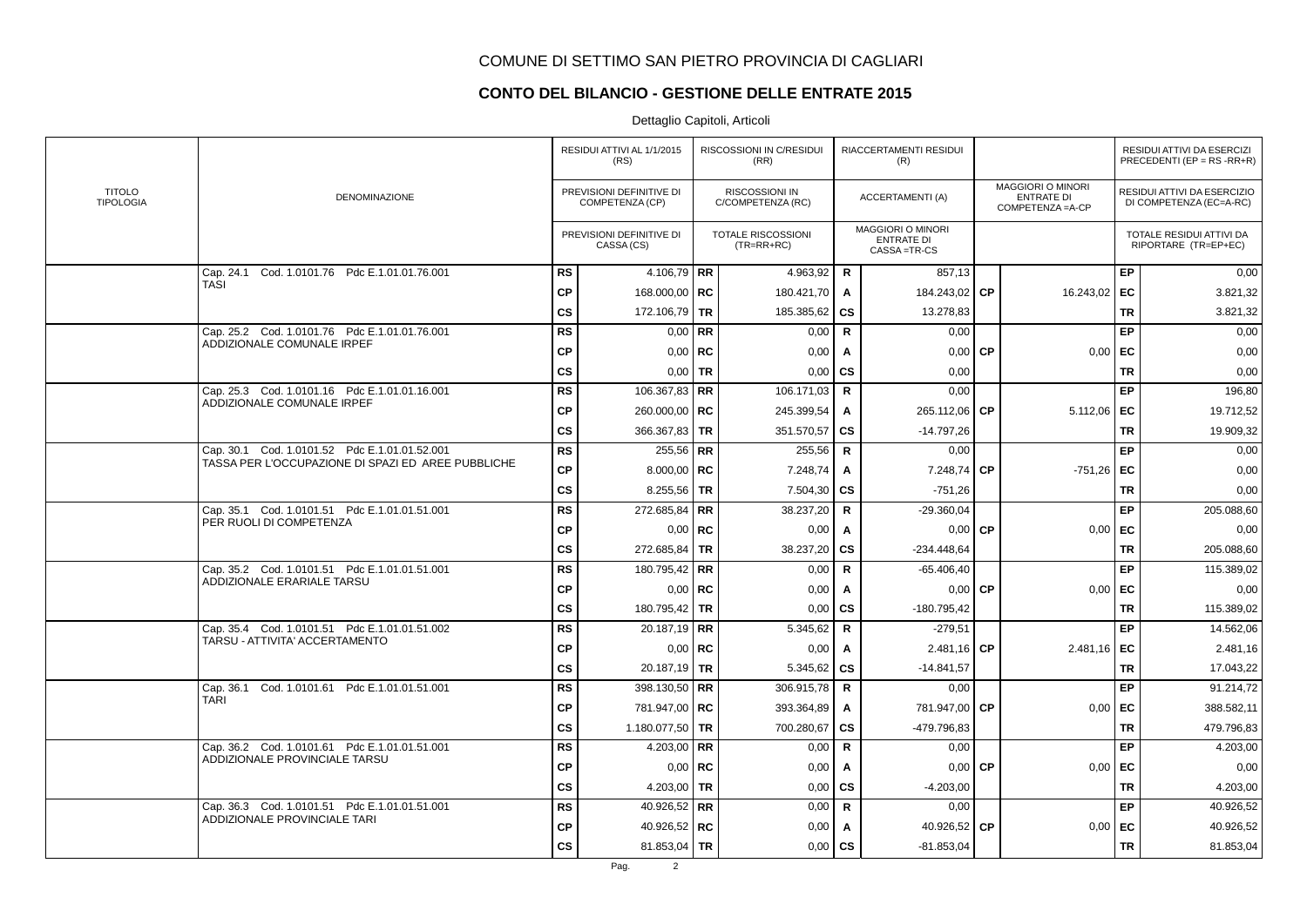# COMUNE DI SETTIMO SAN PIETRO PROVINCIA DI CAGLIARI

## CONTO DEL BILANCIO - GESTIONE DELLE ENTRATE 2015

Dettaglio Capitoli, Articoli

| TITOLO TIPOLOGIA | DENOMINAZIONE | | RESIDUI ATTIVI AL 1/1/2015 (RS) / PREVISIONI DEFINITIVE DI COMPETENZA (CP) / PREVISIONI DEFINITIVE DI CASSA (CS) | | RISCOSSIONI IN C/RESIDUI (RR) / RISCOSSIONI IN C/COMPETENZA (RC) / TOTALE RISCOSSIONI (TR=RR+RC) | | RIACCERTAMENTI RESIDUI (R) / ACCERTAMENTI (A) / MAGGIORI O MINORI ENTRATE DI CASSA =TR-CS | | MAGGIORI O MINORI ENTRATE DI COMPETENZA =A-CP | | RESIDUI ATTIVI DA ESERCIZI PRECEDENTI (EP = RS -RR+R) / RESIDUI ATTIVI DA ESERCIZIO DI COMPETENZA (EC=A-RC) / TOTALE RESIDUI ATTIVI DA RIPORTARE (TR=EP+EC) |
|---|---|---|---|---|---|---|---|---|---|---|---|
| | Cap. 24.1 Cod. 1.0101.76 Pdc E.1.01.01.76.001 TASI | RS | 4.106,79 | RR | 4.963,92 | R | 857,13 | | | EP | 0,00 |
| | | CP | 168.000,00 | RC | 180.421,70 | A | 184.243,02 | CP | 16.243,02 | EC | 3.821,32 |
| | | CS | 172.106,79 | TR | 185.385,62 | CS | 13.278,83 | | | TR | 3.821,32 |
| | Cap. 25.2 Cod. 1.0101.76 Pdc E.1.01.01.76.001 ADDIZIONALE COMUNALE IRPEF | RS | 0,00 | RR | 0,00 | R | 0,00 | | | EP | 0,00 |
| | | CP | 0,00 | RC | 0,00 | A | 0,00 | CP | 0,00 | EC | 0,00 |
| | | CS | 0,00 | TR | 0,00 | CS | 0,00 | | | TR | 0,00 |
| | Cap. 25.3 Cod. 1.0101.16 Pdc E.1.01.01.16.001 ADDIZIONALE COMUNALE IRPEF | RS | 106.367,83 | RR | 106.171,03 | R | 0,00 | | | EP | 196,80 |
| | | CP | 260.000,00 | RC | 245.399,54 | A | 265.112,06 | CP | 5.112,06 | EC | 19.712,52 |
| | | CS | 366.367,83 | TR | 351.570,57 | CS | -14.797,26 | | | TR | 19.909,32 |
| | Cap. 30.1 Cod. 1.0101.52 Pdc E.1.01.01.52.001 TASSA PER L'OCCUPAZIONE DI SPAZI ED AREE PUBBLICHE | RS | 255,56 | RR | 255,56 | R | 0,00 | | | EP | 0,00 |
| | | CP | 8.000,00 | RC | 7.248,74 | A | 7.248,74 | CP | -751,26 | EC | 0,00 |
| | | CS | 8.255,56 | TR | 7.504,30 | CS | -751,26 | | | TR | 0,00 |
| | Cap. 35.1 Cod. 1.0101.51 Pdc E.1.01.01.51.001 PER RUOLI DI COMPETENZA | RS | 272.685,84 | RR | 38.237,20 | R | -29.360,04 | | | EP | 205.088,60 |
| | | CP | 0,00 | RC | 0,00 | A | 0,00 | CP | 0,00 | EC | 0,00 |
| | | CS | 272.685,84 | TR | 38.237,20 | CS | -234.448,64 | | | TR | 205.088,60 |
| | Cap. 35.2 Cod. 1.0101.51 Pdc E.1.01.01.51.001 ADDIZIONALE ERARIALE TARSU | RS | 180.795,42 | RR | 0,00 | R | -65.406,40 | | | EP | 115.389,02 |
| | | CP | 0,00 | RC | 0,00 | A | 0,00 | CP | 0,00 | EC | 0,00 |
| | | CS | 180.795,42 | TR | 0,00 | CS | -180.795,42 | | | TR | 115.389,02 |
| | Cap. 35.4 Cod. 1.0101.51 Pdc E.1.01.01.51.002 TARSU - ATTIVITA' ACCERTAMENTO | RS | 20.187,19 | RR | 5.345,62 | R | -279,51 | | | EP | 14.562,06 |
| | | CP | 0,00 | RC | 0,00 | A | 2.481,16 | CP | 2.481,16 | EC | 2.481,16 |
| | | CS | 20.187,19 | TR | 5.345,62 | CS | -14.841,57 | | | TR | 17.043,22 |
| | Cap. 36.1 Cod. 1.0101.61 Pdc E.1.01.01.51.001 TARI | RS | 398.130,50 | RR | 306.915,78 | R | 0,00 | | | EP | 91.214,72 |
| | | CP | 781.947,00 | RC | 393.364,89 | A | 781.947,00 | CP | 0,00 | EC | 388.582,11 |
| | | CS | 1.180.077,50 | TR | 700.280,67 | CS | -479.796,83 | | | TR | 479.796,83 |
| | Cap. 36.2 Cod. 1.0101.61 Pdc E.1.01.01.51.001 ADDIZIONALE PROVINCIALE TARSU | RS | 4.203,00 | RR | 0,00 | R | 0,00 | | | EP | 4.203,00 |
| | | CP | 0,00 | RC | 0,00 | A | 0,00 | CP | 0,00 | EC | 0,00 |
| | | CS | 4.203,00 | TR | 0,00 | CS | -4.203,00 | | | TR | 4.203,00 |
| | Cap. 36.3 Cod. 1.0101.51 Pdc E.1.01.01.51.001 ADDIZIONALE PROVINCIALE TARI | RS | 40.926,52 | RR | 0,00 | R | 0,00 | | | EP | 40.926,52 |
| | | CP | 40.926,52 | RC | 0,00 | A | 40.926,52 | CP | 0,00 | EC | 40.926,52 |
| | | CS | 81.853,04 | TR | 0,00 | CS | -81.853,04 | | | TR | 81.853,04 |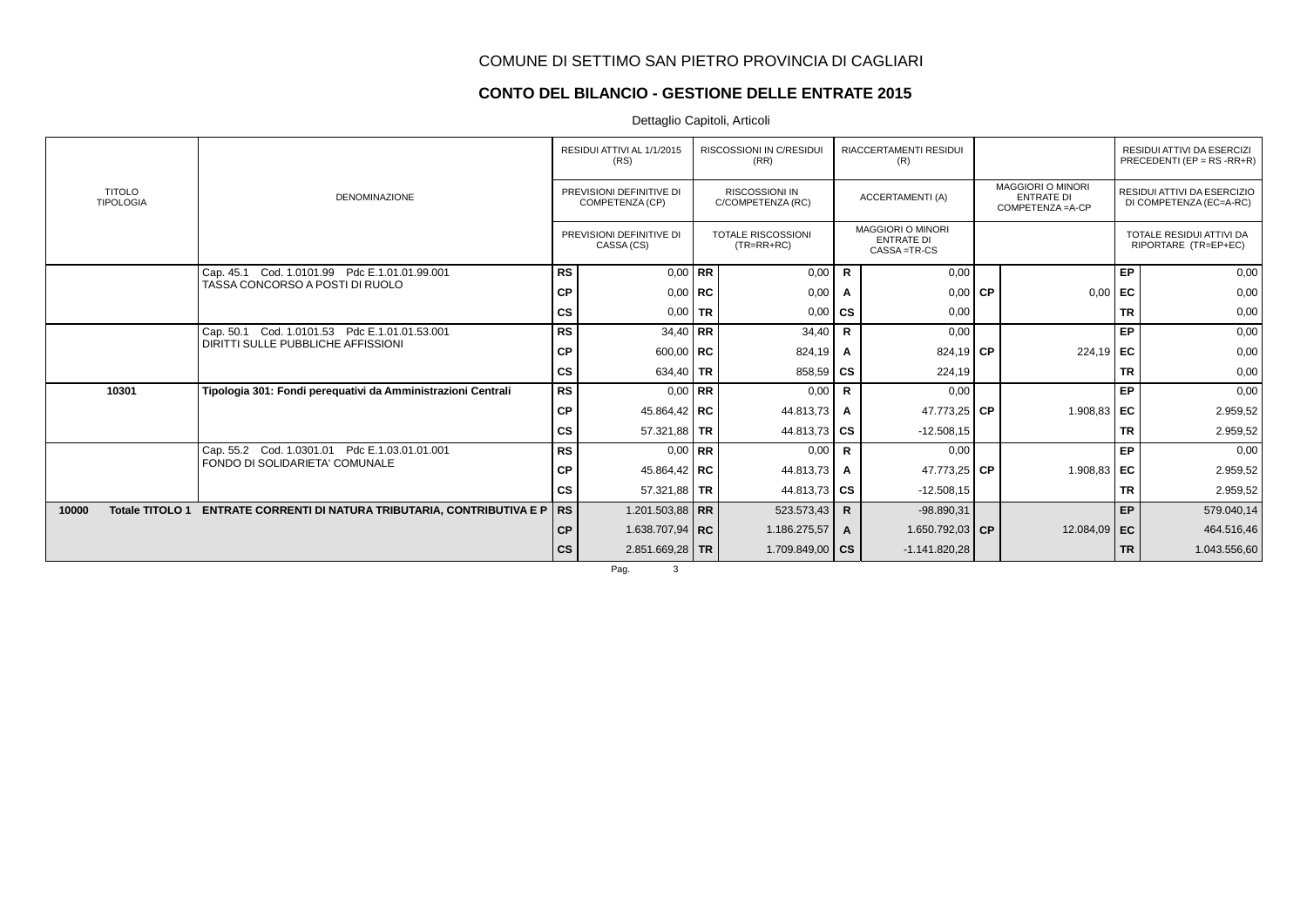COMUNE DI SETTIMO SAN PIETRO PROVINCIA DI CAGLIARI

## CONTO DEL BILANCIO - GESTIONE DELLE ENTRATE 2015

Dettaglio Capitoli, Articoli

| TITOLO TIPOLOGIA | DENOMINAZIONE | | RESIDUI ATTIVI AL 1/1/2015 (RS) / PREVISIONI DEFINITIVE DI COMPETENZA (CP) / PREVISIONI DEFINITIVE DI CASSA (CS) | | RISCOSSIONI IN C/RESIDUI (RR) / RISCOSSIONI IN C/COMPETENZA (RC) / TOTALE RISCOSSIONI (TR=RR+RC) | | RIACCERTAMENTI RESIDUI (R) / ACCERTAMENTI (A) / MAGGIORI O MINORI ENTRATE DI CASSA =TR-CS | | MAGGIORI O MINORI ENTRATE DI COMPETENZA =A-CP | | RESIDUI ATTIVI DA ESERCIZI PRECEDENTI (EP = RS -RR+R) / RESIDUI ATTIVI DA ESERCIZIO DI COMPETENZA (EC=A-RC) / TOTALE RESIDUI ATTIVI DA RIPORTARE (TR=EP+EC) |
|---|---|---|---|---|---|---|---|---|---|---|---|
| | Cap. 45.1 Cod. 1.0101.99 Pdc E.1.01.01.99.001 TASSA CONCORSO A POSTI DI RUOLO | RS | 0,00 | RR | 0,00 | R | 0,00 | | | EP | 0,00 |
| | | CP | 0,00 | RC | 0,00 | A | 0,00 | CP | 0,00 | EC | 0,00 |
| | | CS | 0,00 | TR | 0,00 | CS | 0,00 | | | TR | 0,00 |
| | Cap. 50.1 Cod. 1.0101.53 Pdc E.1.01.01.53.001 DIRITTI SULLE PUBBLICHE AFFISSIONI | RS | 34,40 | RR | 34,40 | R | 0,00 | | | EP | 0,00 |
| | | CP | 600,00 | RC | 824,19 | A | 824,19 | CP | 224,19 | EC | 0,00 |
| | | CS | 634,40 | TR | 858,59 | CS | 224,19 | | | TR | 0,00 |
| **10301** | **Tipologia 301: Fondi perequativi da Amministrazioni Centrali** | RS | 0,00 | RR | 0,00 | R | 0,00 | | | EP | 0,00 |
| | | CP | 45.864,42 | RC | 44.813,73 | A | 47.773,25 | CP | 1.908,83 | EC | 2.959,52 |
| | | CS | 57.321,88 | TR | 44.813,73 | CS | -12.508,15 | | | TR | 2.959,52 |
| | Cap. 55.2 Cod. 1.0301.01 Pdc E.1.03.01.01.001 FONDO DI SOLIDARIETA' COMUNALE | RS | 0,00 | RR | 0,00 | R | 0,00 | | | EP | 0,00 |
| | | CP | 45.864,42 | RC | 44.813,73 | A | 47.773,25 | CP | 1.908,83 | EC | 2.959,52 |
| | | CS | 57.321,88 | TR | 44.813,73 | CS | -12.508,15 | | | TR | 2.959,52 |
| **10000 Totale TITOLO 1** | **ENTRATE CORRENTI DI NATURA TRIBUTARIA, CONTRIBUTIVA E P** | **RS** | 1.201.503,88 | **RR** | 523.573,43 | **R** | -98.890,31 | | | **EP** | 579.040,14 |
| | | **CP** | 1.638.707,94 | **RC** | 1.186.275,57 | **A** | 1.650.792,03 | **CP** | 12.084,09 | **EC** | 464.516,46 |
| | | **CS** | 2.851.669,28 | **TR** | 1.709.849,00 | **CS** | -1.141.820,28 | | | **TR** | 1.043.556,60 |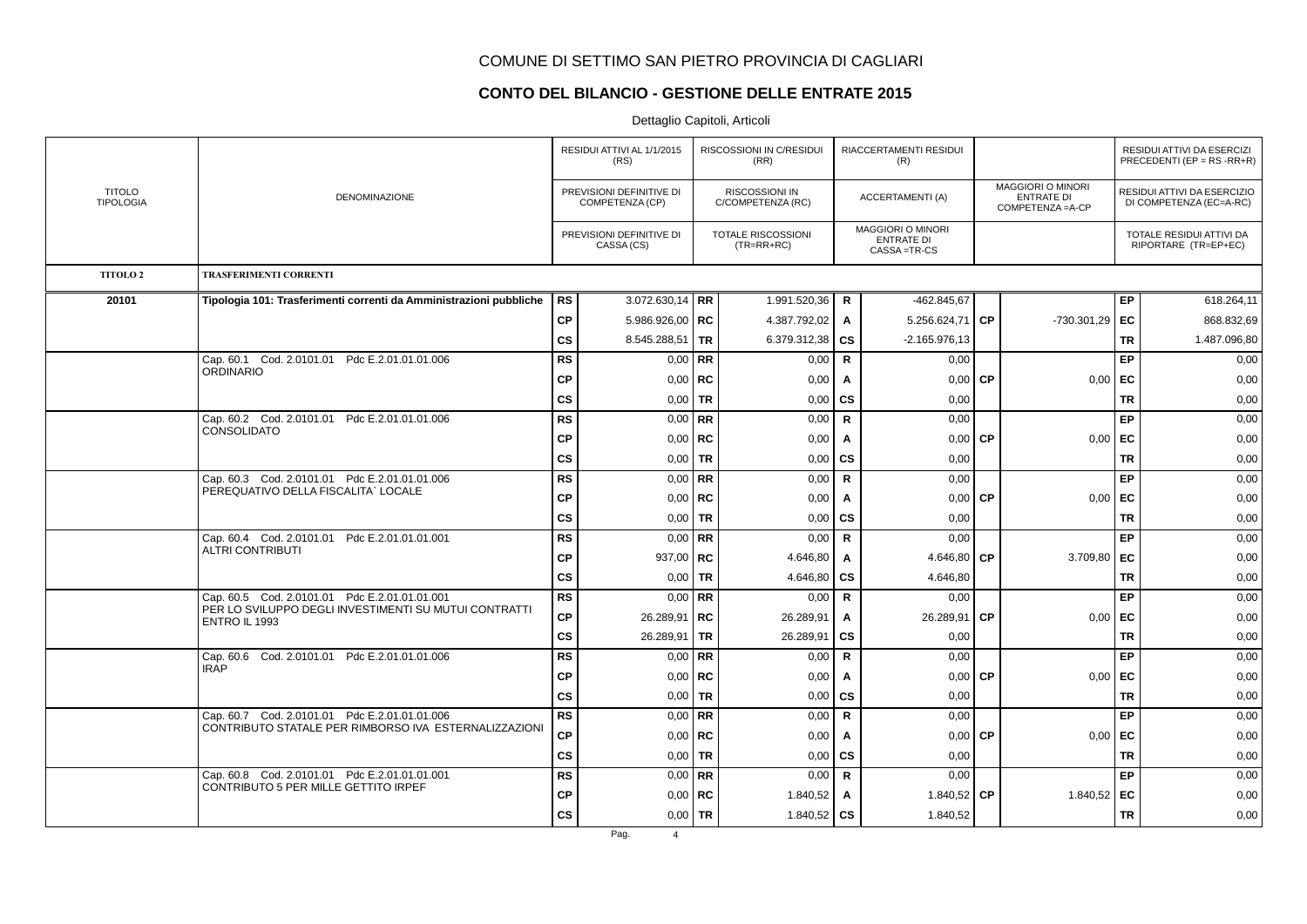# COMUNE DI SETTIMO SAN PIETRO PROVINCIA DI CAGLIARI

## CONTO DEL BILANCIO - GESTIONE DELLE ENTRATE 2015

Dettaglio Capitoli, Articoli

| TITOLO TIPOLOGIA | DENOMINAZIONE | | RESIDUI ATTIVI AL 1/1/2015 (RS) / PREVISIONI DEFINITIVE DI COMPETENZA (CP) / PREVISIONI DEFINITIVE DI CASSA (CS) | | RISCOSSIONI IN C/RESIDUI (RR) / RISCOSSIONI IN C/COMPETENZA (RC) / TOTALE RISCOSSIONI (TR=RR+RC) | | RIACCERTAMENTI RESIDUI (R) / ACCERTAMENTI (A) / MAGGIORI O MINORI ENTRATE DI CASSA =TR-CS | | MAGGIORI O MINORI ENTRATE DI COMPETENZA =A-CP | | RESIDUI ATTIVI DA ESERCIZI PRECEDENTI (EP = RS -RR+R) / RESIDUI ATTIVI DA ESERCIZIO DI COMPETENZA (EC=A-RC) / TOTALE RESIDUI ATTIVI DA RIPORTARE (TR=EP+EC) |
|---|---|---|---|---|---|---|---|---|---|---|---|
| **TITOLO 2** | **TRASFERIMENTI CORRENTI** | | | | | | | | | | |
| **20101** | **Tipologia 101: Trasferimenti correnti da Amministrazioni pubbliche** | **RS** | 3.072.630,14 | **RR** | 1.991.520,36 | **R** | -462.845,67 | | | **EP** | 618.264,11 |
| | | **CP** | 5.986.926,00 | **RC** | 4.387.792,02 | **A** | 5.256.624,71 | **CP** | -730.301,29 | **EC** | 868.832,69 |
| | | **CS** | 8.545.288,51 | **TR** | 6.379.312,38 | **CS** | -2.165.976,13 | | | **TR** | 1.487.096,80 |
| | Cap. 60.1 Cod. 2.0101.01 Pdc E.2.01.01.01.006 ORDINARIO | **RS** | 0,00 | **RR** | 0,00 | **R** | 0,00 | | | **EP** | 0,00 |
| | | **CP** | 0,00 | **RC** | 0,00 | **A** | 0,00 | **CP** | 0,00 | **EC** | 0,00 |
| | | **CS** | 0,00 | **TR** | 0,00 | **CS** | 0,00 | | | **TR** | 0,00 |
| | Cap. 60.2 Cod. 2.0101.01 Pdc E.2.01.01.01.006 CONSOLIDATO | **RS** | 0,00 | **RR** | 0,00 | **R** | 0,00 | | | **EP** | 0,00 |
| | | **CP** | 0,00 | **RC** | 0,00 | **A** | 0,00 | **CP** | 0,00 | **EC** | 0,00 |
| | | **CS** | 0,00 | **TR** | 0,00 | **CS** | 0,00 | | | **TR** | 0,00 |
| | Cap. 60.3 Cod. 2.0101.01 Pdc E.2.01.01.01.006 PEREQUATIVO DELLA FISCALITA` LOCALE | **RS** | 0,00 | **RR** | 0,00 | **R** | 0,00 | | | **EP** | 0,00 |
| | | **CP** | 0,00 | **RC** | 0,00 | **A** | 0,00 | **CP** | 0,00 | **EC** | 0,00 |
| | | **CS** | 0,00 | **TR** | 0,00 | **CS** | 0,00 | | | **TR** | 0,00 |
| | Cap. 60.4 Cod. 2.0101.01 Pdc E.2.01.01.01.001 ALTRI CONTRIBUTI | **RS** | 0,00 | **RR** | 0,00 | **R** | 0,00 | | | **EP** | 0,00 |
| | | **CP** | 937,00 | **RC** | 4.646,80 | **A** | 4.646,80 | **CP** | 3.709,80 | **EC** | 0,00 |
| | | **CS** | 0,00 | **TR** | 4.646,80 | **CS** | 4.646,80 | | | **TR** | 0,00 |
| | Cap. 60.5 Cod. 2.0101.01 Pdc E.2.01.01.01.001 PER LO SVILUPPO DEGLI INVESTIMENTI SU MUTUI CONTRATTI ENTRO IL 1993 | **RS** | 0,00 | **RR** | 0,00 | **R** | 0,00 | | | **EP** | 0,00 |
| | | **CP** | 26.289,91 | **RC** | 26.289,91 | **A** | 26.289,91 | **CP** | 0,00 | **EC** | 0,00 |
| | | **CS** | 26.289,91 | **TR** | 26.289,91 | **CS** | 0,00 | | | **TR** | 0,00 |
| | Cap. 60.6 Cod. 2.0101.01 Pdc E.2.01.01.01.006 IRAP | **RS** | 0,00 | **RR** | 0,00 | **R** | 0,00 | | | **EP** | 0,00 |
| | | **CP** | 0,00 | **RC** | 0,00 | **A** | 0,00 | **CP** | 0,00 | **EC** | 0,00 |
| | | **CS** | 0,00 | **TR** | 0,00 | **CS** | 0,00 | | | **TR** | 0,00 |
| | Cap. 60.7 Cod. 2.0101.01 Pdc E.2.01.01.01.006 CONTRIBUTO STATALE PER RIMBORSO IVA ESTERNALIZZAZIONI | **RS** | 0,00 | **RR** | 0,00 | **R** | 0,00 | | | **EP** | 0,00 |
| | | **CP** | 0,00 | **RC** | 0,00 | **A** | 0,00 | **CP** | 0,00 | **EC** | 0,00 |
| | | **CS** | 0,00 | **TR** | 0,00 | **CS** | 0,00 | | | **TR** | 0,00 |
| | Cap. 60.8 Cod. 2.0101.01 Pdc E.2.01.01.01.001 CONTRIBUTO 5 PER MILLE GETTITO IRPEF | **RS** | 0,00 | **RR** | 0,00 | **R** | 0,00 | | | **EP** | 0,00 |
| | | **CP** | 0,00 | **RC** | 1.840,52 | **A** | 1.840,52 | **CP** | 1.840,52 | **EC** | 0,00 |
| | | **CS** | 0,00 | **TR** | 1.840,52 | **CS** | 1.840,52 | | | **TR** | 0,00 |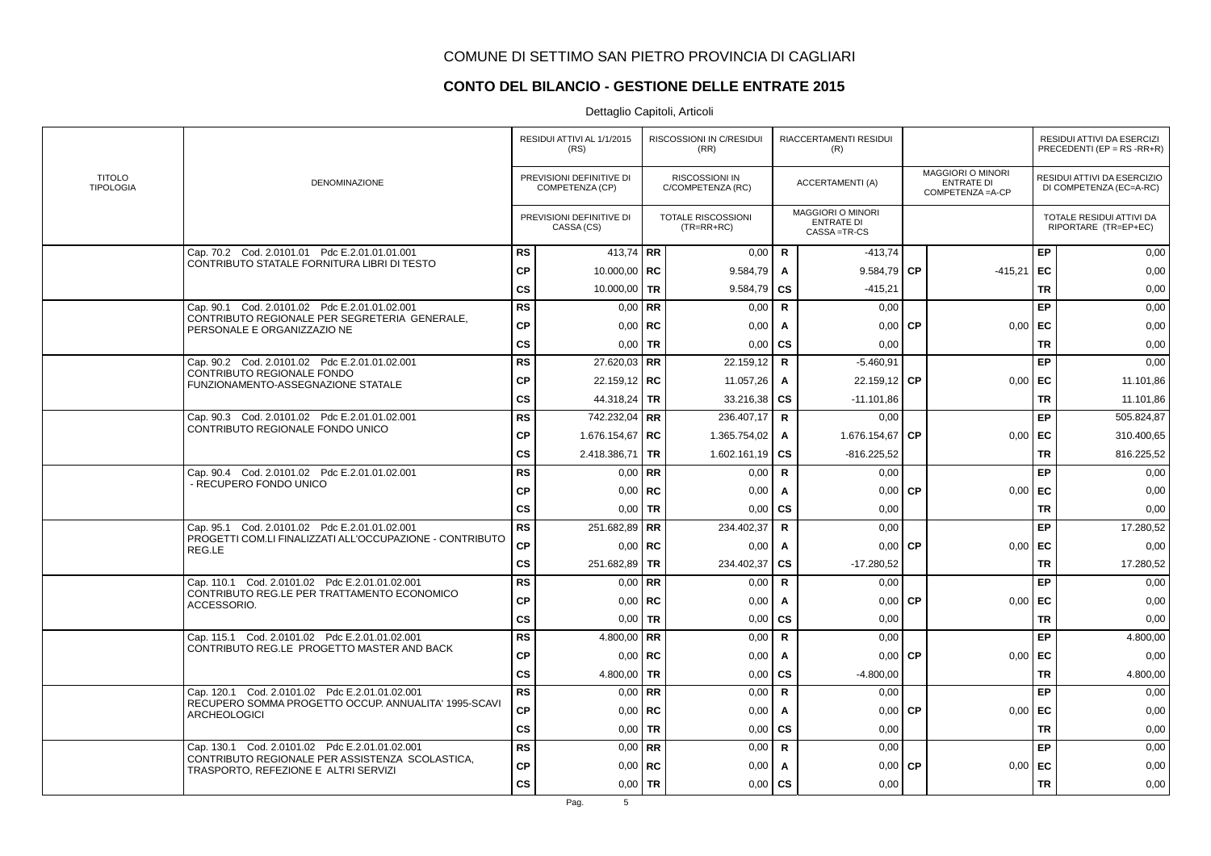COMUNE DI SETTIMO SAN PIETRO PROVINCIA DI CAGLIARI

## CONTO DEL BILANCIO - GESTIONE DELLE ENTRATE 2015

Dettaglio Capitoli, Articoli

| TITOLO TIPOLOGIA | DENOMINAZIONE | | RESIDUI ATTIVI AL 1/1/2015 (RS) / PREVISIONI DEFINITIVE DI COMPETENZA (CP) / PREVISIONI DEFINITIVE DI CASSA (CS) | | RISCOSSIONI IN C/RESIDUI (RR) / RISCOSSIONI IN C/COMPETENZA (RC) / TOTALE RISCOSSIONI (TR=RR+RC) | | RIACCERTAMENTI RESIDUI (R) / ACCERTAMENTI (A) / MAGGIORI O MINORI ENTRATE DI CASSA =TR-CS | | MAGGIORI O MINORI ENTRATE DI COMPETENZA =A-CP | | RESIDUI ATTIVI DA ESERCIZI PRECEDENTI (EP = RS -RR+R) / RESIDUI ATTIVI DA ESERCIZIO DI COMPETENZA (EC=A-RC) / TOTALE RESIDUI ATTIVI DA RIPORTARE (TR=EP+EC) |
|---|---|---|---|---|---|---|---|---|---|---|---|
| | Cap. 70.2 Cod. 2.0101.01 Pdc E.2.01.01.01.001 CONTRIBUTO STATALE FORNITURA LIBRI DI TESTO | RS | 413,74 | RR | 0,00 | R | -413,74 | | | EP | 0,00 |
| | | CP | 10.000,00 | RC | 9.584,79 | A | 9.584,79 | CP | -415,21 | EC | 0,00 |
| | | CS | 10.000,00 | TR | 9.584,79 | CS | -415,21 | | | TR | 0,00 |
| | Cap. 90.1 Cod. 2.0101.02 Pdc E.2.01.01.02.001 CONTRIBUTO REGIONALE PER SEGRETERIA GENERALE, PERSONALE E ORGANIZZAZIO NE | RS | 0,00 | RR | 0,00 | R | 0,00 | | | EP | 0,00 |
| | | CP | 0,00 | RC | 0,00 | A | 0,00 | CP | 0,00 | EC | 0,00 |
| | | CS | 0,00 | TR | 0,00 | CS | 0,00 | | | TR | 0,00 |
| | Cap. 90.2 Cod. 2.0101.02 Pdc E.2.01.01.02.001 CONTRIBUTO REGIONALE FONDO FUNZIONAMENTO-ASSEGNAZIONE STATALE | RS | 27.620,03 | RR | 22.159,12 | R | -5.460,91 | | | EP | 0,00 |
| | | CP | 22.159,12 | RC | 11.057,26 | A | 22.159,12 | CP | 0,00 | EC | 11.101,86 |
| | | CS | 44.318,24 | TR | 33.216,38 | CS | -11.101,86 | | | TR | 11.101,86 |
| | Cap. 90.3 Cod. 2.0101.02 Pdc E.2.01.01.02.001 CONTRIBUTO REGIONALE FONDO UNICO | RS | 742.232,04 | RR | 236.407,17 | R | 0,00 | | | EP | 505.824,87 |
| | | CP | 1.676.154,67 | RC | 1.365.754,02 | A | 1.676.154,67 | CP | 0,00 | EC | 310.400,65 |
| | | CS | 2.418.386,71 | TR | 1.602.161,19 | CS | -816.225,52 | | | TR | 816.225,52 |
| | Cap. 90.4 Cod. 2.0101.02 Pdc E.2.01.01.02.001 - RECUPERO FONDO UNICO | RS | 0,00 | RR | 0,00 | R | 0,00 | | | EP | 0,00 |
| | | CP | 0,00 | RC | 0,00 | A | 0,00 | CP | 0,00 | EC | 0,00 |
| | | CS | 0,00 | TR | 0,00 | CS | 0,00 | | | TR | 0,00 |
| | Cap. 95.1 Cod. 2.0101.02 Pdc E.2.01.01.02.001 PROGETTI COM.LI FINALIZZATI ALL'OCCUPAZIONE - CONTRIBUTO REG.LE | RS | 251.682,89 | RR | 234.402,37 | R | 0,00 | | | EP | 17.280,52 |
| | | CP | 0,00 | RC | 0,00 | A | 0,00 | CP | 0,00 | EC | 0,00 |
| | | CS | 251.682,89 | TR | 234.402,37 | CS | -17.280,52 | | | TR | 17.280,52 |
| | Cap. 110.1 Cod. 2.0101.02 Pdc E.2.01.01.02.001 CONTRIBUTO REG.LE PER TRATTAMENTO ECONOMICO ACCESSORIO. | RS | 0,00 | RR | 0,00 | R | 0,00 | | | EP | 0,00 |
| | | CP | 0,00 | RC | 0,00 | A | 0,00 | CP | 0,00 | EC | 0,00 |
| | | CS | 0,00 | TR | 0,00 | CS | 0,00 | | | TR | 0,00 |
| | Cap. 115.1 Cod. 2.0101.02 Pdc E.2.01.01.02.001 CONTRIBUTO REG.LE PROGETTO MASTER AND BACK | RS | 4.800,00 | RR | 0,00 | R | 0,00 | | | EP | 4.800,00 |
| | | CP | 0,00 | RC | 0,00 | A | 0,00 | CP | 0,00 | EC | 0,00 |
| | | CS | 4.800,00 | TR | 0,00 | CS | -4.800,00 | | | TR | 4.800,00 |
| | Cap. 120.1 Cod. 2.0101.02 Pdc E.2.01.01.02.001 RECUPERO SOMMA PROGETTO OCCUP. ANNUALITA' 1995-SCAVI ARCHEOLOGICI | RS | 0,00 | RR | 0,00 | R | 0,00 | | | EP | 0,00 |
| | | CP | 0,00 | RC | 0,00 | A | 0,00 | CP | 0,00 | EC | 0,00 |
| | | CS | 0,00 | TR | 0,00 | CS | 0,00 | | | TR | 0,00 |
| | Cap. 130.1 Cod. 2.0101.02 Pdc E.2.01.01.02.001 CONTRIBUTO REGIONALE PER ASSISTENZA SCOLASTICA, TRASPORTO, REFEZIONE E ALTRI SERVIZI | RS | 0,00 | RR | 0,00 | R | 0,00 | | | EP | 0,00 |
| | | CP | 0,00 | RC | 0,00 | A | 0,00 | CP | 0,00 | EC | 0,00 |
| | | CS | 0,00 | TR | 0,00 | CS | 0,00 | | | TR | 0,00 |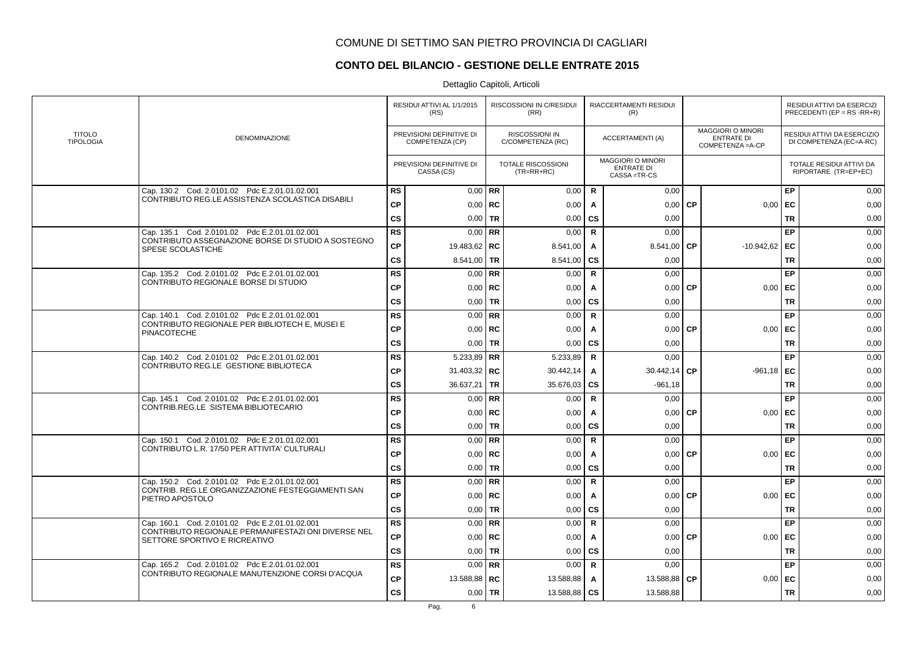# COMUNE DI SETTIMO SAN PIETRO PROVINCIA DI CAGLIARI

## CONTO DEL BILANCIO - GESTIONE DELLE ENTRATE 2015

Dettaglio Capitoli, Articoli

| TITOLO TIPOLOGIA | DENOMINAZIONE | | RESIDUI ATTIVI AL 1/1/2015 (RS) / PREVISIONI DEFINITIVE DI COMPETENZA (CP) / PREVISIONI DEFINITIVE DI CASSA (CS) | | RISCOSSIONI IN C/RESIDUI (RR) / RISCOSSIONI IN C/COMPETENZA (RC) / TOTALE RISCOSSIONI (TR=RR+RC) | | RIACCERTAMENTI RESIDUI (R) / ACCERTAMENTI (A) / MAGGIORI O MINORI ENTRATE DI CASSA =TR-CS | | MAGGIORI O MINORI ENTRATE DI COMPETENZA =A-CP | | RESIDUI ATTIVI DA ESERCIZI PRECEDENTI (EP = RS -RR+R) / RESIDUI ATTIVI DA ESERCIZIO DI COMPETENZA (EC=A-RC) / TOTALE RESIDUI ATTIVI DA RIPORTARE (TR=EP+EC) |
|---|---|---|---|---|---|---|---|---|---|---|---|
| | Cap. 130.2 Cod. 2.0101.02 Pdc E.2.01.01.02.001 CONTRIBUTO REG.LE ASSISTENZA SCOLASTICA DISABILI | RS | 0,00 | RR | 0,00 | R | 0,00 | | | EP | 0,00 |
| | | CP | 0,00 | RC | 0,00 | A | 0,00 | CP | 0,00 | EC | 0,00 |
| | | CS | 0,00 | TR | 0,00 | CS | 0,00 | | | TR | 0,00 |
| | Cap. 135.1 Cod. 2.0101.02 Pdc E.2.01.01.02.001 CONTRIBUTO ASSEGNAZIONE BORSE DI STUDIO A SOSTEGNO SPESE SCOLASTICHE | RS | 0,00 | RR | 0,00 | R | 0,00 | | | EP | 0,00 |
| | | CP | 19.483,62 | RC | 8.541,00 | A | 8.541,00 | CP | -10.942,62 | EC | 0,00 |
| | | CS | 8.541,00 | TR | 8.541,00 | CS | 0,00 | | | TR | 0,00 |
| | Cap. 135.2 Cod. 2.0101.02 Pdc E.2.01.01.02.001 CONTRIBUTO REGIONALE BORSE DI STUDIO | RS | 0,00 | RR | 0,00 | R | 0,00 | | | EP | 0,00 |
| | | CP | 0,00 | RC | 0,00 | A | 0,00 | CP | 0,00 | EC | 0,00 |
| | | CS | 0,00 | TR | 0,00 | CS | 0,00 | | | TR | 0,00 |
| | Cap. 140.1 Cod. 2.0101.02 Pdc E.2.01.01.02.001 CONTRIBUTO REGIONALE PER BIBLIOTECH E, MUSEI E PINACOTECHE | RS | 0,00 | RR | 0,00 | R | 0,00 | | | EP | 0,00 |
| | | CP | 0,00 | RC | 0,00 | A | 0,00 | CP | 0,00 | EC | 0,00 |
| | | CS | 0,00 | TR | 0,00 | CS | 0,00 | | | TR | 0,00 |
| | Cap. 140.2 Cod. 2.0101.02 Pdc E.2.01.01.02.001 CONTRIBUTO REG.LE GESTIONE BIBLIOTECA | RS | 5.233,89 | RR | 5.233,89 | R | 0,00 | | | EP | 0,00 |
| | | CP | 31.403,32 | RC | 30.442,14 | A | 30.442,14 | CP | -961,18 | EC | 0,00 |
| | | CS | 36.637,21 | TR | 35.676,03 | CS | -961,18 | | | TR | 0,00 |
| | Cap. 145.1 Cod. 2.0101.02 Pdc E.2.01.01.02.001 CONTRIB.REG.LE SISTEMA BIBLIOTECARIO | RS | 0,00 | RR | 0,00 | R | 0,00 | | | EP | 0,00 |
| | | CP | 0,00 | RC | 0,00 | A | 0,00 | CP | 0,00 | EC | 0,00 |
| | | CS | 0,00 | TR | 0,00 | CS | 0,00 | | | TR | 0,00 |
| | Cap. 150.1 Cod. 2.0101.02 Pdc E.2.01.01.02.001 CONTRIBUTO L.R. 17/50 PER ATTIVITA' CULTURALI | RS | 0,00 | RR | 0,00 | R | 0,00 | | | EP | 0,00 |
| | | CP | 0,00 | RC | 0,00 | A | 0,00 | CP | 0,00 | EC | 0,00 |
| | | CS | 0,00 | TR | 0,00 | CS | 0,00 | | | TR | 0,00 |
| | Cap. 150.2 Cod. 2.0101.02 Pdc E.2.01.01.02.001 CONTRIB. REG.LE ORGANIZZAZIONE FESTEGGIAMENTI SAN PIETRO APOSTOLO | RS | 0,00 | RR | 0,00 | R | 0,00 | | | EP | 0,00 |
| | | CP | 0,00 | RC | 0,00 | A | 0,00 | CP | 0,00 | EC | 0,00 |
| | | CS | 0,00 | TR | 0,00 | CS | 0,00 | | | TR | 0,00 |
| | Cap. 160.1 Cod. 2.0101.02 Pdc E.2.01.01.02.001 CONTRIBUTO REGIONALE PERMANIFESTAZI ONI DIVERSE NEL SETTORE SPORTIVO E RICREATIVO | RS | 0,00 | RR | 0,00 | R | 0,00 | | | EP | 0,00 |
| | | CP | 0,00 | RC | 0,00 | A | 0,00 | CP | 0,00 | EC | 0,00 |
| | | CS | 0,00 | TR | 0,00 | CS | 0,00 | | | TR | 0,00 |
| | Cap. 165.2 Cod. 2.0101.02 Pdc E.2.01.01.02.001 CONTRIBUTO REGIONALE MANUTENZIONE CORSI D'ACQUA | RS | 0,00 | RR | 0,00 | R | 0,00 | | | EP | 0,00 |
| | | CP | 13.588,88 | RC | 13.588,88 | A | 13.588,88 | CP | 0,00 | EC | 0,00 |
| | | CS | 0,00 | TR | 13.588,88 | CS | 13.588,88 | | | TR | 0,00 |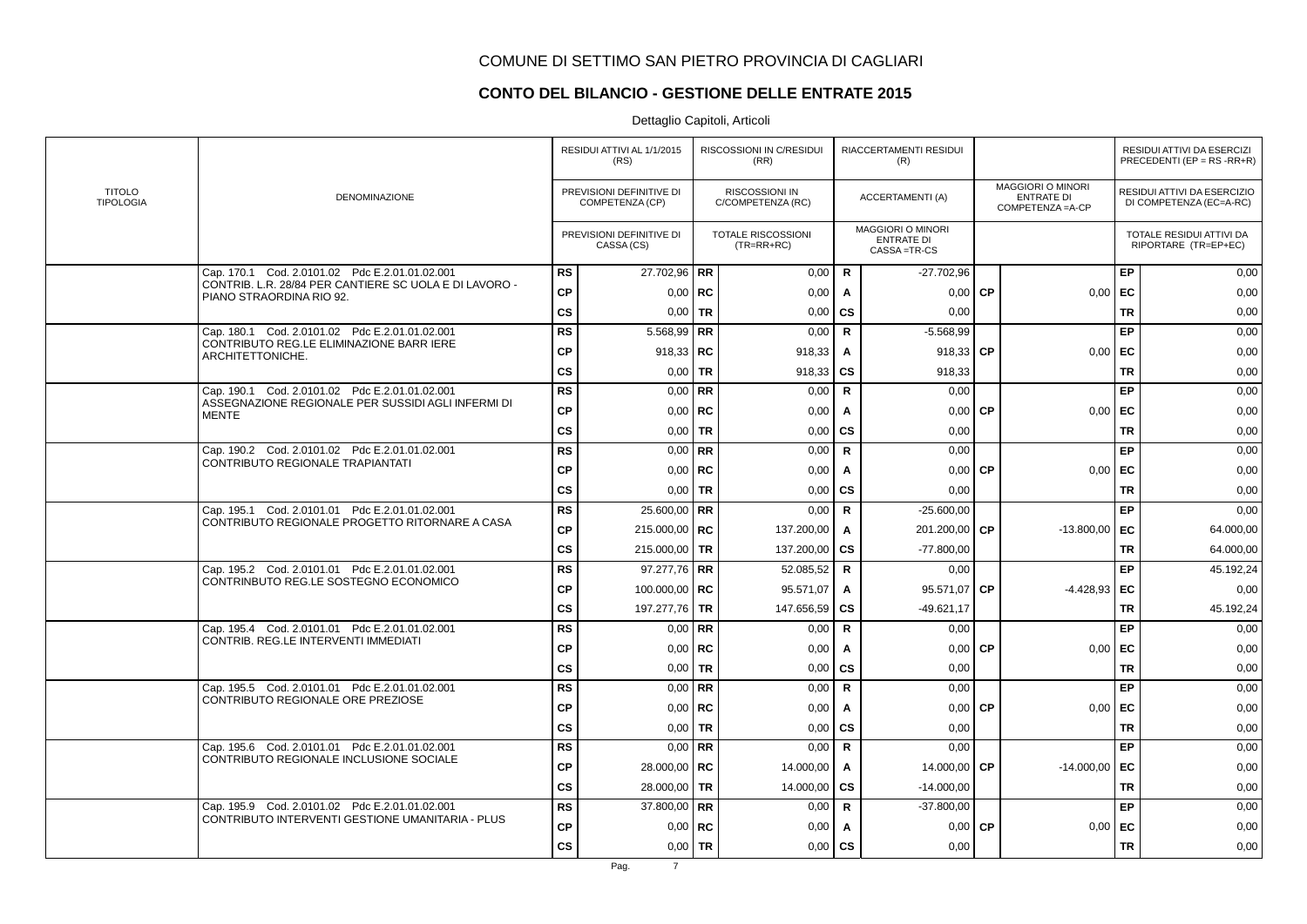# COMUNE DI SETTIMO SAN PIETRO PROVINCIA DI CAGLIARI

## CONTO DEL BILANCIO - GESTIONE DELLE ENTRATE 2015

Dettaglio Capitoli, Articoli

| TITOLO TIPOLOGIA | DENOMINAZIONE | | RESIDUI ATTIVI AL 1/1/2015 (RS) / PREVISIONI DEFINITIVE DI COMPETENZA (CP) / PREVISIONI DEFINITIVE DI CASSA (CS) | | RISCOSSIONI IN C/RESIDUI (RR) / RISCOSSIONI IN C/COMPETENZA (RC) / TOTALE RISCOSSIONI (TR=RR+RC) | | RIACCERTAMENTI RESIDUI (R) / ACCERTAMENTI (A) / MAGGIORI O MINORI ENTRATE DI CASSA =TR-CS | | MAGGIORI O MINORI ENTRATE DI COMPETENZA =A-CP | | RESIDUI ATTIVI DA ESERCIZI PRECEDENTI (EP = RS -RR+R) / RESIDUI ATTIVI DA ESERCIZIO DI COMPETENZA (EC=A-RC) / TOTALE RESIDUI ATTIVI DA RIPORTARE (TR=EP+EC) |
|---|---|---|---|---|---|---|---|---|---|---|---|
| | Cap. 170.1 Cod. 2.0101.02 Pdc E.2.01.01.02.001 CONTRIB. L.R. 28/84 PER CANTIERE SC UOLA E DI LAVORO - PIANO STRAORDINA RIO 92. | RS | 27.702,96 | RR | 0,00 | R | -27.702,96 | | | EP | 0,00 |
| | | CP | 0,00 | RC | 0,00 | A | 0,00 | CP | 0,00 | EC | 0,00 |
| | | CS | 0,00 | TR | 0,00 | CS | 0,00 | | | TR | 0,00 |
| | Cap. 180.1 Cod. 2.0101.02 Pdc E.2.01.01.02.001 CONTRIBUTO REG.LE ELIMINAZIONE BARR IERE ARCHITETTONICHE. | RS | 5.568,99 | RR | 0,00 | R | -5.568,99 | | | EP | 0,00 |
| | | CP | 918,33 | RC | 918,33 | A | 918,33 | CP | 0,00 | EC | 0,00 |
| | | CS | 0,00 | TR | 918,33 | CS | 918,33 | | | TR | 0,00 |
| | Cap. 190.1 Cod. 2.0101.02 Pdc E.2.01.01.02.001 ASSEGNAZIONE REGIONALE PER SUSSIDI AGLI INFERMI DI MENTE | RS | 0,00 | RR | 0,00 | R | 0,00 | | | EP | 0,00 |
| | | CP | 0,00 | RC | 0,00 | A | 0,00 | CP | 0,00 | EC | 0,00 |
| | | CS | 0,00 | TR | 0,00 | CS | 0,00 | | | TR | 0,00 |
| | Cap. 190.2 Cod. 2.0101.02 Pdc E.2.01.01.02.001 CONTRIBUTO REGIONALE TRAPIANTATI | RS | 0,00 | RR | 0,00 | R | 0,00 | | | EP | 0,00 |
| | | CP | 0,00 | RC | 0,00 | A | 0,00 | CP | 0,00 | EC | 0,00 |
| | | CS | 0,00 | TR | 0,00 | CS | 0,00 | | | TR | 0,00 |
| | Cap. 195.1 Cod. 2.0101.01 Pdc E.2.01.01.02.001 CONTRIBUTO REGIONALE PROGETTO RITORNARE A CASA | RS | 25.600,00 | RR | 0,00 | R | -25.600,00 | | | EP | 0,00 |
| | | CP | 215.000,00 | RC | 137.200,00 | A | 201.200,00 | CP | -13.800,00 | EC | 64.000,00 |
| | | CS | 215.000,00 | TR | 137.200,00 | CS | -77.800,00 | | | TR | 64.000,00 |
| | Cap. 195.2 Cod. 2.0101.01 Pdc E.2.01.01.02.001 CONTRINBUTO REG.LE SOSTEGNO ECONOMICO | RS | 97.277,76 | RR | 52.085,52 | R | 0,00 | | | EP | 45.192,24 |
| | | CP | 100.000,00 | RC | 95.571,07 | A | 95.571,07 | CP | -4.428,93 | EC | 0,00 |
| | | CS | 197.277,76 | TR | 147.656,59 | CS | -49.621,17 | | | TR | 45.192,24 |
| | Cap. 195.4 Cod. 2.0101.01 Pdc E.2.01.01.02.001 CONTRIB. REG.LE INTERVENTI IMMEDIATI | RS | 0,00 | RR | 0,00 | R | 0,00 | | | EP | 0,00 |
| | | CP | 0,00 | RC | 0,00 | A | 0,00 | CP | 0,00 | EC | 0,00 |
| | | CS | 0,00 | TR | 0,00 | CS | 0,00 | | | TR | 0,00 |
| | Cap. 195.5 Cod. 2.0101.01 Pdc E.2.01.01.02.001 CONTRIBUTO REGIONALE ORE PREZIOSE | RS | 0,00 | RR | 0,00 | R | 0,00 | | | EP | 0,00 |
| | | CP | 0,00 | RC | 0,00 | A | 0,00 | CP | 0,00 | EC | 0,00 |
| | | CS | 0,00 | TR | 0,00 | CS | 0,00 | | | TR | 0,00 |
| | Cap. 195.6 Cod. 2.0101.01 Pdc E.2.01.01.02.001 CONTRIBUTO REGIONALE INCLUSIONE SOCIALE | RS | 0,00 | RR | 0,00 | R | 0,00 | | | EP | 0,00 |
| | | CP | 28.000,00 | RC | 14.000,00 | A | 14.000,00 | CP | -14.000,00 | EC | 0,00 |
| | | CS | 28.000,00 | TR | 14.000,00 | CS | -14.000,00 | | | TR | 0,00 |
| | Cap. 195.9 Cod. 2.0101.02 Pdc E.2.01.01.02.001 CONTRIBUTO INTERVENTI GESTIONE UMANITARIA - PLUS | RS | 37.800,00 | RR | 0,00 | R | -37.800,00 | | | EP | 0,00 |
| | | CP | 0,00 | RC | 0,00 | A | 0,00 | CP | 0,00 | EC | 0,00 |
| | | CS | 0,00 | TR | 0,00 | CS | 0,00 | | | TR | 0,00 |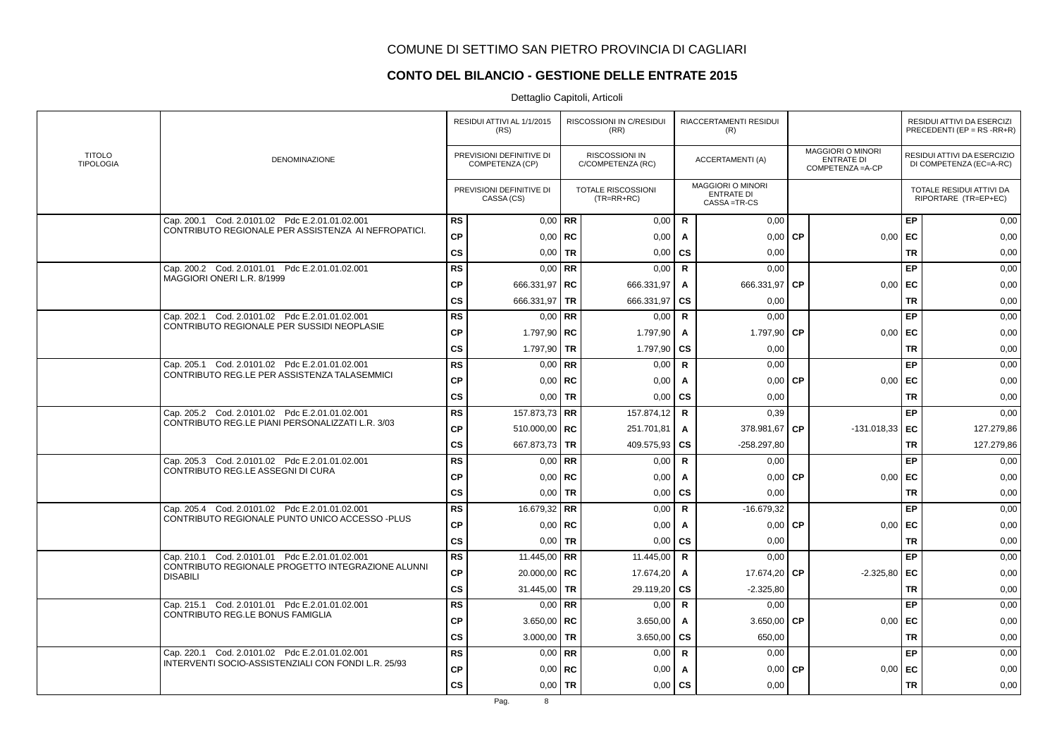COMUNE DI SETTIMO SAN PIETRO PROVINCIA DI CAGLIARI

## CONTO DEL BILANCIO - GESTIONE DELLE ENTRATE 2015

Dettaglio Capitoli, Articoli

| TITOLO TIPOLOGIA | DENOMINAZIONE | | RESIDUI ATTIVI AL 1/1/2015 (RS) / PREVISIONI DEFINITIVE DI COMPETENZA (CP) / PREVISIONI DEFINITIVE DI CASSA (CS) | | RISCOSSIONI IN C/RESIDUI (RR) / RISCOSSIONI IN C/COMPETENZA (RC) / TOTALE RISCOSSIONI (TR=RR+RC) | | RIACCERTAMENTI RESIDUI (R) / ACCERTAMENTI (A) / MAGGIORI O MINORI ENTRATE DI CASSA =TR-CS | | MAGGIORI O MINORI ENTRATE DI COMPETENZA =A-CP | | RESIDUI ATTIVI DA ESERCIZI PRECEDENTI (EP = RS -RR+R) / RESIDUI ATTIVI DA ESERCIZIO DI COMPETENZA (EC=A-RC) / TOTALE RESIDUI ATTIVI DA RIPORTARE (TR=EP+EC) |
|---|---|---|---|---|---|---|---|---|---|---|---|
| | Cap. 200.1 Cod. 2.0101.02 Pdc E.2.01.01.02.001 CONTRIBUTO REGIONALE PER ASSISTENZA AI NEFROPATICI. | RS | 0,00 | RR | 0,00 | R | 0,00 | | | EP | 0,00 |
| | | CP | 0,00 | RC | 0,00 | A | 0,00 | CP | 0,00 | EC | 0,00 |
| | | CS | 0,00 | TR | 0,00 | CS | 0,00 | | | TR | 0,00 |
| | Cap. 200.2 Cod. 2.0101.01 Pdc E.2.01.01.02.001 MAGGIORI ONERI L.R. 8/1999 | RS | 0,00 | RR | 0,00 | R | 0,00 | | | EP | 0,00 |
| | | CP | 666.331,97 | RC | 666.331,97 | A | 666.331,97 | CP | 0,00 | EC | 0,00 |
| | | CS | 666.331,97 | TR | 666.331,97 | CS | 0,00 | | | TR | 0,00 |
| | Cap. 202.1 Cod. 2.0101.02 Pdc E.2.01.01.02.001 CONTRIBUTO REGIONALE PER SUSSIDI NEOPLASIE | RS | 0,00 | RR | 0,00 | R | 0,00 | | | EP | 0,00 |
| | | CP | 1.797,90 | RC | 1.797,90 | A | 1.797,90 | CP | 0,00 | EC | 0,00 |
| | | CS | 1.797,90 | TR | 1.797,90 | CS | 0,00 | | | TR | 0,00 |
| | Cap. 205.1 Cod. 2.0101.02 Pdc E.2.01.01.02.001 CONTRIBUTO REG.LE PER ASSISTENZA TALASEMMICI | RS | 0,00 | RR | 0,00 | R | 0,00 | | | EP | 0,00 |
| | | CP | 0,00 | RC | 0,00 | A | 0,00 | CP | 0,00 | EC | 0,00 |
| | | CS | 0,00 | TR | 0,00 | CS | 0,00 | | | TR | 0,00 |
| | Cap. 205.2 Cod. 2.0101.02 Pdc E.2.01.01.02.001 CONTRIBUTO REG.LE PIANI PERSONALIZZATI L.R. 3/03 | RS | 157.873,73 | RR | 157.874,12 | R | 0,39 | | | EP | 0,00 |
| | | CP | 510.000,00 | RC | 251.701,81 | A | 378.981,67 | CP | -131.018,33 | EC | 127.279,86 |
| | | CS | 667.873,73 | TR | 409.575,93 | CS | -258.297,80 | | | TR | 127.279,86 |
| | Cap. 205.3 Cod. 2.0101.02 Pdc E.2.01.01.02.001 CONTRIBUTO REG.LE ASSEGNI DI CURA | RS | 0,00 | RR | 0,00 | R | 0,00 | | | EP | 0,00 |
| | | CP | 0,00 | RC | 0,00 | A | 0,00 | CP | 0,00 | EC | 0,00 |
| | | CS | 0,00 | TR | 0,00 | CS | 0,00 | | | TR | 0,00 |
| | Cap. 205.4 Cod. 2.0101.02 Pdc E.2.01.01.02.001 CONTRIBUTO REGIONALE PUNTO UNICO ACCESSO -PLUS | RS | 16.679,32 | RR | 0,00 | R | -16.679,32 | | | EP | 0,00 |
| | | CP | 0,00 | RC | 0,00 | A | 0,00 | CP | 0,00 | EC | 0,00 |
| | | CS | 0,00 | TR | 0,00 | CS | 0,00 | | | TR | 0,00 |
| | Cap. 210.1 Cod. 2.0101.01 Pdc E.2.01.01.02.001 CONTRIBUTO REGIONALE PROGETTO INTEGRAZIONE ALUNNI DISABILI | RS | 11.445,00 | RR | 11.445,00 | R | 0,00 | | | EP | 0,00 |
| | | CP | 20.000,00 | RC | 17.674,20 | A | 17.674,20 | CP | -2.325,80 | EC | 0,00 |
| | | CS | 31.445,00 | TR | 29.119,20 | CS | -2.325,80 | | | TR | 0,00 |
| | Cap. 215.1 Cod. 2.0101.01 Pdc E.2.01.01.02.001 CONTRIBUTO REG.LE BONUS FAMIGLIA | RS | 0,00 | RR | 0,00 | R | 0,00 | | | EP | 0,00 |
| | | CP | 3.650,00 | RC | 3.650,00 | A | 3.650,00 | CP | 0,00 | EC | 0,00 |
| | | CS | 3.000,00 | TR | 3.650,00 | CS | 650,00 | | | TR | 0,00 |
| | Cap. 220.1 Cod. 2.0101.02 Pdc E.2.01.01.02.001 INTERVENTI SOCIO-ASSISTENZIALI CON FONDI L.R. 25/93 | RS | 0,00 | RR | 0,00 | R | 0,00 | | | EP | 0,00 |
| | | CP | 0,00 | RC | 0,00 | A | 0,00 | CP | 0,00 | EC | 0,00 |
| | | CS | 0,00 | TR | 0,00 | CS | 0,00 | | | TR | 0,00 |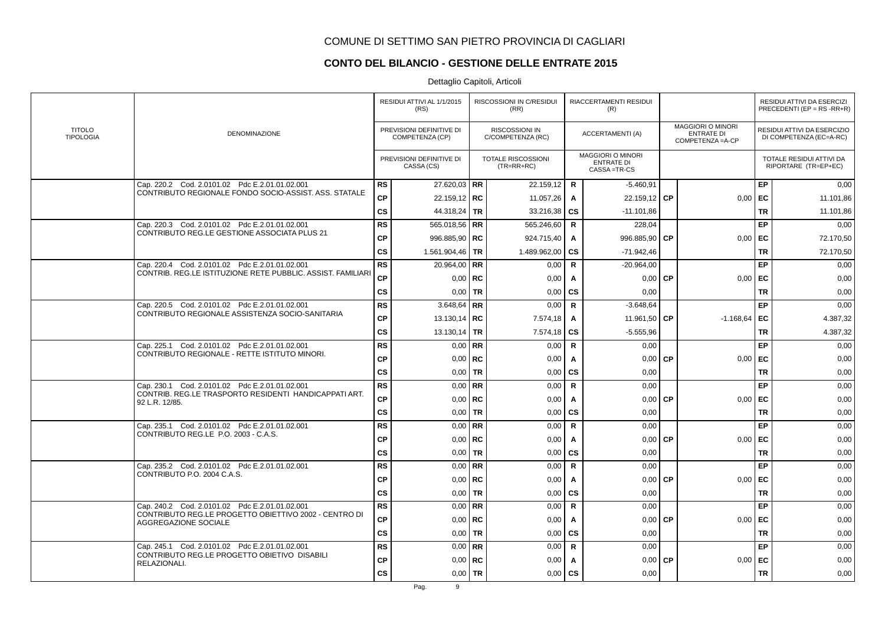# COMUNE DI SETTIMO SAN PIETRO PROVINCIA DI CAGLIARI

## CONTO DEL BILANCIO - GESTIONE DELLE ENTRATE 2015

Dettaglio Capitoli, Articoli

| TITOLO TIPOLOGIA | DENOMINAZIONE | | RESIDUI ATTIVI AL 1/1/2015 (RS) / PREVISIONI DEFINITIVE DI COMPETENZA (CP) / PREVISIONI DEFINITIVE DI CASSA (CS) | | RISCOSSIONI IN C/RESIDUI (RR) / RISCOSSIONI IN C/COMPETENZA (RC) / TOTALE RISCOSSIONI (TR=RR+RC) | | RIACCERTAMENTI RESIDUI (R) / ACCERTAMENTI (A) / MAGGIORI O MINORI ENTRATE DI CASSA =TR-CS | | MAGGIORI O MINORI ENTRATE DI COMPETENZA =A-CP | | RESIDUI ATTIVI DA ESERCIZI PRECEDENTI (EP = RS -RR+R) / RESIDUI ATTIVI DA ESERCIZIO DI COMPETENZA (EC=A-RC) / TOTALE RESIDUI ATTIVI DA RIPORTARE (TR=EP+EC) |
|---|---|---|---|---|---|---|---|---|---|---|---|
| | Cap. 220.2 Cod. 2.0101.02 Pdc E.2.01.01.02.001 CONTRIBUTO REGIONALE FONDO SOCIO-ASSIST. ASS. STATALE | RS | 27.620,03 | RR | 22.159,12 | R | -5.460,91 | | | EP | 0,00 |
| | | CP | 22.159,12 | RC | 11.057,26 | A | 22.159,12 | CP | 0,00 | EC | 11.101,86 |
| | | CS | 44.318,24 | TR | 33.216,38 | CS | -11.101,86 | | | TR | 11.101,86 |
| | Cap. 220.3 Cod. 2.0101.02 Pdc E.2.01.01.02.001 CONTRIBUTO REG.LE GESTIONE ASSOCIATA PLUS 21 | RS | 565.018,56 | RR | 565.246,60 | R | 228,04 | | | EP | 0,00 |
| | | CP | 996.885,90 | RC | 924.715,40 | A | 996.885,90 | CP | 0,00 | EC | 72.170,50 |
| | | CS | 1.561.904,46 | TR | 1.489.962,00 | CS | -71.942,46 | | | TR | 72.170,50 |
| | Cap. 220.4 Cod. 2.0101.02 Pdc E.2.01.01.02.001 CONTRIB. REG.LE ISTITUZIONE RETE PUBBLIC. ASSIST. FAMILIARI | RS | 20.964,00 | RR | 0,00 | R | -20.964,00 | | | EP | 0,00 |
| | | CP | 0,00 | RC | 0,00 | A | 0,00 | CP | 0,00 | EC | 0,00 |
| | | CS | 0,00 | TR | 0,00 | CS | 0,00 | | | TR | 0,00 |
| | Cap. 220.5 Cod. 2.0101.02 Pdc E.2.01.01.02.001 CONTRIBUTO REGIONALE ASSISTENZA SOCIO-SANITARIA | RS | 3.648,64 | RR | 0,00 | R | -3.648,64 | | | EP | 0,00 |
| | | CP | 13.130,14 | RC | 7.574,18 | A | 11.961,50 | CP | -1.168,64 | EC | 4.387,32 |
| | | CS | 13.130,14 | TR | 7.574,18 | CS | -5.555,96 | | | TR | 4.387,32 |
| | Cap. 225.1 Cod. 2.0101.02 Pdc E.2.01.01.02.001 CONTRIBUTO REGIONALE - RETTE ISTITUTO MINORI. | RS | 0,00 | RR | 0,00 | R | 0,00 | | | EP | 0,00 |
| | | CP | 0,00 | RC | 0,00 | A | 0,00 | CP | 0,00 | EC | 0,00 |
| | | CS | 0,00 | TR | 0,00 | CS | 0,00 | | | TR | 0,00 |
| | Cap. 230.1 Cod. 2.0101.02 Pdc E.2.01.01.02.001 CONTRIB. REG.LE TRASPORTO RESIDENTI HANDICAPPATI ART. 92 L.R. 12/85. | RS | 0,00 | RR | 0,00 | R | 0,00 | | | EP | 0,00 |
| | | CP | 0,00 | RC | 0,00 | A | 0,00 | CP | 0,00 | EC | 0,00 |
| | | CS | 0,00 | TR | 0,00 | CS | 0,00 | | | TR | 0,00 |
| | Cap. 235.1 Cod. 2.0101.02 Pdc E.2.01.01.02.001 CONTRIBUTO REG.LE P.O. 2003 - C.A.S. | RS | 0,00 | RR | 0,00 | R | 0,00 | | | EP | 0,00 |
| | | CP | 0,00 | RC | 0,00 | A | 0,00 | CP | 0,00 | EC | 0,00 |
| | | CS | 0,00 | TR | 0,00 | CS | 0,00 | | | TR | 0,00 |
| | Cap. 235.2 Cod. 2.0101.02 Pdc E.2.01.01.02.001 CONTRIBUTO P.O. 2004 C.A.S. | RS | 0,00 | RR | 0,00 | R | 0,00 | | | EP | 0,00 |
| | | CP | 0,00 | RC | 0,00 | A | 0,00 | CP | 0,00 | EC | 0,00 |
| | | CS | 0,00 | TR | 0,00 | CS | 0,00 | | | TR | 0,00 |
| | Cap. 240.2 Cod. 2.0101.02 Pdc E.2.01.01.02.001 CONTRIBUTO REG.LE PROGETTO OBIETTIVO 2002 - CENTRO DI AGGREGAZIONE SOCIALE | RS | 0,00 | RR | 0,00 | R | 0,00 | | | EP | 0,00 |
| | | CP | 0,00 | RC | 0,00 | A | 0,00 | CP | 0,00 | EC | 0,00 |
| | | CS | 0,00 | TR | 0,00 | CS | 0,00 | | | TR | 0,00 |
| | Cap. 245.1 Cod. 2.0101.02 Pdc E.2.01.01.02.001 CONTRIBUTO REG.LE PROGETTO OBIETIVO DISABILI RELAZIONALI. | RS | 0,00 | RR | 0,00 | R | 0,00 | | | EP | 0,00 |
| | | CP | 0,00 | RC | 0,00 | A | 0,00 | CP | 0,00 | EC | 0,00 |
| | | CS | 0,00 | TR | 0,00 | CS | 0,00 | | | TR | 0,00 |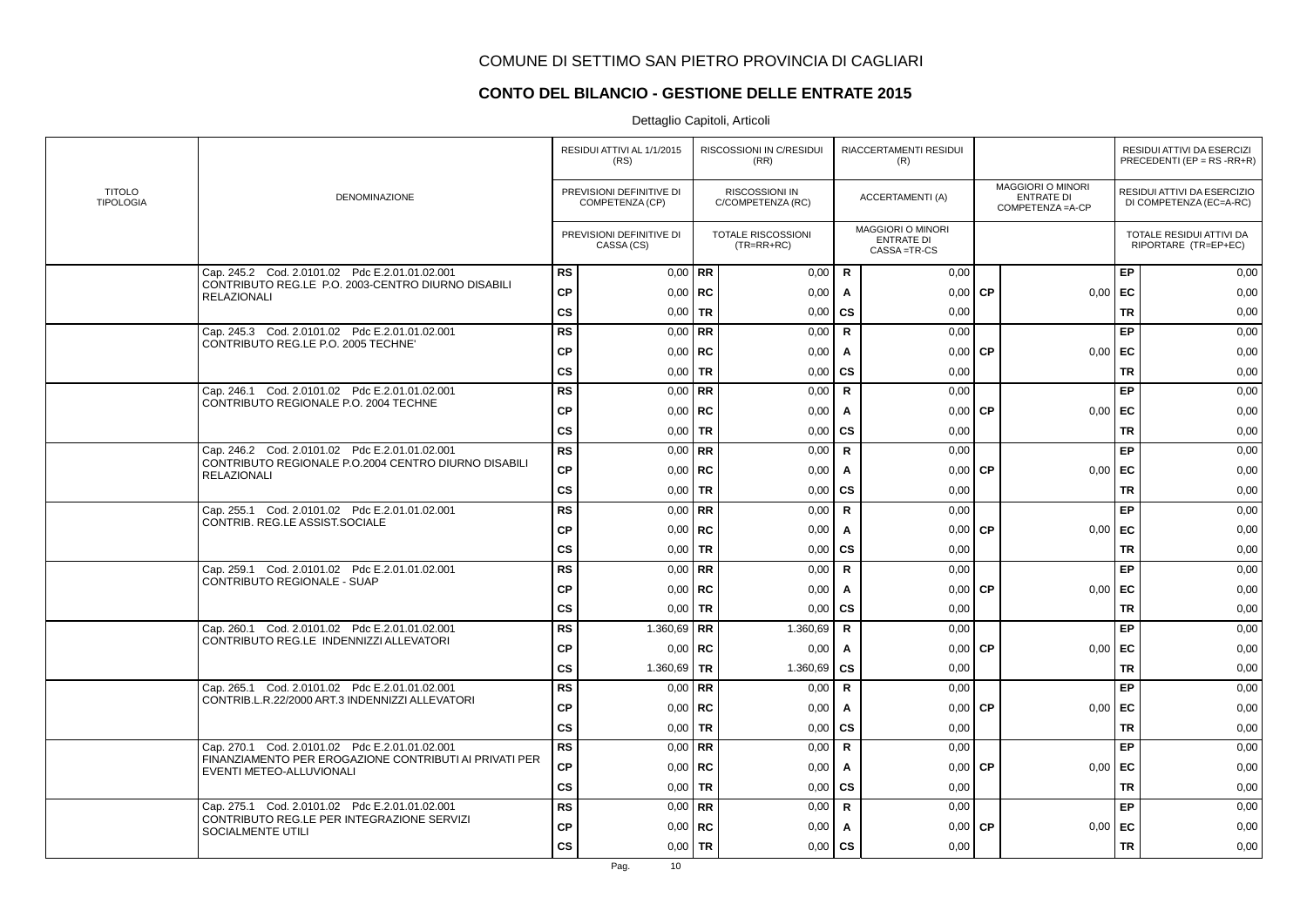# COMUNE DI SETTIMO SAN PIETRO PROVINCIA DI CAGLIARI

## CONTO DEL BILANCIO - GESTIONE DELLE ENTRATE 2015

Dettaglio Capitoli, Articoli

| TITOLO TIPOLOGIA | DENOMINAZIONE | | RESIDUI ATTIVI AL 1/1/2015 (RS) / PREVISIONI DEFINITIVE DI COMPETENZA (CP) / PREVISIONI DEFINITIVE DI CASSA (CS) | | RISCOSSIONI IN C/RESIDUI (RR) / RISCOSSIONI IN C/COMPETENZA (RC) / TOTALE RISCOSSIONI (TR=RR+RC) | | RIACCERTAMENTI RESIDUI (R) / ACCERTAMENTI (A) / MAGGIORI O MINORI ENTRATE DI CASSA =TR-CS | | MAGGIORI O MINORI ENTRATE DI COMPETENZA =A-CP | | RESIDUI ATTIVI DA ESERCIZI PRECEDENTI (EP = RS -RR+R) / RESIDUI ATTIVI DA ESERCIZIO DI COMPETENZA (EC=A-RC) / TOTALE RESIDUI ATTIVI DA RIPORTARE (TR=EP+EC) |
|---|---|---|---|---|---|---|---|---|---|---|---|
| | Cap. 245.2 Cod. 2.0101.02 Pdc E.2.01.01.02.001 CONTRIBUTO REG.LE P.O. 2003-CENTRO DIURNO DISABILI RELAZIONALI | RS | 0,00 | RR | 0,00 | R | 0,00 | | | EP | 0,00 |
| | | CP | 0,00 | RC | 0,00 | A | 0,00 | CP | 0,00 | EC | 0,00 |
| | | CS | 0,00 | TR | 0,00 | CS | 0,00 | | | TR | 0,00 |
| | Cap. 245.3 Cod. 2.0101.02 Pdc E.2.01.01.02.001 CONTRIBUTO REG.LE P.O. 2005 TECHNE' | RS | 0,00 | RR | 0,00 | R | 0,00 | | | EP | 0,00 |
| | | CP | 0,00 | RC | 0,00 | A | 0,00 | CP | 0,00 | EC | 0,00 |
| | | CS | 0,00 | TR | 0,00 | CS | 0,00 | | | TR | 0,00 |
| | Cap. 246.1 Cod. 2.0101.02 Pdc E.2.01.01.02.001 CONTRIBUTO REGIONALE P.O. 2004 TECHNE | RS | 0,00 | RR | 0,00 | R | 0,00 | | | EP | 0,00 |
| | | CP | 0,00 | RC | 0,00 | A | 0,00 | CP | 0,00 | EC | 0,00 |
| | | CS | 0,00 | TR | 0,00 | CS | 0,00 | | | TR | 0,00 |
| | Cap. 246.2 Cod. 2.0101.02 Pdc E.2.01.01.02.001 CONTRIBUTO REGIONALE P.O.2004 CENTRO DIURNO DISABILI RELAZIONALI | RS | 0,00 | RR | 0,00 | R | 0,00 | | | EP | 0,00 |
| | | CP | 0,00 | RC | 0,00 | A | 0,00 | CP | 0,00 | EC | 0,00 |
| | | CS | 0,00 | TR | 0,00 | CS | 0,00 | | | TR | 0,00 |
| | Cap. 255.1 Cod. 2.0101.02 Pdc E.2.01.01.02.001 CONTRIB. REG.LE ASSIST.SOCIALE | RS | 0,00 | RR | 0,00 | R | 0,00 | | | EP | 0,00 |
| | | CP | 0,00 | RC | 0,00 | A | 0,00 | CP | 0,00 | EC | 0,00 |
| | | CS | 0,00 | TR | 0,00 | CS | 0,00 | | | TR | 0,00 |
| | Cap. 259.1 Cod. 2.0101.02 Pdc E.2.01.01.02.001 CONTRIBUTO REGIONALE - SUAP | RS | 0,00 | RR | 0,00 | R | 0,00 | | | EP | 0,00 |
| | | CP | 0,00 | RC | 0,00 | A | 0,00 | CP | 0,00 | EC | 0,00 |
| | | CS | 0,00 | TR | 0,00 | CS | 0,00 | | | TR | 0,00 |
| | Cap. 260.1 Cod. 2.0101.02 Pdc E.2.01.01.02.001 CONTRIBUTO REG.LE INDENNIZZI ALLEVATORI | RS | 1.360,69 | RR | 1.360,69 | R | 0,00 | | | EP | 0,00 |
| | | CP | 0,00 | RC | 0,00 | A | 0,00 | CP | 0,00 | EC | 0,00 |
| | | CS | 1.360,69 | TR | 1.360,69 | CS | 0,00 | | | TR | 0,00 |
| | Cap. 265.1 Cod. 2.0101.02 Pdc E.2.01.01.02.001 CONTRIB.L.R.22/2000 ART.3 INDENNIZZI ALLEVATORI | RS | 0,00 | RR | 0,00 | R | 0,00 | | | EP | 0,00 |
| | | CP | 0,00 | RC | 0,00 | A | 0,00 | CP | 0,00 | EC | 0,00 |
| | | CS | 0,00 | TR | 0,00 | CS | 0,00 | | | TR | 0,00 |
| | Cap. 270.1 Cod. 2.0101.02 Pdc E.2.01.01.02.001 FINANZIAMENTO PER EROGAZIONE CONTRIBUTI AI PRIVATI PER EVENTI METEO-ALLUVIONALI | RS | 0,00 | RR | 0,00 | R | 0,00 | | | EP | 0,00 |
| | | CP | 0,00 | RC | 0,00 | A | 0,00 | CP | 0,00 | EC | 0,00 |
| | | CS | 0,00 | TR | 0,00 | CS | 0,00 | | | TR | 0,00 |
| | Cap. 275.1 Cod. 2.0101.02 Pdc E.2.01.01.02.001 CONTRIBUTO REG.LE PER INTEGRAZIONE SERVIZI SOCIALMENTE UTILI | RS | 0,00 | RR | 0,00 | R | 0,00 | | | EP | 0,00 |
| | | CP | 0,00 | RC | 0,00 | A | 0,00 | CP | 0,00 | EC | 0,00 |
| | | CS | 0,00 | TR | 0,00 | CS | 0,00 | | | TR | 0,00 |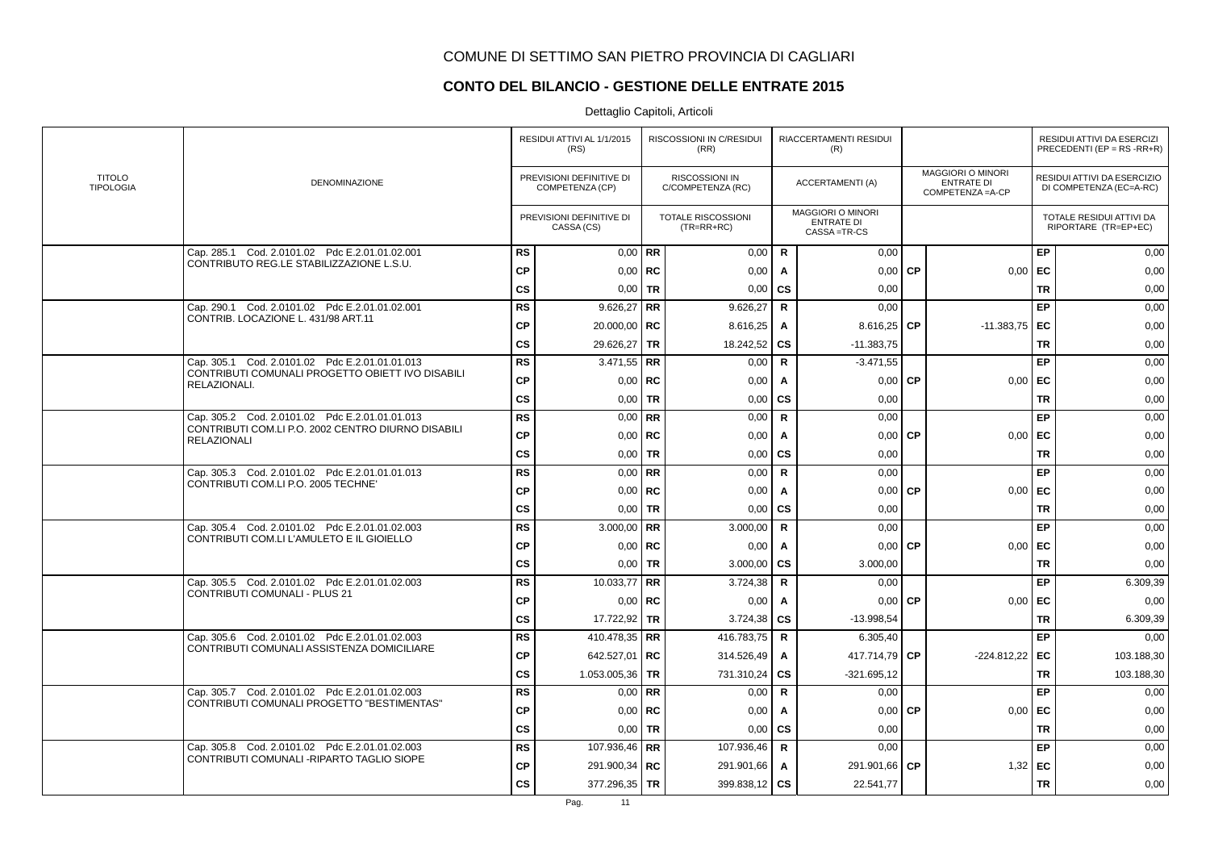COMUNE DI SETTIMO SAN PIETRO PROVINCIA DI CAGLIARI

## CONTO DEL BILANCIO - GESTIONE DELLE ENTRATE 2015

Dettaglio Capitoli, Articoli

| TITOLO TIPOLOGIA | DENOMINAZIONE | | RESIDUI ATTIVI AL 1/1/2015 (RS) / PREVISIONI DEFINITIVE DI COMPETENZA (CP) / PREVISIONI DEFINITIVE DI CASSA (CS) | | RISCOSSIONI IN C/RESIDUI (RR) / RISCOSSIONI IN C/COMPETENZA (RC) / TOTALE RISCOSSIONI (TR=RR+RC) | | RIACCERTAMENTI RESIDUI (R) / ACCERTAMENTI (A) / MAGGIORI O MINORI ENTRATE DI CASSA =TR-CS | | MAGGIORI O MINORI ENTRATE DI COMPETENZA =A-CP | | RESIDUI ATTIVI DA ESERCIZI PRECEDENTI (EP = RS -RR+R) / RESIDUI ATTIVI DA ESERCIZIO DI COMPETENZA (EC=A-RC) / TOTALE RESIDUI ATTIVI DA RIPORTARE (TR=EP+EC) |
|---|---|---|---|---|---|---|---|---|---|---|---|
| | Cap. 285.1 Cod. 2.0101.02 Pdc E.2.01.01.02.001 CONTRIBUTO REG.LE STABILIZZAZIONE L.S.U. | RS | 0,00 | RR | 0,00 | R | 0,00 | | | EP | 0,00 |
| | | CP | 0,00 | RC | 0,00 | A | 0,00 | CP | 0,00 | EC | 0,00 |
| | | CS | 0,00 | TR | 0,00 | CS | 0,00 | | | TR | 0,00 |
| | Cap. 290.1 Cod. 2.0101.02 Pdc E.2.01.01.02.001 CONTRIB. LOCAZIONE L. 431/98 ART.11 | RS | 9.626,27 | RR | 9.626,27 | R | 0,00 | | | EP | 0,00 |
| | | CP | 20.000,00 | RC | 8.616,25 | A | 8.616,25 | CP | -11.383,75 | EC | 0,00 |
| | | CS | 29.626,27 | TR | 18.242,52 | CS | -11.383,75 | | | TR | 0,00 |
| | Cap. 305.1 Cod. 2.0101.02 Pdc E.2.01.01.01.013 CONTRIBUTI COMUNALI PROGETTO OBIETT IVO DISABILI RELAZIONALI. | RS | 3.471,55 | RR | 0,00 | R | -3.471,55 | | | EP | 0,00 |
| | | CP | 0,00 | RC | 0,00 | A | 0,00 | CP | 0,00 | EC | 0,00 |
| | | CS | 0,00 | TR | 0,00 | CS | 0,00 | | | TR | 0,00 |
| | Cap. 305.2 Cod. 2.0101.02 Pdc E.2.01.01.01.013 CONTRIBUTI COM.LI P.O. 2002 CENTRO DIURNO DISABILI RELAZIONALI | RS | 0,00 | RR | 0,00 | R | 0,00 | | | EP | 0,00 |
| | | CP | 0,00 | RC | 0,00 | A | 0,00 | CP | 0,00 | EC | 0,00 |
| | | CS | 0,00 | TR | 0,00 | CS | 0,00 | | | TR | 0,00 |
| | Cap. 305.3 Cod. 2.0101.02 Pdc E.2.01.01.01.013 CONTRIBUTI COM.LI P.O. 2005 TECHNE' | RS | 0,00 | RR | 0,00 | R | 0,00 | | | EP | 0,00 |
| | | CP | 0,00 | RC | 0,00 | A | 0,00 | CP | 0,00 | EC | 0,00 |
| | | CS | 0,00 | TR | 0,00 | CS | 0,00 | | | TR | 0,00 |
| | Cap. 305.4 Cod. 2.0101.02 Pdc E.2.01.01.02.003 CONTRIBUTI COM.LI L'AMULETO E IL GIOIELLO | RS | 3.000,00 | RR | 3.000,00 | R | 0,00 | | | EP | 0,00 |
| | | CP | 0,00 | RC | 0,00 | A | 0,00 | CP | 0,00 | EC | 0,00 |
| | | CS | 0,00 | TR | 3.000,00 | CS | 3.000,00 | | | TR | 0,00 |
| | Cap. 305.5 Cod. 2.0101.02 Pdc E.2.01.01.02.003 CONTRIBUTI COMUNALI - PLUS 21 | RS | 10.033,77 | RR | 3.724,38 | R | 0,00 | | | EP | 6.309,39 |
| | | CP | 0,00 | RC | 0,00 | A | 0,00 | CP | 0,00 | EC | 0,00 |
| | | CS | 17.722,92 | TR | 3.724,38 | CS | -13.998,54 | | | TR | 6.309,39 |
| | Cap. 305.6 Cod. 2.0101.02 Pdc E.2.01.01.02.003 CONTRIBUTI COMUNALI ASSISTENZA DOMICILIARE | RS | 410.478,35 | RR | 416.783,75 | R | 6.305,40 | | | EP | 0,00 |
| | | CP | 642.527,01 | RC | 314.526,49 | A | 417.714,79 | CP | -224.812,22 | EC | 103.188,30 |
| | | CS | 1.053.005,36 | TR | 731.310,24 | CS | -321.695,12 | | | TR | 103.188,30 |
| | Cap. 305.7 Cod. 2.0101.02 Pdc E.2.01.01.02.003 CONTRIBUTI COMUNALI PROGETTO "BESTIMENTAS" | RS | 0,00 | RR | 0,00 | R | 0,00 | | | EP | 0,00 |
| | | CP | 0,00 | RC | 0,00 | A | 0,00 | CP | 0,00 | EC | 0,00 |
| | | CS | 0,00 | TR | 0,00 | CS | 0,00 | | | TR | 0,00 |
| | Cap. 305.8 Cod. 2.0101.02 Pdc E.2.01.01.02.003 CONTRIBUTI COMUNALI -RIPARTO TAGLIO SIOPE | RS | 107.936,46 | RR | 107.936,46 | R | 0,00 | | | EP | 0,00 |
| | | CP | 291.900,34 | RC | 291.901,66 | A | 291.901,66 | CP | 1,32 | EC | 0,00 |
| | | CS | 377.296,35 | TR | 399.838,12 | CS | 22.541,77 | | | TR | 0,00 |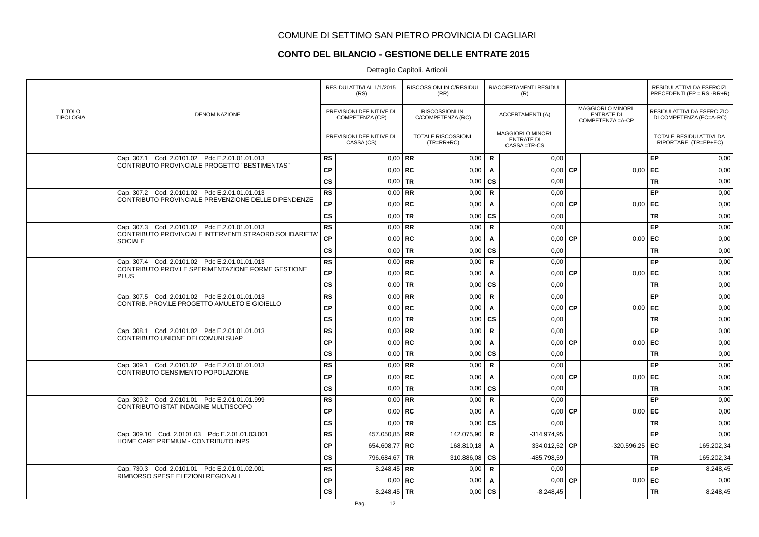COMUNE DI SETTIMO SAN PIETRO PROVINCIA DI CAGLIARI

## CONTO DEL BILANCIO - GESTIONE DELLE ENTRATE 2015

Dettaglio Capitoli, Articoli

| TITOLO TIPOLOGIA | DENOMINAZIONE | | RESIDUI ATTIVI AL 1/1/2015 (RS) / PREVISIONI DEFINITIVE DI COMPETENZA (CP) / PREVISIONI DEFINITIVE DI CASSA (CS) | | RISCOSSIONI IN C/RESIDUI (RR) / RISCOSSIONI IN C/COMPETENZA (RC) / TOTALE RISCOSSIONI (TR=RR+RC) | | RIACCERTAMENTI RESIDUI (R) / ACCERTAMENTI (A) / MAGGIORI O MINORI ENTRATE DI CASSA =TR-CS | | MAGGIORI O MINORI ENTRATE DI COMPETENZA =A-CP | | RESIDUI ATTIVI DA ESERCIZI PRECEDENTI (EP = RS -RR+R) / RESIDUI ATTIVI DA ESERCIZIO DI COMPETENZA (EC=A-RC) / TOTALE RESIDUI ATTIVI DA RIPORTARE (TR=EP+EC) |
|---|---|---|---|---|---|---|---|---|---|---|---|
| | Cap. 307.1 Cod. 2.0101.02 Pdc E.2.01.01.01.013 CONTRIBUTO PROVINCIALE PROGETTO "BESTIMENTAS" | RS | 0,00 | RR | 0,00 | R | 0,00 | | | EP | 0,00 |
| | | CP | 0,00 | RC | 0,00 | A | 0,00 | CP | 0,00 | EC | 0,00 |
| | | CS | 0,00 | TR | 0,00 | CS | 0,00 | | | TR | 0,00 |
| | Cap. 307.2 Cod. 2.0101.02 Pdc E.2.01.01.01.013 CONTRIBUTO PROVINCIALE PREVENZIONE DELLE DIPENDENZE | RS | 0,00 | RR | 0,00 | R | 0,00 | | | EP | 0,00 |
| | | CP | 0,00 | RC | 0,00 | A | 0,00 | CP | 0,00 | EC | 0,00 |
| | | CS | 0,00 | TR | 0,00 | CS | 0,00 | | | TR | 0,00 |
| | Cap. 307.3 Cod. 2.0101.02 Pdc E.2.01.01.01.013 CONTRIBUTO PROVINCIALE INTERVENTI STRAORD.SOLIDARIETA' SOCIALE | RS | 0,00 | RR | 0,00 | R | 0,00 | | | EP | 0,00 |
| | | CP | 0,00 | RC | 0,00 | A | 0,00 | CP | 0,00 | EC | 0,00 |
| | | CS | 0,00 | TR | 0,00 | CS | 0,00 | | | TR | 0,00 |
| | Cap. 307.4 Cod. 2.0101.02 Pdc E.2.01.01.01.013 CONTRIBUTO PROV.LE SPERIMENTAZIONE FORME GESTIONE PLUS | RS | 0,00 | RR | 0,00 | R | 0,00 | | | EP | 0,00 |
| | | CP | 0,00 | RC | 0,00 | A | 0,00 | CP | 0,00 | EC | 0,00 |
| | | CS | 0,00 | TR | 0,00 | CS | 0,00 | | | TR | 0,00 |
| | Cap. 307.5 Cod. 2.0101.02 Pdc E.2.01.01.01.013 CONTRIB. PROV.LE PROGETTO AMULETO E GIOIELLO | RS | 0,00 | RR | 0,00 | R | 0,00 | | | EP | 0,00 |
| | | CP | 0,00 | RC | 0,00 | A | 0,00 | CP | 0,00 | EC | 0,00 |
| | | CS | 0,00 | TR | 0,00 | CS | 0,00 | | | TR | 0,00 |
| | Cap. 308.1 Cod. 2.0101.02 Pdc E.2.01.01.01.013 CONTRIBUTO UNIONE DEI COMUNI SUAP | RS | 0,00 | RR | 0,00 | R | 0,00 | | | EP | 0,00 |
| | | CP | 0,00 | RC | 0,00 | A | 0,00 | CP | 0,00 | EC | 0,00 |
| | | CS | 0,00 | TR | 0,00 | CS | 0,00 | | | TR | 0,00 |
| | Cap. 309.1 Cod. 2.0101.02 Pdc E.2.01.01.01.013 CONTRIBUTO CENSIMENTO POPOLAZIONE | RS | 0,00 | RR | 0,00 | R | 0,00 | | | EP | 0,00 |
| | | CP | 0,00 | RC | 0,00 | A | 0,00 | CP | 0,00 | EC | 0,00 |
| | | CS | 0,00 | TR | 0,00 | CS | 0,00 | | | TR | 0,00 |
| | Cap. 309.2 Cod. 2.0101.01 Pdc E.2.01.01.01.999 CONTRIBUTO ISTAT INDAGINE MULTISCOPO | RS | 0,00 | RR | 0,00 | R | 0,00 | | | EP | 0,00 |
| | | CP | 0,00 | RC | 0,00 | A | 0,00 | CP | 0,00 | EC | 0,00 |
| | | CS | 0,00 | TR | 0,00 | CS | 0,00 | | | TR | 0,00 |
| | Cap. 309.10 Cod. 2.0101.03 Pdc E.2.01.01.03.001 HOME CARE PREMIUM - CONTRIBUTO INPS | RS | 457.050,85 | RR | 142.075,90 | R | -314.974,95 | | | EP | 0,00 |
| | | CP | 654.608,77 | RC | 168.810,18 | A | 334.012,52 | CP | -320.596,25 | EC | 165.202,34 |
| | | CS | 796.684,67 | TR | 310.886,08 | CS | -485.798,59 | | | TR | 165.202,34 |
| | Cap. 730.3 Cod. 2.0101.01 Pdc E.2.01.01.02.001 RIMBORSO SPESE ELEZIONI REGIONALI | RS | 8.248,45 | RR | 0,00 | R | 0,00 | | | EP | 8.248,45 |
| | | CP | 0,00 | RC | 0,00 | A | 0,00 | CP | 0,00 | EC | 0,00 |
| | | CS | 8.248,45 | TR | 0,00 | CS | -8.248,45 | | | TR | 8.248,45 |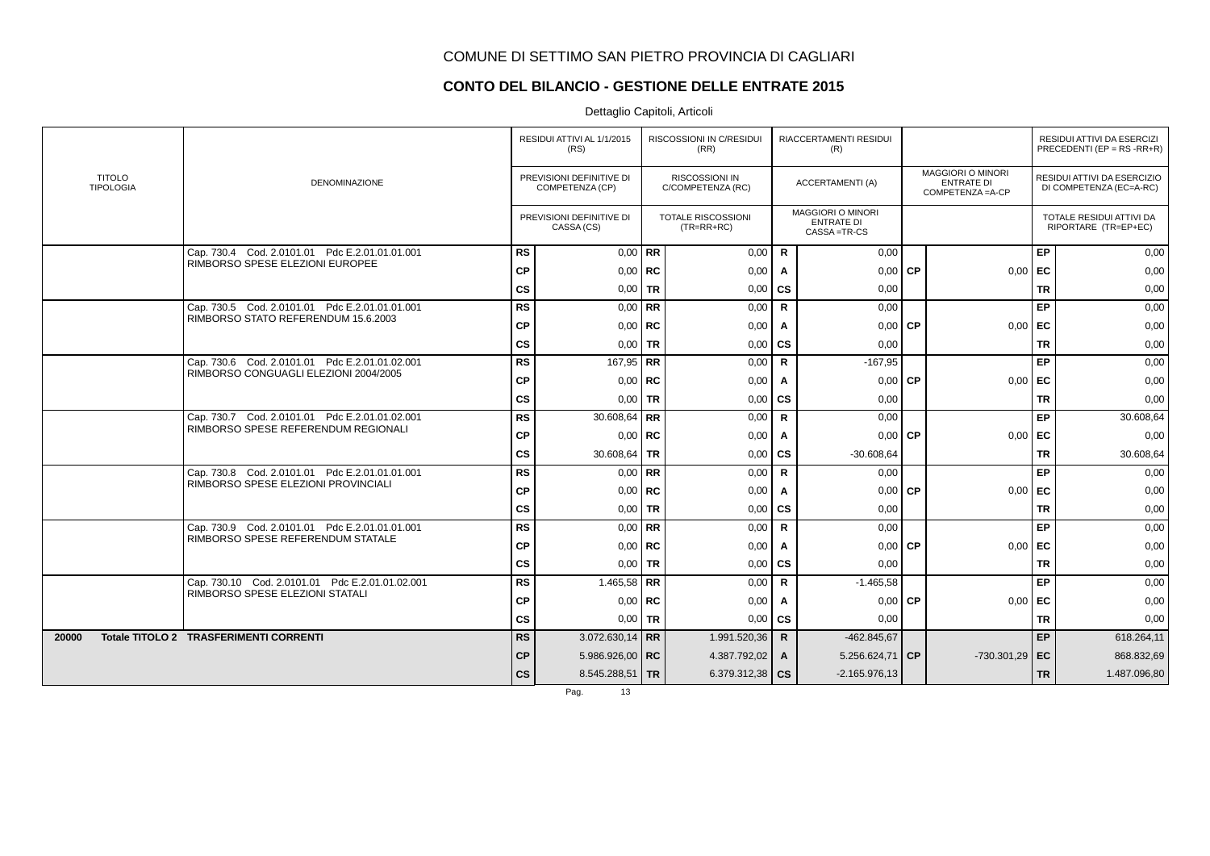# COMUNE DI SETTIMO SAN PIETRO PROVINCIA DI CAGLIARI

## CONTO DEL BILANCIO - GESTIONE DELLE ENTRATE 2015

Dettaglio Capitoli, Articoli

| TITOLO TIPOLOGIA | DENOMINAZIONE | | RESIDUI ATTIVI AL 1/1/2015 (RS) / PREVISIONI DEFINITIVE DI COMPETENZA (CP) / PREVISIONI DEFINITIVE DI CASSA (CS) | | RISCOSSIONI IN C/RESIDUI (RR) / RISCOSSIONI IN C/COMPETENZA (RC) / TOTALE RISCOSSIONI (TR=RR+RC) | | RIACCERTAMENTI RESIDUI (R) / ACCERTAMENTI (A) / MAGGIORI O MINORI ENTRATE DI CASSA =TR-CS | | MAGGIORI O MINORI ENTRATE DI COMPETENZA =A-CP | | RESIDUI ATTIVI DA ESERCIZI PRECEDENTI (EP = RS -RR+R) / RESIDUI ATTIVI DA ESERCIZIO DI COMPETENZA (EC=A-RC) / TOTALE RESIDUI ATTIVI DA RIPORTARE (TR=EP+EC) |
|---|---|---|---|---|---|---|---|---|---|---|---|
| | Cap. 730.4 Cod. 2.0101.01 Pdc E.2.01.01.01.001 RIMBORSO SPESE ELEZIONI EUROPEE | RS | 0,00 | RR | 0,00 | R | 0,00 | | | EP | 0,00 |
| | | CP | 0,00 | RC | 0,00 | A | 0,00 | CP | 0,00 | EC | 0,00 |
| | | CS | 0,00 | TR | 0,00 | CS | 0,00 | | | TR | 0,00 |
| | Cap. 730.5 Cod. 2.0101.01 Pdc E.2.01.01.01.001 RIMBORSO STATO REFERENDUM 15.6.2003 | RS | 0,00 | RR | 0,00 | R | 0,00 | | | EP | 0,00 |
| | | CP | 0,00 | RC | 0,00 | A | 0,00 | CP | 0,00 | EC | 0,00 |
| | | CS | 0,00 | TR | 0,00 | CS | 0,00 | | | TR | 0,00 |
| | Cap. 730.6 Cod. 2.0101.01 Pdc E.2.01.01.02.001 RIMBORSO CONGUAGLI ELEZIONI 2004/2005 | RS | 167,95 | RR | 0,00 | R | -167,95 | | | EP | 0,00 |
| | | CP | 0,00 | RC | 0,00 | A | 0,00 | CP | 0,00 | EC | 0,00 |
| | | CS | 0,00 | TR | 0,00 | CS | 0,00 | | | TR | 0,00 |
| | Cap. 730.7 Cod. 2.0101.01 Pdc E.2.01.01.02.001 RIMBORSO SPESE REFERENDUM REGIONALI | RS | 30.608,64 | RR | 0,00 | R | 0,00 | | | EP | 30.608,64 |
| | | CP | 0,00 | RC | 0,00 | A | 0,00 | CP | 0,00 | EC | 0,00 |
| | | CS | 30.608,64 | TR | 0,00 | CS | -30.608,64 | | | TR | 30.608,64 |
| | Cap. 730.8 Cod. 2.0101.01 Pdc E.2.01.01.01.001 RIMBORSO SPESE ELEZIONI PROVINCIALI | RS | 0,00 | RR | 0,00 | R | 0,00 | | | EP | 0,00 |
| | | CP | 0,00 | RC | 0,00 | A | 0,00 | CP | 0,00 | EC | 0,00 |
| | | CS | 0,00 | TR | 0,00 | CS | 0,00 | | | TR | 0,00 |
| | Cap. 730.9 Cod. 2.0101.01 Pdc E.2.01.01.01.001 RIMBORSO SPESE REFERENDUM STATALE | RS | 0,00 | RR | 0,00 | R | 0,00 | | | EP | 0,00 |
| | | CP | 0,00 | RC | 0,00 | A | 0,00 | CP | 0,00 | EC | 0,00 |
| | | CS | 0,00 | TR | 0,00 | CS | 0,00 | | | TR | 0,00 |
| | Cap. 730.10 Cod. 2.0101.01 Pdc E.2.01.01.02.001 RIMBORSO SPESE ELEZIONI STATALI | RS | 1.465,58 | RR | 0,00 | R | -1.465,58 | | | EP | 0,00 |
| | | CP | 0,00 | RC | 0,00 | A | 0,00 | CP | 0,00 | EC | 0,00 |
| | | CS | 0,00 | TR | 0,00 | CS | 0,00 | | | TR | 0,00 |
| **20000** | **Totale TITOLO 2 TRASFERIMENTI CORRENTI** | **RS** | 3.072.630,14 | **RR** | 1.991.520,36 | **R** | -462.845,67 | | | **EP** | 618.264,11 |
| | | **CP** | 5.986.926,00 | **RC** | 4.387.792,02 | **A** | 5.256.624,71 | **CP** | -730.301,29 | **EC** | 868.832,69 |
| | | **CS** | 8.545.288,51 | **TR** | 6.379.312,38 | **CS** | -2.165.976,13 | | | **TR** | 1.487.096,80 |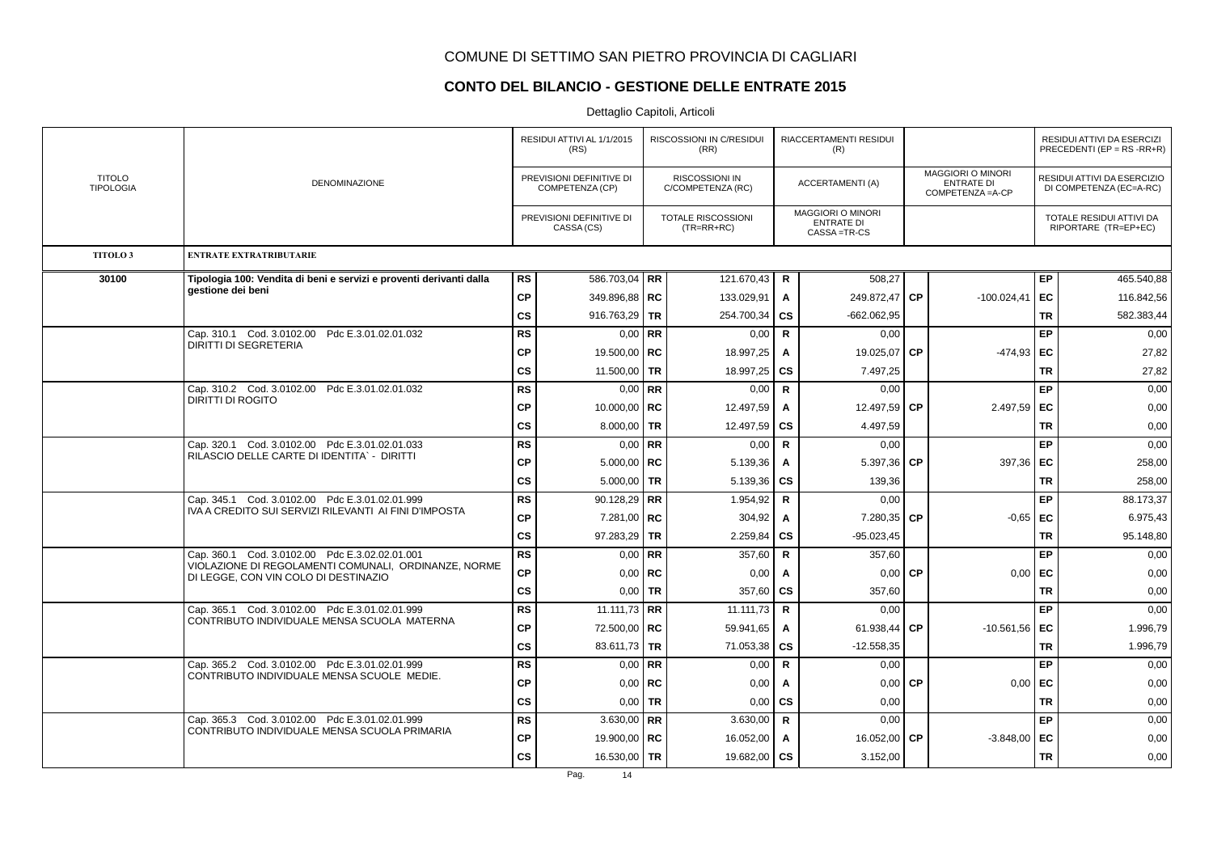# COMUNE DI SETTIMO SAN PIETRO PROVINCIA DI CAGLIARI

## CONTO DEL BILANCIO - GESTIONE DELLE ENTRATE 2015

Dettaglio Capitoli, Articoli

| TITOLO TIPOLOGIA | DENOMINAZIONE | | RESIDUI ATTIVI AL 1/1/2015 (RS) / PREVISIONI DEFINITIVE DI COMPETENZA (CP) / PREVISIONI DEFINITIVE DI CASSA (CS) | | RISCOSSIONI IN C/RESIDUI (RR) / RISCOSSIONI IN C/COMPETENZA (RC) / TOTALE RISCOSSIONI (TR=RR+RC) | | RIACCERTAMENTI RESIDUI (R) / ACCERTAMENTI (A) / MAGGIORI O MINORI ENTRATE DI CASSA =TR-CS | | MAGGIORI O MINORI ENTRATE DI COMPETENZA =A-CP | | RESIDUI ATTIVI DA ESERCIZI PRECEDENTI (EP = RS -RR+R) / RESIDUI ATTIVI DA ESERCIZIO DI COMPETENZA (EC=A-RC) / TOTALE RESIDUI ATTIVI DA RIPORTARE (TR=EP+EC) |
|---|---|---|---|---|---|---|---|---|---|---|---|
| **TITOLO 3** | **ENTRATE EXTRATRIBUTARIE** | | | | | | | | | | |
| **30100** | **Tipologia 100: Vendita di beni e servizi e proventi derivanti dalla gestione dei beni** | **RS** | 586.703,04 | **RR** | 121.670,43 | **R** | 508,27 | | | **EP** | 465.540,88 |
| | | **CP** | 349.896,88 | **RC** | 133.029,91 | **A** | 249.872,47 | **CP** | -100.024,41 | **EC** | 116.842,56 |
| | | **CS** | 916.763,29 | **TR** | 254.700,34 | **CS** | -662.062,95 | | | **TR** | 582.383,44 |
| | Cap. 310.1 Cod. 3.0102.00 Pdc E.3.01.02.01.032 DIRITTI DI SEGRETERIA | **RS** | 0,00 | **RR** | 0,00 | **R** | 0,00 | | | **EP** | 0,00 |
| | | **CP** | 19.500,00 | **RC** | 18.997,25 | **A** | 19.025,07 | **CP** | -474,93 | **EC** | 27,82 |
| | | **CS** | 11.500,00 | **TR** | 18.997,25 | **CS** | 7.497,25 | | | **TR** | 27,82 |
| | Cap. 310.2 Cod. 3.0102.00 Pdc E.3.01.02.01.032 DIRITTI DI ROGITO | **RS** | 0,00 | **RR** | 0,00 | **R** | 0,00 | | | **EP** | 0,00 |
| | | **CP** | 10.000,00 | **RC** | 12.497,59 | **A** | 12.497,59 | **CP** | 2.497,59 | **EC** | 0,00 |
| | | **CS** | 8.000,00 | **TR** | 12.497,59 | **CS** | 4.497,59 | | | **TR** | 0,00 |
| | Cap. 320.1 Cod. 3.0102.00 Pdc E.3.01.02.01.033 RILASCIO DELLE CARTE DI IDENTITA` - DIRITTI | **RS** | 0,00 | **RR** | 0,00 | **R** | 0,00 | | | **EP** | 0,00 |
| | | **CP** | 5.000,00 | **RC** | 5.139,36 | **A** | 5.397,36 | **CP** | 397,36 | **EC** | 258,00 |
| | | **CS** | 5.000,00 | **TR** | 5.139,36 | **CS** | 139,36 | | | **TR** | 258,00 |
| | Cap. 345.1 Cod. 3.0102.00 Pdc E.3.01.02.01.999 IVA A CREDITO SUI SERVIZI RILEVANTI AI FINI D'IMPOSTA | **RS** | 90.128,29 | **RR** | 1.954,92 | **R** | 0,00 | | | **EP** | 88.173,37 |
| | | **CP** | 7.281,00 | **RC** | 304,92 | **A** | 7.280,35 | **CP** | -0,65 | **EC** | 6.975,43 |
| | | **CS** | 97.283,29 | **TR** | 2.259,84 | **CS** | -95.023,45 | | | **TR** | 95.148,80 |
| | Cap. 360.1 Cod. 3.0102.00 Pdc E.3.02.02.01.001 VIOLAZIONE DI REGOLAMENTI COMUNALI, ORDINANZE, NORME DI LEGGE, CON VIN COLO DI DESTINAZIO | **RS** | 0,00 | **RR** | 357,60 | **R** | 357,60 | | | **EP** | 0,00 |
| | | **CP** | 0,00 | **RC** | 0,00 | **A** | 0,00 | **CP** | 0,00 | **EC** | 0,00 |
| | | **CS** | 0,00 | **TR** | 357,60 | **CS** | 357,60 | | | **TR** | 0,00 |
| | Cap. 365.1 Cod. 3.0102.00 Pdc E.3.01.02.01.999 CONTRIBUTO INDIVIDUALE MENSA SCUOLA MATERNA | **RS** | 11.111,73 | **RR** | 11.111,73 | **R** | 0,00 | | | **EP** | 0,00 |
| | | **CP** | 72.500,00 | **RC** | 59.941,65 | **A** | 61.938,44 | **CP** | -10.561,56 | **EC** | 1.996,79 |
| | | **CS** | 83.611,73 | **TR** | 71.053,38 | **CS** | -12.558,35 | | | **TR** | 1.996,79 |
| | Cap. 365.2 Cod. 3.0102.00 Pdc E.3.01.02.01.999 CONTRIBUTO INDIVIDUALE MENSA SCUOLE MEDIE. | **RS** | 0,00 | **RR** | 0,00 | **R** | 0,00 | | | **EP** | 0,00 |
| | | **CP** | 0,00 | **RC** | 0,00 | **A** | 0,00 | **CP** | 0,00 | **EC** | 0,00 |
| | | **CS** | 0,00 | **TR** | 0,00 | **CS** | 0,00 | | | **TR** | 0,00 |
| | Cap. 365.3 Cod. 3.0102.00 Pdc E.3.01.02.01.999 CONTRIBUTO INDIVIDUALE MENSA SCUOLA PRIMARIA | **RS** | 3.630,00 | **RR** | 3.630,00 | **R** | 0,00 | | | **EP** | 0,00 |
| | | **CP** | 19.900,00 | **RC** | 16.052,00 | **A** | 16.052,00 | **CP** | -3.848,00 | **EC** | 0,00 |
| | | **CS** | 16.530,00 | **TR** | 19.682,00 | **CS** | 3.152,00 | | | **TR** | 0,00 |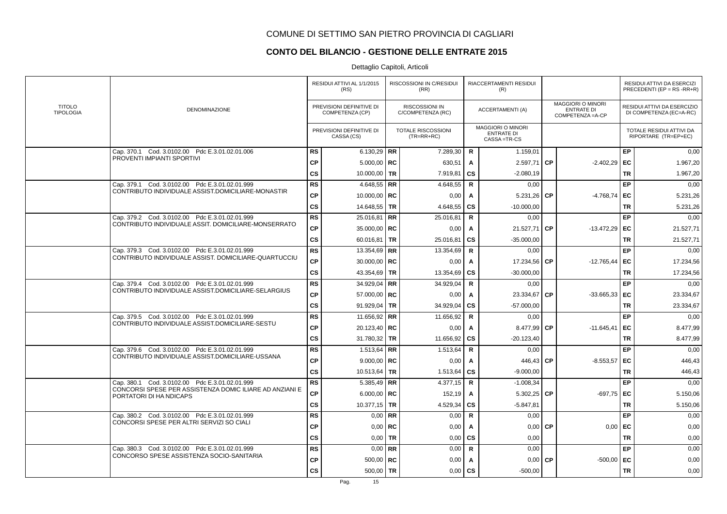# COMUNE DI SETTIMO SAN PIETRO PROVINCIA DI CAGLIARI

## CONTO DEL BILANCIO - GESTIONE DELLE ENTRATE 2015

Dettaglio Capitoli, Articoli

| TITOLO TIPOLOGIA | DENOMINAZIONE | | RESIDUI ATTIVI AL 1/1/2015 (RS) / PREVISIONI DEFINITIVE DI COMPETENZA (CP) / PREVISIONI DEFINITIVE DI CASSA (CS) | | RISCOSSIONI IN C/RESIDUI (RR) / RISCOSSIONI IN C/COMPETENZA (RC) / TOTALE RISCOSSIONI (TR=RR+RC) | | RIACCERTAMENTI RESIDUI (R) / ACCERTAMENTI (A) / MAGGIORI O MINORI ENTRATE DI CASSA =TR-CS | | MAGGIORI O MINORI ENTRATE DI COMPETENZA =A-CP | | RESIDUI ATTIVI DA ESERCIZI PRECEDENTI (EP = RS -RR+R) / RESIDUI ATTIVI DA ESERCIZIO DI COMPETENZA (EC=A-RC) / TOTALE RESIDUI ATTIVI DA RIPORTARE (TR=EP+EC) |
|---|---|---|---|---|---|---|---|---|---|---|---|
| | Cap. 370.1 Cod. 3.0102.00 Pdc E.3.01.02.01.006 PROVENTI IMPIANTI SPORTIVI | RS | 6.130,29 | RR | 7.289,30 | R | 1.159,01 | | | EP | 0,00 |
| | | CP | 5.000,00 | RC | 630,51 | A | 2.597,71 | CP | -2.402,29 | EC | 1.967,20 |
| | | CS | 10.000,00 | TR | 7.919,81 | CS | -2.080,19 | | | TR | 1.967,20 |
| | Cap. 379.1 Cod. 3.0102.00 Pdc E.3.01.02.01.999 CONTRIBUTO INDIVIDUALE ASSIST.DOMICILIARE-MONASTIR | RS | 4.648,55 | RR | 4.648,55 | R | 0,00 | | | EP | 0,00 |
| | | CP | 10.000,00 | RC | 0,00 | A | 5.231,26 | CP | -4.768,74 | EC | 5.231,26 |
| | | CS | 14.648,55 | TR | 4.648,55 | CS | -10.000,00 | | | TR | 5.231,26 |
| | Cap. 379.2 Cod. 3.0102.00 Pdc E.3.01.02.01.999 CONTRIBUTO INDIVIDUALE ASSIT. DOMICILIARE-MONSERRATO | RS | 25.016,81 | RR | 25.016,81 | R | 0,00 | | | EP | 0,00 |
| | | CP | 35.000,00 | RC | 0,00 | A | 21.527,71 | CP | -13.472,29 | EC | 21.527,71 |
| | | CS | 60.016,81 | TR | 25.016,81 | CS | -35.000,00 | | | TR | 21.527,71 |
| | Cap. 379.3 Cod. 3.0102.00 Pdc E.3.01.02.01.999 CONTRIBUTO INDIVIDUALE ASSIST. DOMICILIARE-QUARTUCCIU | RS | 13.354,69 | RR | 13.354,69 | R | 0,00 | | | EP | 0,00 |
| | | CP | 30.000,00 | RC | 0,00 | A | 17.234,56 | CP | -12.765,44 | EC | 17.234,56 |
| | | CS | 43.354,69 | TR | 13.354,69 | CS | -30.000,00 | | | TR | 17.234,56 |
| | Cap. 379.4 Cod. 3.0102.00 Pdc E.3.01.02.01.999 CONTRIBUTO INDIVIDUALE ASSIST.DOMICILIARE-SELARGIUS | RS | 34.929,04 | RR | 34.929,04 | R | 0,00 | | | EP | 0,00 |
| | | CP | 57.000,00 | RC | 0,00 | A | 23.334,67 | CP | -33.665,33 | EC | 23.334,67 |
| | | CS | 91.929,04 | TR | 34.929,04 | CS | -57.000,00 | | | TR | 23.334,67 |
| | Cap. 379.5 Cod. 3.0102.00 Pdc E.3.01.02.01.999 CONTRIBUTO INDIVIDUALE ASSIST.DOMICILIARE-SESTU | RS | 11.656,92 | RR | 11.656,92 | R | 0,00 | | | EP | 0,00 |
| | | CP | 20.123,40 | RC | 0,00 | A | 8.477,99 | CP | -11.645,41 | EC | 8.477,99 |
| | | CS | 31.780,32 | TR | 11.656,92 | CS | -20.123,40 | | | TR | 8.477,99 |
| | Cap. 379.6 Cod. 3.0102.00 Pdc E.3.01.02.01.999 CONTRIBUTO INDIVIDUALE ASSIST.DOMICILIARE-USSANA | RS | 1.513,64 | RR | 1.513,64 | R | 0,00 | | | EP | 0,00 |
| | | CP | 9.000,00 | RC | 0,00 | A | 446,43 | CP | -8.553,57 | EC | 446,43 |
| | | CS | 10.513,64 | TR | 1.513,64 | CS | -9.000,00 | | | TR | 446,43 |
| | Cap. 380.1 Cod. 3.0102.00 Pdc E.3.01.02.01.999 CONCORSI SPESE PER ASSISTENZA DOMIC ILIARE AD ANZIANI E PORTATORI DI HA NDICAPS | RS | 5.385,49 | RR | 4.377,15 | R | -1.008,34 | | | EP | 0,00 |
| | | CP | 6.000,00 | RC | 152,19 | A | 5.302,25 | CP | -697,75 | EC | 5.150,06 |
| | | CS | 10.377,15 | TR | 4.529,34 | CS | -5.847,81 | | | TR | 5.150,06 |
| | Cap. 380.2 Cod. 3.0102.00 Pdc E.3.01.02.01.999 CONCORSI SPESE PER ALTRI SERVIZI SO CIALI | RS | 0,00 | RR | 0,00 | R | 0,00 | | | EP | 0,00 |
| | | CP | 0,00 | RC | 0,00 | A | 0,00 | CP | 0,00 | EC | 0,00 |
| | | CS | 0,00 | TR | 0,00 | CS | 0,00 | | | TR | 0,00 |
| | Cap. 380.3 Cod. 3.0102.00 Pdc E.3.01.02.01.999 CONCORSO SPESE ASSISTENZA SOCIO-SANITARIA | RS | 0,00 | RR | 0,00 | R | 0,00 | | | EP | 0,00 |
| | | CP | 500,00 | RC | 0,00 | A | 0,00 | CP | -500,00 | EC | 0,00 |
| | | CS | 500,00 | TR | 0,00 | CS | -500,00 | | | TR | 0,00 |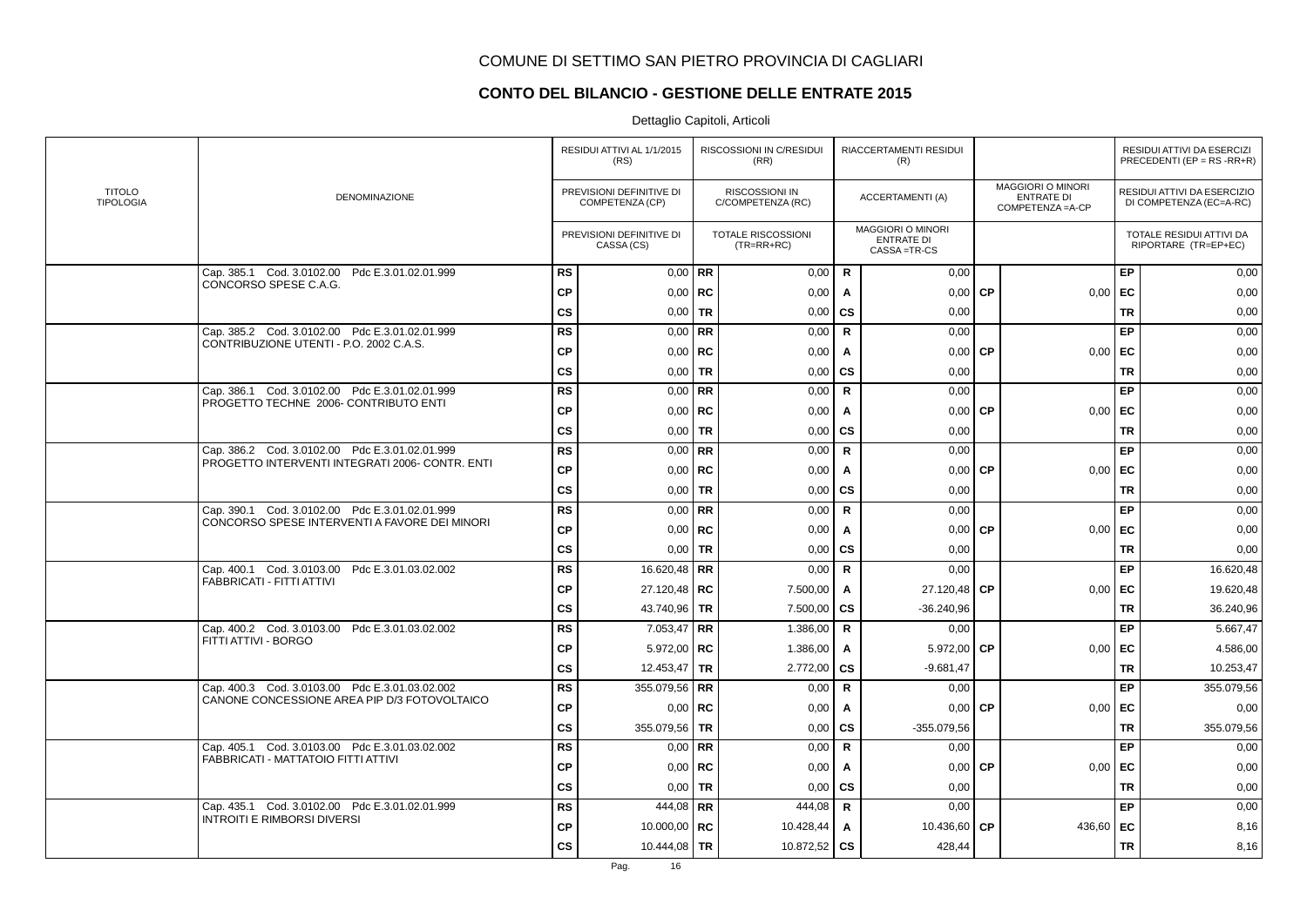# COMUNE DI SETTIMO SAN PIETRO PROVINCIA DI CAGLIARI

## CONTO DEL BILANCIO - GESTIONE DELLE ENTRATE 2015

Dettaglio Capitoli, Articoli

| TITOLO TIPOLOGIA | DENOMINAZIONE | | RESIDUI ATTIVI AL 1/1/2015 (RS) / PREVISIONI DEFINITIVE DI COMPETENZA (CP) / PREVISIONI DEFINITIVE DI CASSA (CS) | | RISCOSSIONI IN C/RESIDUI (RR) / RISCOSSIONI IN C/COMPETENZA (RC) / TOTALE RISCOSSIONI (TR=RR+RC) | | RIACCERTAMENTI RESIDUI (R) / ACCERTAMENTI (A) / MAGGIORI O MINORI ENTRATE DI CASSA =TR-CS | | MAGGIORI O MINORI ENTRATE DI COMPETENZA =A-CP | | RESIDUI ATTIVI DA ESERCIZI PRECEDENTI (EP = RS -RR+R) / RESIDUI ATTIVI DA ESERCIZIO DI COMPETENZA (EC=A-RC) / TOTALE RESIDUI ATTIVI DA RIPORTARE (TR=EP+EC) |
|---|---|---|---|---|---|---|---|---|---|---|---|
| | Cap. 385.1 Cod. 3.0102.00 Pdc E.3.01.02.01.999 CONCORSO SPESE C.A.G. | RS | 0,00 | RR | 0,00 | R | 0,00 | | | EP | 0,00 |
| | | CP | 0,00 | RC | 0,00 | A | 0,00 | CP | 0,00 | EC | 0,00 |
| | | CS | 0,00 | TR | 0,00 | CS | 0,00 | | | TR | 0,00 |
| | Cap. 385.2 Cod. 3.0102.00 Pdc E.3.01.02.01.999 CONTRIBUZIONE UTENTI - P.O. 2002 C.A.S. | RS | 0,00 | RR | 0,00 | R | 0,00 | | | EP | 0,00 |
| | | CP | 0,00 | RC | 0,00 | A | 0,00 | CP | 0,00 | EC | 0,00 |
| | | CS | 0,00 | TR | 0,00 | CS | 0,00 | | | TR | 0,00 |
| | Cap. 386.1 Cod. 3.0102.00 Pdc E.3.01.02.01.999 PROGETTO TECHNE 2006- CONTRIBUTO ENTI | RS | 0,00 | RR | 0,00 | R | 0,00 | | | EP | 0,00 |
| | | CP | 0,00 | RC | 0,00 | A | 0,00 | CP | 0,00 | EC | 0,00 |
| | | CS | 0,00 | TR | 0,00 | CS | 0,00 | | | TR | 0,00 |
| | Cap. 386.2 Cod. 3.0102.00 Pdc E.3.01.02.01.999 PROGETTO INTERVENTI INTEGRATI 2006- CONTR. ENTI | RS | 0,00 | RR | 0,00 | R | 0,00 | | | EP | 0,00 |
| | | CP | 0,00 | RC | 0,00 | A | 0,00 | CP | 0,00 | EC | 0,00 |
| | | CS | 0,00 | TR | 0,00 | CS | 0,00 | | | TR | 0,00 |
| | Cap. 390.1 Cod. 3.0102.00 Pdc E.3.01.02.01.999 CONCORSO SPESE INTERVENTI A FAVORE DEI MINORI | RS | 0,00 | RR | 0,00 | R | 0,00 | | | EP | 0,00 |
| | | CP | 0,00 | RC | 0,00 | A | 0,00 | CP | 0,00 | EC | 0,00 |
| | | CS | 0,00 | TR | 0,00 | CS | 0,00 | | | TR | 0,00 |
| | Cap. 400.1 Cod. 3.0103.00 Pdc E.3.01.03.02.002 FABBRICATI - FITTI ATTIVI | RS | 16.620,48 | RR | 0,00 | R | 0,00 | | | EP | 16.620,48 |
| | | CP | 27.120,48 | RC | 7.500,00 | A | 27.120,48 | CP | 0,00 | EC | 19.620,48 |
| | | CS | 43.740,96 | TR | 7.500,00 | CS | -36.240,96 | | | TR | 36.240,96 |
| | Cap. 400.2 Cod. 3.0103.00 Pdc E.3.01.03.02.002 FITTI ATTIVI - BORGO | RS | 7.053,47 | RR | 1.386,00 | R | 0,00 | | | EP | 5.667,47 |
| | | CP | 5.972,00 | RC | 1.386,00 | A | 5.972,00 | CP | 0,00 | EC | 4.586,00 |
| | | CS | 12.453,47 | TR | 2.772,00 | CS | -9.681,47 | | | TR | 10.253,47 |
| | Cap. 400.3 Cod. 3.0103.00 Pdc E.3.01.03.02.002 CANONE CONCESSIONE AREA PIP D/3 FOTOVOLTAICO | RS | 355.079,56 | RR | 0,00 | R | 0,00 | | | EP | 355.079,56 |
| | | CP | 0,00 | RC | 0,00 | A | 0,00 | CP | 0,00 | EC | 0,00 |
| | | CS | 355.079,56 | TR | 0,00 | CS | -355.079,56 | | | TR | 355.079,56 |
| | Cap. 405.1 Cod. 3.0103.00 Pdc E.3.01.03.02.002 FABBRICATI - MATTATOIO FITTI ATTIVI | RS | 0,00 | RR | 0,00 | R | 0,00 | | | EP | 0,00 |
| | | CP | 0,00 | RC | 0,00 | A | 0,00 | CP | 0,00 | EC | 0,00 |
| | | CS | 0,00 | TR | 0,00 | CS | 0,00 | | | TR | 0,00 |
| | Cap. 435.1 Cod. 3.0102.00 Pdc E.3.01.02.01.999 INTROITI E RIMBORSI DIVERSI | RS | 444,08 | RR | 444,08 | R | 0,00 | | | EP | 0,00 |
| | | CP | 10.000,00 | RC | 10.428,44 | A | 10.436,60 | CP | 436,60 | EC | 8,16 |
| | | CS | 10.444,08 | TR | 10.872,52 | CS | 428,44 | | | TR | 8,16 |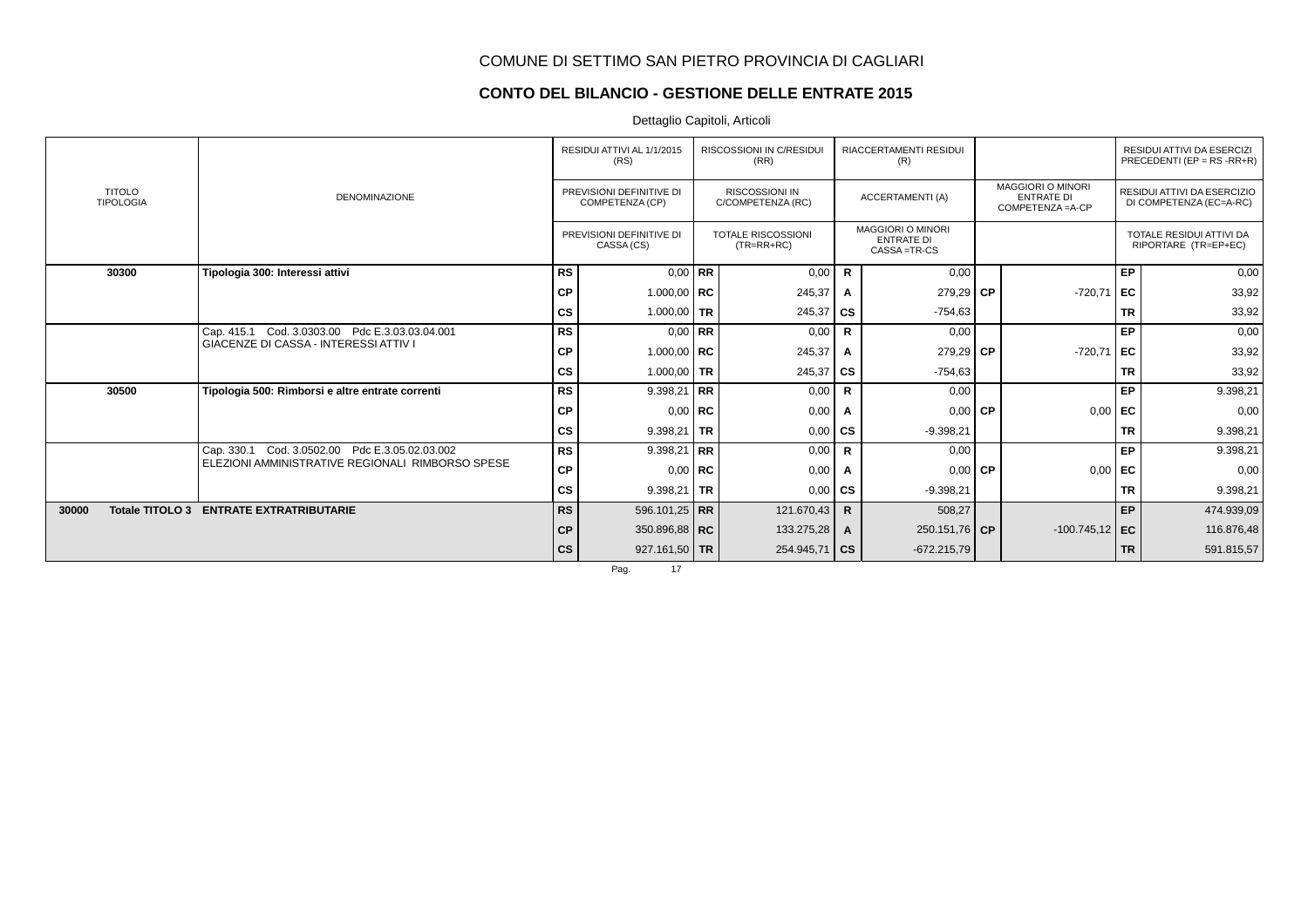COMUNE DI SETTIMO SAN PIETRO PROVINCIA DI CAGLIARI

## CONTO DEL BILANCIO - GESTIONE DELLE ENTRATE 2015

Dettaglio Capitoli, Articoli

| TITOLO TIPOLOGIA | DENOMINAZIONE | | RESIDUI ATTIVI AL 1/1/2015 (RS) / PREVISIONI DEFINITIVE DI COMPETENZA (CP) / PREVISIONI DEFINITIVE DI CASSA (CS) | | RISCOSSIONI IN C/RESIDUI (RR) / RISCOSSIONI IN C/COMPETENZA (RC) / TOTALE RISCOSSIONI (TR=RR+RC) | | RIACCERTAMENTI RESIDUI (R) / ACCERTAMENTI (A) / MAGGIORI O MINORI ENTRATE DI CASSA =TR-CS | | MAGGIORI O MINORI ENTRATE DI COMPETENZA =A-CP | | RESIDUI ATTIVI DA ESERCIZI PRECEDENTI (EP = RS -RR+R) / RESIDUI ATTIVI DA ESERCIZIO DI COMPETENZA (EC=A-RC) / TOTALE RESIDUI ATTIVI DA RIPORTARE (TR=EP+EC) |
|---|---|---|---|---|---|---|---|---|---|---|---|
| **30300** | **Tipologia 300: Interessi attivi** | RS | 0,00 | RR | 0,00 | R | 0,00 | | | EP | 0,00 |
| | | CP | 1.000,00 | RC | 245,37 | A | 279,29 | CP | -720,71 | EC | 33,92 |
| | | CS | 1.000,00 | TR | 245,37 | CS | -754,63 | | | TR | 33,92 |
| | Cap. 415.1 Cod. 3.0303.00 Pdc E.3.03.03.04.001 GIACENZE DI CASSA - INTERESSI ATTIV I | RS | 0,00 | RR | 0,00 | R | 0,00 | | | EP | 0,00 |
| | | CP | 1.000,00 | RC | 245,37 | A | 279,29 | CP | -720,71 | EC | 33,92 |
| | | CS | 1.000,00 | TR | 245,37 | CS | -754,63 | | | TR | 33,92 |
| **30500** | **Tipologia 500: Rimborsi e altre entrate correnti** | RS | 9.398,21 | RR | 0,00 | R | 0,00 | | | EP | 9.398,21 |
| | | CP | 0,00 | RC | 0,00 | A | 0,00 | CP | 0,00 | EC | 0,00 |
| | | CS | 9.398,21 | TR | 0,00 | CS | -9.398,21 | | | TR | 9.398,21 |
| | Cap. 330.1 Cod. 3.0502.00 Pdc E.3.05.02.03.002 ELEZIONI AMMINISTRATIVE REGIONALI RIMBORSO SPESE | RS | 9.398,21 | RR | 0,00 | R | 0,00 | | | EP | 9.398,21 |
| | | CP | 0,00 | RC | 0,00 | A | 0,00 | CP | 0,00 | EC | 0,00 |
| | | CS | 9.398,21 | TR | 0,00 | CS | -9.398,21 | | | TR | 9.398,21 |
| **30000 Totale TITOLO 3** | **ENTRATE EXTRATRIBUTARIE** | RS | 596.101,25 | RR | 121.670,43 | R | 508,27 | | | EP | 474.939,09 |
| | | CP | 350.896,88 | RC | 133.275,28 | A | 250.151,76 | CP | -100.745,12 | EC | 116.876,48 |
| | | CS | 927.161,50 | TR | 254.945,71 | CS | -672.215,79 | | | TR | 591.815,57 |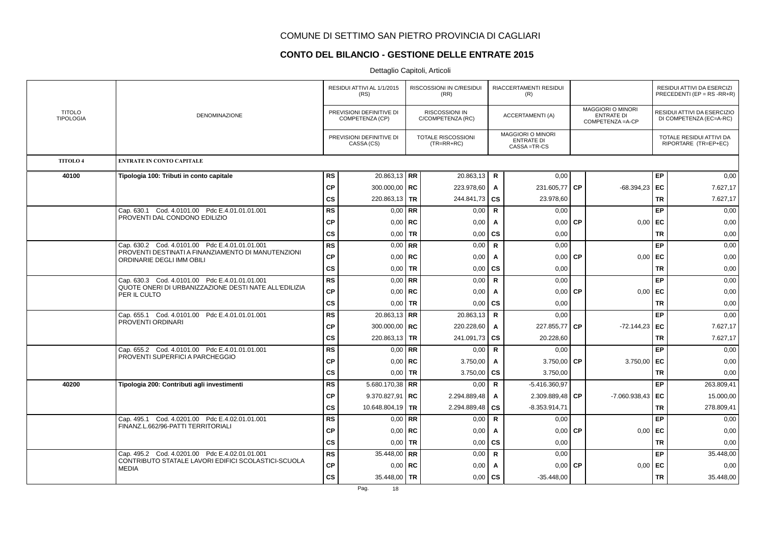# COMUNE DI SETTIMO SAN PIETRO PROVINCIA DI CAGLIARI

## CONTO DEL BILANCIO - GESTIONE DELLE ENTRATE 2015

Dettaglio Capitoli, Articoli

| TITOLO TIPOLOGIA | DENOMINAZIONE | | RESIDUI ATTIVI AL 1/1/2015 (RS) / PREVISIONI DEFINITIVE DI COMPETENZA (CP) / PREVISIONI DEFINITIVE DI CASSA (CS) | | RISCOSSIONI IN C/RESIDUI (RR) / RISCOSSIONI IN C/COMPETENZA (RC) / TOTALE RISCOSSIONI (TR=RR+RC) | | RIACCERTAMENTI RESIDUI (R) / ACCERTAMENTI (A) / MAGGIORI O MINORI ENTRATE DI CASSA =TR-CS | | MAGGIORI O MINORI ENTRATE DI COMPETENZA =A-CP | | RESIDUI ATTIVI DA ESERCIZI PRECEDENTI (EP = RS -RR+R) / RESIDUI ATTIVI DA ESERCIZIO DI COMPETENZA (EC=A-RC) / TOTALE RESIDUI ATTIVI DA RIPORTARE (TR=EP+EC) |
|---|---|---|---|---|---|---|---|---|---|---|---|
| **TITOLO 4** | **ENTRATE IN CONTO CAPITALE** | | | | | | | | | | |
| **40100** | **Tipologia 100: Tributi in conto capitale** | **RS** | 20.863,13 | **RR** | 20.863,13 | **R** | 0,00 | | | **EP** | 0,00 |
| | | **CP** | 300.000,00 | **RC** | 223.978,60 | **A** | 231.605,77 | **CP** | -68.394,23 | **EC** | 7.627,17 |
| | | **CS** | 220.863,13 | **TR** | 244.841,73 | **CS** | 23.978,60 | | | **TR** | 7.627,17 |
| | Cap. 630.1 Cod. 4.0101.00 Pdc E.4.01.01.01.001 PROVENTI DAL CONDONO EDILIZIO | **RS** | 0,00 | **RR** | 0,00 | **R** | 0,00 | | | **EP** | 0,00 |
| | | **CP** | 0,00 | **RC** | 0,00 | **A** | 0,00 | **CP** | 0,00 | **EC** | 0,00 |
| | | **CS** | 0,00 | **TR** | 0,00 | **CS** | 0,00 | | | **TR** | 0,00 |
| | Cap. 630.2 Cod. 4.0101.00 Pdc E.4.01.01.01.001 PROVENTI DESTINATI A FINANZIAMENTO DI MANUTENZIONI ORDINARIE DEGLI IMM OBILI | **RS** | 0,00 | **RR** | 0,00 | **R** | 0,00 | | | **EP** | 0,00 |
| | | **CP** | 0,00 | **RC** | 0,00 | **A** | 0,00 | **CP** | 0,00 | **EC** | 0,00 |
| | | **CS** | 0,00 | **TR** | 0,00 | **CS** | 0,00 | | | **TR** | 0,00 |
| | Cap. 630.3 Cod. 4.0101.00 Pdc E.4.01.01.01.001 QUOTE ONERI DI URBANIZZAZIONE DESTI NATE ALL'EDILIZIA PER IL CULTO | **RS** | 0,00 | **RR** | 0,00 | **R** | 0,00 | | | **EP** | 0,00 |
| | | **CP** | 0,00 | **RC** | 0,00 | **A** | 0,00 | **CP** | 0,00 | **EC** | 0,00 |
| | | **CS** | 0,00 | **TR** | 0,00 | **CS** | 0,00 | | | **TR** | 0,00 |
| | Cap. 655.1 Cod. 4.0101.00 Pdc E.4.01.01.01.001 PROVENTI ORDINARI | **RS** | 20.863,13 | **RR** | 20.863,13 | **R** | 0,00 | | | **EP** | 0,00 |
| | | **CP** | 300.000,00 | **RC** | 220.228,60 | **A** | 227.855,77 | **CP** | -72.144,23 | **EC** | 7.627,17 |
| | | **CS** | 220.863,13 | **TR** | 241.091,73 | **CS** | 20.228,60 | | | **TR** | 7.627,17 |
| | Cap. 655.2 Cod. 4.0101.00 Pdc E.4.01.01.01.001 PROVENTI SUPERFICI A PARCHEGGIO | **RS** | 0,00 | **RR** | 0,00 | **R** | 0,00 | | | **EP** | 0,00 |
| | | **CP** | 0,00 | **RC** | 3.750,00 | **A** | 3.750,00 | **CP** | 3.750,00 | **EC** | 0,00 |
| | | **CS** | 0,00 | **TR** | 3.750,00 | **CS** | 3.750,00 | | | **TR** | 0,00 |
| **40200** | **Tipologia 200: Contributi agli investimenti** | **RS** | 5.680.170,38 | **RR** | 0,00 | **R** | -5.416.360,97 | | | **EP** | 263.809,41 |
| | | **CP** | 9.370.827,91 | **RC** | 2.294.889,48 | **A** | 2.309.889,48 | **CP** | -7.060.938,43 | **EC** | 15.000,00 |
| | | **CS** | 10.648.804,19 | **TR** | 2.294.889,48 | **CS** | -8.353.914,71 | | | **TR** | 278.809,41 |
| | Cap. 495.1 Cod. 4.0201.00 Pdc E.4.02.01.01.001 FINANZ.L.662/96-PATTI TERRITORIALI | **RS** | 0,00 | **RR** | 0,00 | **R** | 0,00 | | | **EP** | 0,00 |
| | | **CP** | 0,00 | **RC** | 0,00 | **A** | 0,00 | **CP** | 0,00 | **EC** | 0,00 |
| | | **CS** | 0,00 | **TR** | 0,00 | **CS** | 0,00 | | | **TR** | 0,00 |
| | Cap. 495.2 Cod. 4.0201.00 Pdc E.4.02.01.01.001 CONTRIBUTO STATALE LAVORI EDIFICI SCOLASTICI-SCUOLA MEDIA | **RS** | 35.448,00 | **RR** | 0,00 | **R** | 0,00 | | | **EP** | 35.448,00 |
| | | **CP** | 0,00 | **RC** | 0,00 | **A** | 0,00 | **CP** | 0,00 | **EC** | 0,00 |
| | | **CS** | 35.448,00 | **TR** | 0,00 | **CS** | -35.448,00 | | | **TR** | 35.448,00 |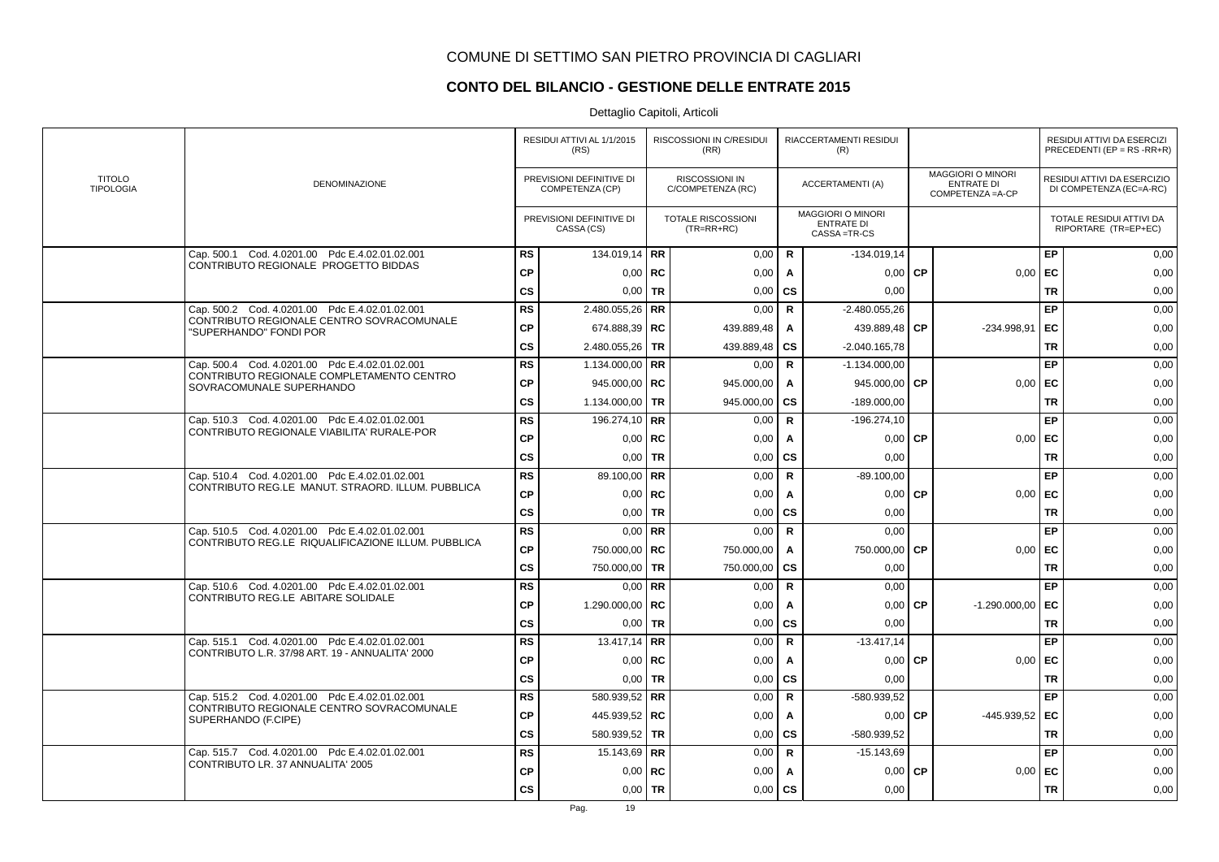# COMUNE DI SETTIMO SAN PIETRO PROVINCIA DI CAGLIARI

## CONTO DEL BILANCIO - GESTIONE DELLE ENTRATE 2015

Dettaglio Capitoli, Articoli

| TITOLO TIPOLOGIA | DENOMINAZIONE | | RESIDUI ATTIVI AL 1/1/2015 (RS) / PREVISIONI DEFINITIVE DI COMPETENZA (CP) / PREVISIONI DEFINITIVE DI CASSA (CS) | | RISCOSSIONI IN C/RESIDUI (RR) / RISCOSSIONI IN C/COMPETENZA (RC) / TOTALE RISCOSSIONI (TR=RR+RC) | | RIACCERTAMENTI RESIDUI (R) / ACCERTAMENTI (A) / MAGGIORI O MINORI ENTRATE DI CASSA =TR-CS | | MAGGIORI O MINORI ENTRATE DI COMPETENZA =A-CP | | RESIDUI ATTIVI DA ESERCIZI PRECEDENTI (EP = RS -RR+R) / RESIDUI ATTIVI DA ESERCIZIO DI COMPETENZA (EC=A-RC) / TOTALE RESIDUI ATTIVI DA RIPORTARE (TR=EP+EC) |
|---|---|---|---|---|---|---|---|---|---|---|---|
| | Cap. 500.1 Cod. 4.0201.00 Pdc E.4.02.01.02.001 CONTRIBUTO REGIONALE PROGETTO BIDDAS | RS | 134.019,14 | RR | 0,00 | R | -134.019,14 | | | EP | 0,00 |
| | | CP | 0,00 | RC | 0,00 | A | 0,00 | CP | 0,00 | EC | 0,00 |
| | | CS | 0,00 | TR | 0,00 | CS | 0,00 | | | TR | 0,00 |
| | Cap. 500.2 Cod. 4.0201.00 Pdc E.4.02.01.02.001 CONTRIBUTO REGIONALE CENTRO SOVRACOMUNALE "SUPERHANDO" FONDI POR | RS | 2.480.055,26 | RR | 0,00 | R | -2.480.055,26 | | | EP | 0,00 |
| | | CP | 674.888,39 | RC | 439.889,48 | A | 439.889,48 | CP | -234.998,91 | EC | 0,00 |
| | | CS | 2.480.055,26 | TR | 439.889,48 | CS | -2.040.165,78 | | | TR | 0,00 |
| | Cap. 500.4 Cod. 4.0201.00 Pdc E.4.02.01.02.001 CONTRIBUTO REGIONALE COMPLETAMENTO CENTRO SOVRACOMUNALE SUPERHANDO | RS | 1.134.000,00 | RR | 0,00 | R | -1.134.000,00 | | | EP | 0,00 |
| | | CP | 945.000,00 | RC | 945.000,00 | A | 945.000,00 | CP | 0,00 | EC | 0,00 |
| | | CS | 1.134.000,00 | TR | 945.000,00 | CS | -189.000,00 | | | TR | 0,00 |
| | Cap. 510.3 Cod. 4.0201.00 Pdc E.4.02.01.02.001 CONTRIBUTO REGIONALE VIABILITA' RURALE-POR | RS | 196.274,10 | RR | 0,00 | R | -196.274,10 | | | EP | 0,00 |
| | | CP | 0,00 | RC | 0,00 | A | 0,00 | CP | 0,00 | EC | 0,00 |
| | | CS | 0,00 | TR | 0,00 | CS | 0,00 | | | TR | 0,00 |
| | Cap. 510.4 Cod. 4.0201.00 Pdc E.4.02.01.02.001 CONTRIBUTO REG.LE MANUT. STRAORD. ILLUM. PUBBLICA | RS | 89.100,00 | RR | 0,00 | R | -89.100,00 | | | EP | 0,00 |
| | | CP | 0,00 | RC | 0,00 | A | 0,00 | CP | 0,00 | EC | 0,00 |
| | | CS | 0,00 | TR | 0,00 | CS | 0,00 | | | TR | 0,00 |
| | Cap. 510.5 Cod. 4.0201.00 Pdc E.4.02.01.02.001 CONTRIBUTO REG.LE RIQUALIFICAZIONE ILLUM. PUBBLICA | RS | 0,00 | RR | 0,00 | R | 0,00 | | | EP | 0,00 |
| | | CP | 750.000,00 | RC | 750.000,00 | A | 750.000,00 | CP | 0,00 | EC | 0,00 |
| | | CS | 750.000,00 | TR | 750.000,00 | CS | 0,00 | | | TR | 0,00 |
| | Cap. 510.6 Cod. 4.0201.00 Pdc E.4.02.01.02.001 CONTRIBUTO REG.LE ABITARE SOLIDALE | RS | 0,00 | RR | 0,00 | R | 0,00 | | | EP | 0,00 |
| | | CP | 1.290.000,00 | RC | 0,00 | A | 0,00 | CP | -1.290.000,00 | EC | 0,00 |
| | | CS | 0,00 | TR | 0,00 | CS | 0,00 | | | TR | 0,00 |
| | Cap. 515.1 Cod. 4.0201.00 Pdc E.4.02.01.02.001 CONTRIBUTO L.R. 37/98 ART. 19 - ANNUALITA' 2000 | RS | 13.417,14 | RR | 0,00 | R | -13.417,14 | | | EP | 0,00 |
| | | CP | 0,00 | RC | 0,00 | A | 0,00 | CP | 0,00 | EC | 0,00 |
| | | CS | 0,00 | TR | 0,00 | CS | 0,00 | | | TR | 0,00 |
| | Cap. 515.2 Cod. 4.0201.00 Pdc E.4.02.01.02.001 CONTRIBUTO REGIONALE CENTRO SOVRACOMUNALE SUPERHANDO (F.CIPE) | RS | 580.939,52 | RR | 0,00 | R | -580.939,52 | | | EP | 0,00 |
| | | CP | 445.939,52 | RC | 0,00 | A | 0,00 | CP | -445.939,52 | EC | 0,00 |
| | | CS | 580.939,52 | TR | 0,00 | CS | -580.939,52 | | | TR | 0,00 |
| | Cap. 515.7 Cod. 4.0201.00 Pdc E.4.02.01.02.001 CONTRIBUTO LR. 37 ANNUALITA' 2005 | RS | 15.143,69 | RR | 0,00 | R | -15.143,69 | | | EP | 0,00 |
| | | CP | 0,00 | RC | 0,00 | A | 0,00 | CP | 0,00 | EC | 0,00 |
| | | CS | 0,00 | TR | 0,00 | CS | 0,00 | | | TR | 0,00 |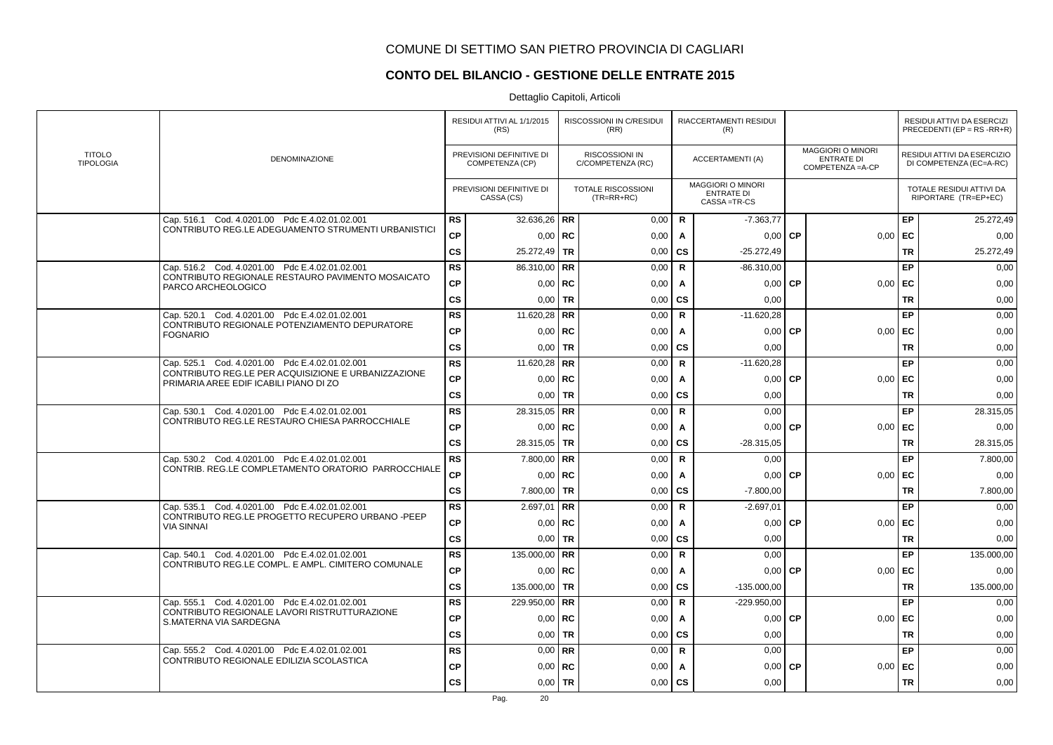# COMUNE DI SETTIMO SAN PIETRO PROVINCIA DI CAGLIARI

## CONTO DEL BILANCIO - GESTIONE DELLE ENTRATE 2015

Dettaglio Capitoli, Articoli

| TITOLO TIPOLOGIA | DENOMINAZIONE | | RESIDUI ATTIVI AL 1/1/2015 (RS) / PREVISIONI DEFINITIVE DI COMPETENZA (CP) / PREVISIONI DEFINITIVE DI CASSA (CS) | | RISCOSSIONI IN C/RESIDUI (RR) / RISCOSSIONI IN C/COMPETENZA (RC) / TOTALE RISCOSSIONI (TR=RR+RC) | | RIACCERTAMENTI RESIDUI (R) / ACCERTAMENTI (A) / MAGGIORI O MINORI ENTRATE DI CASSA =TR-CS | | MAGGIORI O MINORI ENTRATE DI COMPETENZA =A-CP | | RESIDUI ATTIVI DA ESERCIZI PRECEDENTI (EP = RS -RR+R) / RESIDUI ATTIVI DA ESERCIZIO DI COMPETENZA (EC=A-RC) / TOTALE RESIDUI ATTIVI DA RIPORTARE (TR=EP+EC) |
|---|---|---|---|---|---|---|---|---|---|---|---|
| | Cap. 516.1 Cod. 4.0201.00 Pdc E.4.02.01.02.001 CONTRIBUTO REG.LE ADEGUAMENTO STRUMENTI URBANISTICI | RS | 32.636,26 | RR | 0,00 | R | -7.363,77 | | | EP | 25.272,49 |
| | | CP | 0,00 | RC | 0,00 | A | 0,00 | CP | 0,00 | EC | 0,00 |
| | | CS | 25.272,49 | TR | 0,00 | CS | -25.272,49 | | | TR | 25.272,49 |
| | Cap. 516.2 Cod. 4.0201.00 Pdc E.4.02.01.02.001 CONTRIBUTO REGIONALE RESTAURO PAVIMENTO MOSAICATO PARCO ARCHEOLOGICO | RS | 86.310,00 | RR | 0,00 | R | -86.310,00 | | | EP | 0,00 |
| | | CP | 0,00 | RC | 0,00 | A | 0,00 | CP | 0,00 | EC | 0,00 |
| | | CS | 0,00 | TR | 0,00 | CS | 0,00 | | | TR | 0,00 |
| | Cap. 520.1 Cod. 4.0201.00 Pdc E.4.02.01.02.001 CONTRIBUTO REGIONALE POTENZIAMENTO DEPURATORE FOGNARIO | RS | 11.620,28 | RR | 0,00 | R | -11.620,28 | | | EP | 0,00 |
| | | CP | 0,00 | RC | 0,00 | A | 0,00 | CP | 0,00 | EC | 0,00 |
| | | CS | 0,00 | TR | 0,00 | CS | 0,00 | | | TR | 0,00 |
| | Cap. 525.1 Cod. 4.0201.00 Pdc E.4.02.01.02.001 CONTRIBUTO REG.LE PER ACQUISIZIONE E URBANIZZAZIONE PRIMARIA AREE EDIF ICABILI PIANO DI ZO | RS | 11.620,28 | RR | 0,00 | R | -11.620,28 | | | EP | 0,00 |
| | | CP | 0,00 | RC | 0,00 | A | 0,00 | CP | 0,00 | EC | 0,00 |
| | | CS | 0,00 | TR | 0,00 | CS | 0,00 | | | TR | 0,00 |
| | Cap. 530.1 Cod. 4.0201.00 Pdc E.4.02.01.02.001 CONTRIBUTO REG.LE RESTAURO CHIESA PARROCCHIALE | RS | 28.315,05 | RR | 0,00 | R | 0,00 | | | EP | 28.315,05 |
| | | CP | 0,00 | RC | 0,00 | A | 0,00 | CP | 0,00 | EC | 0,00 |
| | | CS | 28.315,05 | TR | 0,00 | CS | -28.315,05 | | | TR | 28.315,05 |
| | Cap. 530.2 Cod. 4.0201.00 Pdc E.4.02.01.02.001 CONTRIB. REG.LE COMPLETAMENTO ORATORIO PARROCCHIALE | RS | 7.800,00 | RR | 0,00 | R | 0,00 | | | EP | 7.800,00 |
| | | CP | 0,00 | RC | 0,00 | A | 0,00 | CP | 0,00 | EC | 0,00 |
| | | CS | 7.800,00 | TR | 0,00 | CS | -7.800,00 | | | TR | 7.800,00 |
| | Cap. 535.1 Cod. 4.0201.00 Pdc E.4.02.01.02.001 CONTRIBUTO REG.LE PROGETTO RECUPERO URBANO -PEEP VIA SINNAI | RS | 2.697,01 | RR | 0,00 | R | -2.697,01 | | | EP | 0,00 |
| | | CP | 0,00 | RC | 0,00 | A | 0,00 | CP | 0,00 | EC | 0,00 |
| | | CS | 0,00 | TR | 0,00 | CS | 0,00 | | | TR | 0,00 |
| | Cap. 540.1 Cod. 4.0201.00 Pdc E.4.02.01.02.001 CONTRIBUTO REG.LE COMPL. E AMPL. CIMITERO COMUNALE | RS | 135.000,00 | RR | 0,00 | R | 0,00 | | | EP | 135.000,00 |
| | | CP | 0,00 | RC | 0,00 | A | 0,00 | CP | 0,00 | EC | 0,00 |
| | | CS | 135.000,00 | TR | 0,00 | CS | -135.000,00 | | | TR | 135.000,00 |
| | Cap. 555.1 Cod. 4.0201.00 Pdc E.4.02.01.02.001 CONTRIBUTO REGIONALE LAVORI RISTRUTTURAZIONE S.MATERNA VIA SARDEGNA | RS | 229.950,00 | RR | 0,00 | R | -229.950,00 | | | EP | 0,00 |
| | | CP | 0,00 | RC | 0,00 | A | 0,00 | CP | 0,00 | EC | 0,00 |
| | | CS | 0,00 | TR | 0,00 | CS | 0,00 | | | TR | 0,00 |
| | Cap. 555.2 Cod. 4.0201.00 Pdc E.4.02.01.02.001 CONTRIBUTO REGIONALE EDILIZIA SCOLASTICA | RS | 0,00 | RR | 0,00 | R | 0,00 | | | EP | 0,00 |
| | | CP | 0,00 | RC | 0,00 | A | 0,00 | CP | 0,00 | EC | 0,00 |
| | | CS | 0,00 | TR | 0,00 | CS | 0,00 | | | TR | 0,00 |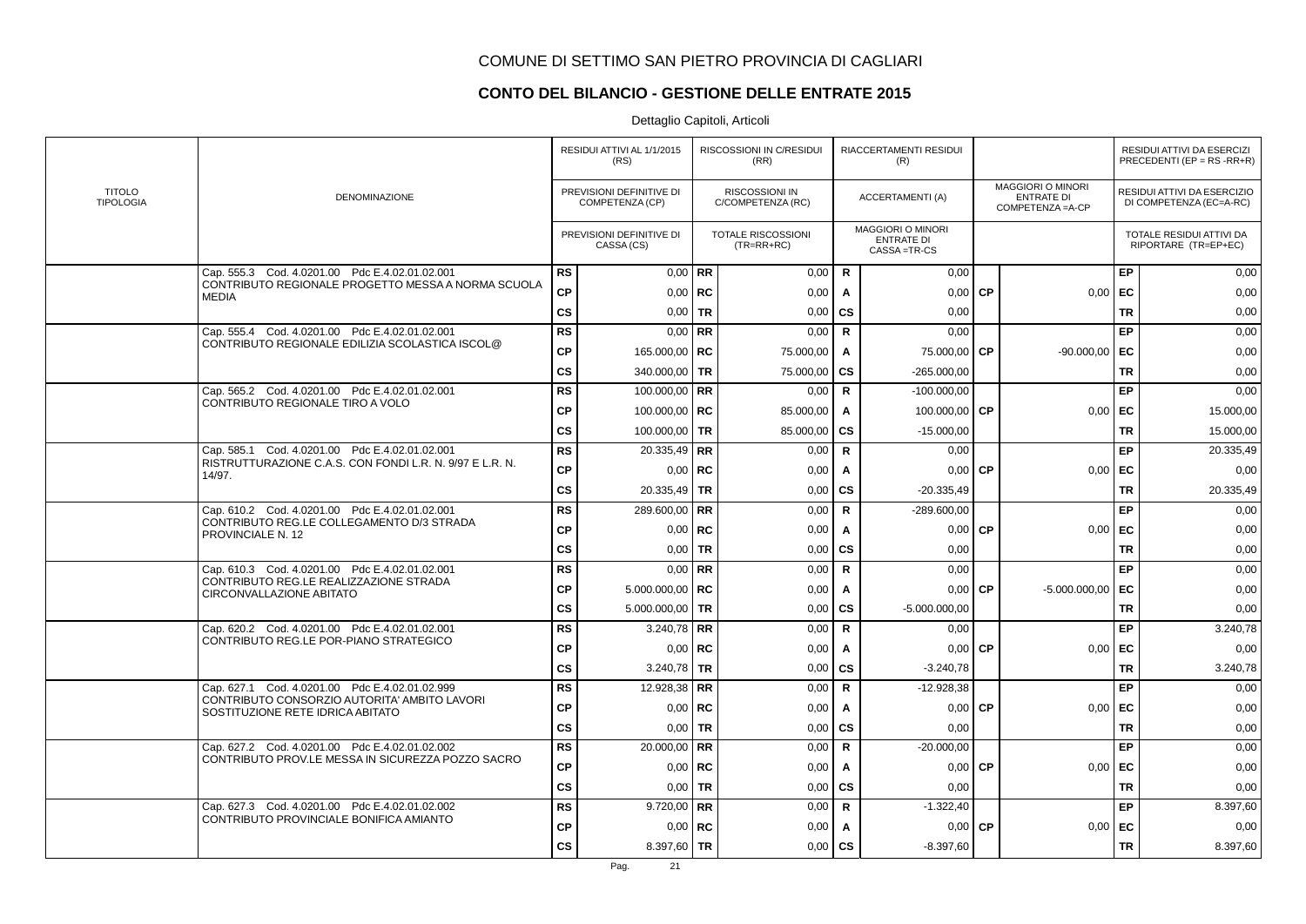# COMUNE DI SETTIMO SAN PIETRO PROVINCIA DI CAGLIARI

## CONTO DEL BILANCIO - GESTIONE DELLE ENTRATE 2015

Dettaglio Capitoli, Articoli

| TITOLO TIPOLOGIA | DENOMINAZIONE | | RESIDUI ATTIVI AL 1/1/2015 (RS) / PREVISIONI DEFINITIVE DI COMPETENZA (CP) / PREVISIONI DEFINITIVE DI CASSA (CS) | | RISCOSSIONI IN C/RESIDUI (RR) / RISCOSSIONI IN C/COMPETENZA (RC) / TOTALE RISCOSSIONI (TR=RR+RC) | | RIACCERTAMENTI RESIDUI (R) / ACCERTAMENTI (A) / MAGGIORI O MINORI ENTRATE DI CASSA =TR-CS | | MAGGIORI O MINORI ENTRATE DI COMPETENZA =A-CP | | RESIDUI ATTIVI DA ESERCIZI PRECEDENTI (EP = RS -RR+R) / RESIDUI ATTIVI DA ESERCIZIO DI COMPETENZA (EC=A-RC) / TOTALE RESIDUI ATTIVI DA RIPORTARE (TR=EP+EC) |
|---|---|---|---|---|---|---|---|---|---|---|---|
| | Cap. 555.3 Cod. 4.0201.00 Pdc E.4.02.01.02.001 CONTRIBUTO REGIONALE PROGETTO MESSA A NORMA SCUOLA MEDIA | RS | 0,00 | RR | 0,00 | R | 0,00 | | | EP | 0,00 |
| | | CP | 0,00 | RC | 0,00 | A | 0,00 | CP | 0,00 | EC | 0,00 |
| | | CS | 0,00 | TR | 0,00 | CS | 0,00 | | | TR | 0,00 |
| | Cap. 555.4 Cod. 4.0201.00 Pdc E.4.02.01.02.001 CONTRIBUTO REGIONALE EDILIZIA SCOLASTICA ISCOL@ | RS | 0,00 | RR | 0,00 | R | 0,00 | | | EP | 0,00 |
| | | CP | 165.000,00 | RC | 75.000,00 | A | 75.000,00 | CP | -90.000,00 | EC | 0,00 |
| | | CS | 340.000,00 | TR | 75.000,00 | CS | -265.000,00 | | | TR | 0,00 |
| | Cap. 565.2 Cod. 4.0201.00 Pdc E.4.02.01.02.001 CONTRIBUTO REGIONALE TIRO A VOLO | RS | 100.000,00 | RR | 0,00 | R | -100.000,00 | | | EP | 0,00 |
| | | CP | 100.000,00 | RC | 85.000,00 | A | 100.000,00 | CP | 0,00 | EC | 15.000,00 |
| | | CS | 100.000,00 | TR | 85.000,00 | CS | -15.000,00 | | | TR | 15.000,00 |
| | Cap. 585.1 Cod. 4.0201.00 Pdc E.4.02.01.02.001 RISTRUTTURAZIONE C.A.S. CON FONDI L.R. N. 9/97 E L.R. N. 14/97. | RS | 20.335,49 | RR | 0,00 | R | 0,00 | | | EP | 20.335,49 |
| | | CP | 0,00 | RC | 0,00 | A | 0,00 | CP | 0,00 | EC | 0,00 |
| | | CS | 20.335,49 | TR | 0,00 | CS | -20.335,49 | | | TR | 20.335,49 |
| | Cap. 610.2 Cod. 4.0201.00 Pdc E.4.02.01.02.001 CONTRIBUTO REG.LE COLLEGAMENTO D/3 STRADA PROVINCIALE N. 12 | RS | 289.600,00 | RR | 0,00 | R | -289.600,00 | | | EP | 0,00 |
| | | CP | 0,00 | RC | 0,00 | A | 0,00 | CP | 0,00 | EC | 0,00 |
| | | CS | 0,00 | TR | 0,00 | CS | 0,00 | | | TR | 0,00 |
| | Cap. 610.3 Cod. 4.0201.00 Pdc E.4.02.01.02.001 CONTRIBUTO REG.LE REALIZZAZIONE STRADA CIRCONVALLAZIONE ABITATO | RS | 0,00 | RR | 0,00 | R | 0,00 | | | EP | 0,00 |
| | | CP | 5.000.000,00 | RC | 0,00 | A | 0,00 | CP | -5.000.000,00 | EC | 0,00 |
| | | CS | 5.000.000,00 | TR | 0,00 | CS | -5.000.000,00 | | | TR | 0,00 |
| | Cap. 620.2 Cod. 4.0201.00 Pdc E.4.02.01.02.001 CONTRIBUTO REG.LE POR-PIANO STRATEGICO | RS | 3.240,78 | RR | 0,00 | R | 0,00 | | | EP | 3.240,78 |
| | | CP | 0,00 | RC | 0,00 | A | 0,00 | CP | 0,00 | EC | 0,00 |
| | | CS | 3.240,78 | TR | 0,00 | CS | -3.240,78 | | | TR | 3.240,78 |
| | Cap. 627.1 Cod. 4.0201.00 Pdc E.4.02.01.02.999 CONTRIBUTO CONSORZIO AUTORITA' AMBITO LAVORI SOSTITUZIONE RETE IDRICA ABITATO | RS | 12.928,38 | RR | 0,00 | R | -12.928,38 | | | EP | 0,00 |
| | | CP | 0,00 | RC | 0,00 | A | 0,00 | CP | 0,00 | EC | 0,00 |
| | | CS | 0,00 | TR | 0,00 | CS | 0,00 | | | TR | 0,00 |
| | Cap. 627.2 Cod. 4.0201.00 Pdc E.4.02.01.02.002 CONTRIBUTO PROV.LE MESSA IN SICUREZZA POZZO SACRO | RS | 20.000,00 | RR | 0,00 | R | -20.000,00 | | | EP | 0,00 |
| | | CP | 0,00 | RC | 0,00 | A | 0,00 | CP | 0,00 | EC | 0,00 |
| | | CS | 0,00 | TR | 0,00 | CS | 0,00 | | | TR | 0,00 |
| | Cap. 627.3 Cod. 4.0201.00 Pdc E.4.02.01.02.002 CONTRIBUTO PROVINCIALE BONIFICA AMIANTO | RS | 9.720,00 | RR | 0,00 | R | -1.322,40 | | | EP | 8.397,60 |
| | | CP | 0,00 | RC | 0,00 | A | 0,00 | CP | 0,00 | EC | 0,00 |
| | | CS | 8.397,60 | TR | 0,00 | CS | -8.397,60 | | | TR | 8.397,60 |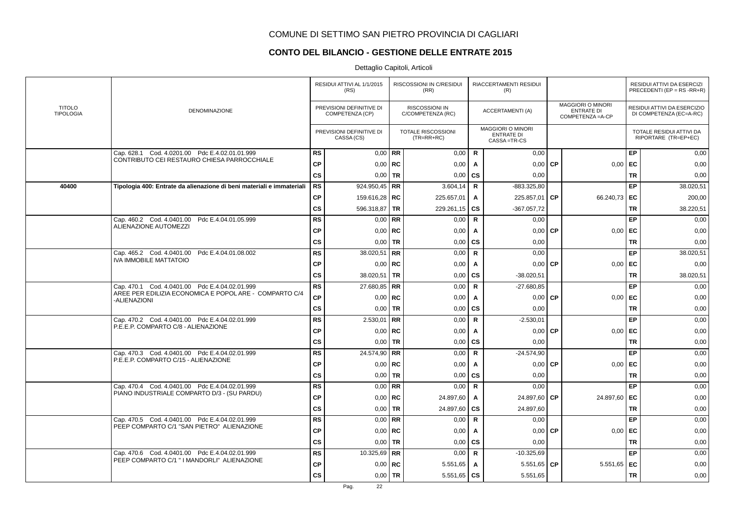# COMUNE DI SETTIMO SAN PIETRO PROVINCIA DI CAGLIARI

## CONTO DEL BILANCIO - GESTIONE DELLE ENTRATE 2015

Dettaglio Capitoli, Articoli

| TITOLO TIPOLOGIA | DENOMINAZIONE | | RESIDUI ATTIVI AL 1/1/2015 (RS) / PREVISIONI DEFINITIVE DI COMPETENZA (CP) / PREVISIONI DEFINITIVE DI CASSA (CS) | | RISCOSSIONI IN C/RESIDUI (RR) / RISCOSSIONI IN C/COMPETENZA (RC) / TOTALE RISCOSSIONI (TR=RR+RC) | | RIACCERTAMENTI RESIDUI (R) / ACCERTAMENTI (A) / MAGGIORI O MINORI ENTRATE DI CASSA =TR-CS | | MAGGIORI O MINORI ENTRATE DI COMPETENZA =A-CP | | RESIDUI ATTIVI DA ESERCIZI PRECEDENTI (EP = RS -RR+R) / RESIDUI ATTIVI DA ESERCIZIO DI COMPETENZA (EC=A-RC) / TOTALE RESIDUI ATTIVI DA RIPORTARE (TR=EP+EC) |
|---|---|---|---|---|---|---|---|---|---|---|---|
| | Cap. 628.1 Cod. 4.0201.00 Pdc E.4.02.01.01.999 CONTRIBUTO CEI RESTAURO CHIESA PARROCCHIALE | RS | 0,00 | RR | 0,00 | R | 0,00 | | | EP | 0,00 |
| | | CP | 0,00 | RC | 0,00 | A | 0,00 | CP | 0,00 | EC | 0,00 |
| | | CS | 0,00 | TR | 0,00 | CS | 0,00 | | | TR | 0,00 |
| **40400** | **Tipologia 400: Entrate da alienazione di beni materiali e immateriali** | RS | 924.950,45 | RR | 3.604,14 | R | -883.325,80 | | | EP | 38.020,51 |
| | | CP | 159.616,28 | RC | 225.657,01 | A | 225.857,01 | CP | 66.240,73 | EC | 200,00 |
| | | CS | 596.318,87 | TR | 229.261,15 | CS | -367.057,72 | | | TR | 38.220,51 |
| | Cap. 460.2 Cod. 4.0401.00 Pdc E.4.04.01.05.999 ALIENAZIONE AUTOMEZZI | RS | 0,00 | RR | 0,00 | R | 0,00 | | | EP | 0,00 |
| | | CP | 0,00 | RC | 0,00 | A | 0,00 | CP | 0,00 | EC | 0,00 |
| | | CS | 0,00 | TR | 0,00 | CS | 0,00 | | | TR | 0,00 |
| | Cap. 465.2 Cod. 4.0401.00 Pdc E.4.04.01.08.002 IVA IMMOBILE MATTATOIO | RS | 38.020,51 | RR | 0,00 | R | 0,00 | | | EP | 38.020,51 |
| | | CP | 0,00 | RC | 0,00 | A | 0,00 | CP | 0,00 | EC | 0,00 |
| | | CS | 38.020,51 | TR | 0,00 | CS | -38.020,51 | | | TR | 38.020,51 |
| | Cap. 470.1 Cod. 4.0401.00 Pdc E.4.04.02.01.999 AREE PER EDILIZIA ECONOMICA E POPOL ARE - COMPARTO C/4 -ALIENAZIONI | RS | 27.680,85 | RR | 0,00 | R | -27.680,85 | | | EP | 0,00 |
| | | CP | 0,00 | RC | 0,00 | A | 0,00 | CP | 0,00 | EC | 0,00 |
| | | CS | 0,00 | TR | 0,00 | CS | 0,00 | | | TR | 0,00 |
| | Cap. 470.2 Cod. 4.0401.00 Pdc E.4.04.02.01.999 P.E.E.P. COMPARTO C/8 - ALIENAZIONE | RS | 2.530,01 | RR | 0,00 | R | -2.530,01 | | | EP | 0,00 |
| | | CP | 0,00 | RC | 0,00 | A | 0,00 | CP | 0,00 | EC | 0,00 |
| | | CS | 0,00 | TR | 0,00 | CS | 0,00 | | | TR | 0,00 |
| | Cap. 470.3 Cod. 4.0401.00 Pdc E.4.04.02.01.999 P.E.E.P. COMPARTO C/15 - ALIENAZIONE | RS | 24.574,90 | RR | 0,00 | R | -24.574,90 | | | EP | 0,00 |
| | | CP | 0,00 | RC | 0,00 | A | 0,00 | CP | 0,00 | EC | 0,00 |
| | | CS | 0,00 | TR | 0,00 | CS | 0,00 | | | TR | 0,00 |
| | Cap. 470.4 Cod. 4.0401.00 Pdc E.4.04.02.01.999 PIANO INDUSTRIALE COMPARTO D/3 - (SU PARDU) | RS | 0,00 | RR | 0,00 | R | 0,00 | | | EP | 0,00 |
| | | CP | 0,00 | RC | 24.897,60 | A | 24.897,60 | CP | 24.897,60 | EC | 0,00 |
| | | CS | 0,00 | TR | 24.897,60 | CS | 24.897,60 | | | TR | 0,00 |
| | Cap. 470.5 Cod. 4.0401.00 Pdc E.4.04.02.01.999 PEEP COMPARTO C/1 "SAN PIETRO" ALIENAZIONE | RS | 0,00 | RR | 0,00 | R | 0,00 | | | EP | 0,00 |
| | | CP | 0,00 | RC | 0,00 | A | 0,00 | CP | 0,00 | EC | 0,00 |
| | | CS | 0,00 | TR | 0,00 | CS | 0,00 | | | TR | 0,00 |
| | Cap. 470.6 Cod. 4.0401.00 Pdc E.4.04.02.01.999 PEEP COMPARTO C/1 " I MANDORLI" ALIENAZIONE | RS | 10.325,69 | RR | 0,00 | R | -10.325,69 | | | EP | 0,00 |
| | | CP | 0,00 | RC | 5.551,65 | A | 5.551,65 | CP | 5.551,65 | EC | 0,00 |
| | | CS | 0,00 | TR | 5.551,65 | CS | 5.551,65 | | | TR | 0,00 |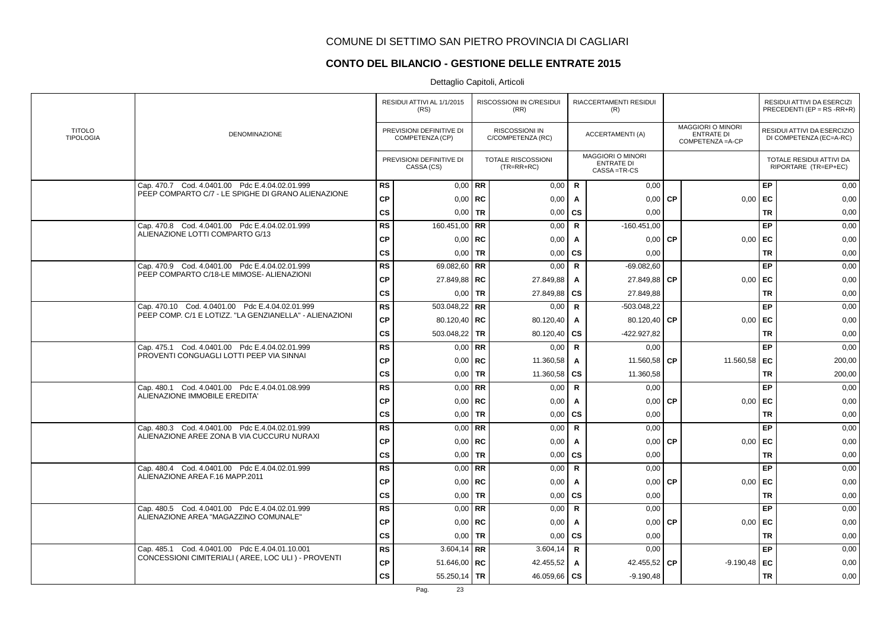# COMUNE DI SETTIMO SAN PIETRO PROVINCIA DI CAGLIARI

## CONTO DEL BILANCIO - GESTIONE DELLE ENTRATE 2015

Dettaglio Capitoli, Articoli

| TITOLO TIPOLOGIA | DENOMINAZIONE | | RESIDUI ATTIVI AL 1/1/2015 (RS) / PREVISIONI DEFINITIVE DI COMPETENZA (CP) / PREVISIONI DEFINITIVE DI CASSA (CS) | | RISCOSSIONI IN C/RESIDUI (RR) / RISCOSSIONI IN C/COMPETENZA (RC) / TOTALE RISCOSSIONI (TR=RR+RC) | | RIACCERTAMENTI RESIDUI (R) / ACCERTAMENTI (A) / MAGGIORI O MINORI ENTRATE DI CASSA =TR-CS | | MAGGIORI O MINORI ENTRATE DI COMPETENZA =A-CP | | RESIDUI ATTIVI DA ESERCIZI PRECEDENTI (EP = RS -RR+R) / RESIDUI ATTIVI DA ESERCIZIO DI COMPETENZA (EC=A-RC) / TOTALE RESIDUI ATTIVI DA RIPORTARE (TR=EP+EC) |
|---|---|---|---|---|---|---|---|---|---|---|---|
| | Cap. 470.7 Cod. 4.0401.00 Pdc E.4.04.02.01.999 PEEP COMPARTO C/7 - LE SPIGHE DI GRANO ALIENAZIONE | RS | 0,00 | RR | 0,00 | R | 0,00 | | | EP | 0,00 |
| | | CP | 0,00 | RC | 0,00 | A | 0,00 | CP | 0,00 | EC | 0,00 |
| | | CS | 0,00 | TR | 0,00 | CS | 0,00 | | | TR | 0,00 |
| | Cap. 470.8 Cod. 4.0401.00 Pdc E.4.04.02.01.999 ALIENAZIONE LOTTI COMPARTO G/13 | RS | 160.451,00 | RR | 0,00 | R | -160.451,00 | | | EP | 0,00 |
| | | CP | 0,00 | RC | 0,00 | A | 0,00 | CP | 0,00 | EC | 0,00 |
| | | CS | 0,00 | TR | 0,00 | CS | 0,00 | | | TR | 0,00 |
| | Cap. 470.9 Cod. 4.0401.00 Pdc E.4.04.02.01.999 PEEP COMPARTO C/18-LE MIMOSE- ALIENAZIONI | RS | 69.082,60 | RR | 0,00 | R | -69.082,60 | | | EP | 0,00 |
| | | CP | 27.849,88 | RC | 27.849,88 | A | 27.849,88 | CP | 0,00 | EC | 0,00 |
| | | CS | 0,00 | TR | 27.849,88 | CS | 27.849,88 | | | TR | 0,00 |
| | Cap. 470.10 Cod. 4.0401.00 Pdc E.4.04.02.01.999 PEEP COMP. C/1 E LOTIZZ. "LA GENZIANELLA" - ALIENAZIONI | RS | 503.048,22 | RR | 0,00 | R | -503.048,22 | | | EP | 0,00 |
| | | CP | 80.120,40 | RC | 80.120,40 | A | 80.120,40 | CP | 0,00 | EC | 0,00 |
| | | CS | 503.048,22 | TR | 80.120,40 | CS | -422.927,82 | | | TR | 0,00 |
| | Cap. 475.1 Cod. 4.0401.00 Pdc E.4.04.02.01.999 PROVENTI CONGUAGLI LOTTI PEEP VIA SINNAI | RS | 0,00 | RR | 0,00 | R | 0,00 | | | EP | 0,00 |
| | | CP | 0,00 | RC | 11.360,58 | A | 11.560,58 | CP | 11.560,58 | EC | 200,00 |
| | | CS | 0,00 | TR | 11.360,58 | CS | 11.360,58 | | | TR | 200,00 |
| | Cap. 480.1 Cod. 4.0401.00 Pdc E.4.04.01.08.999 ALIENAZIONE IMMOBILE EREDITA' | RS | 0,00 | RR | 0,00 | R | 0,00 | | | EP | 0,00 |
| | | CP | 0,00 | RC | 0,00 | A | 0,00 | CP | 0,00 | EC | 0,00 |
| | | CS | 0,00 | TR | 0,00 | CS | 0,00 | | | TR | 0,00 |
| | Cap. 480.3 Cod. 4.0401.00 Pdc E.4.04.02.01.999 ALIENAZIONE AREE ZONA B VIA CUCCURU NURAXI | RS | 0,00 | RR | 0,00 | R | 0,00 | | | EP | 0,00 |
| | | CP | 0,00 | RC | 0,00 | A | 0,00 | CP | 0,00 | EC | 0,00 |
| | | CS | 0,00 | TR | 0,00 | CS | 0,00 | | | TR | 0,00 |
| | Cap. 480.4 Cod. 4.0401.00 Pdc E.4.04.02.01.999 ALIENAZIONE AREA F.16 MAPP.2011 | RS | 0,00 | RR | 0,00 | R | 0,00 | | | EP | 0,00 |
| | | CP | 0,00 | RC | 0,00 | A | 0,00 | CP | 0,00 | EC | 0,00 |
| | | CS | 0,00 | TR | 0,00 | CS | 0,00 | | | TR | 0,00 |
| | Cap. 480.5 Cod. 4.0401.00 Pdc E.4.04.02.01.999 ALIENAZIONE AREA "MAGAZZINO COMUNALE" | RS | 0,00 | RR | 0,00 | R | 0,00 | | | EP | 0,00 |
| | | CP | 0,00 | RC | 0,00 | A | 0,00 | CP | 0,00 | EC | 0,00 |
| | | CS | 0,00 | TR | 0,00 | CS | 0,00 | | | TR | 0,00 |
| | Cap. 485.1 Cod. 4.0401.00 Pdc E.4.04.01.10.001 CONCESSIONI CIMITERIALI ( AREE, LOC ULI ) - PROVENTI | RS | 3.604,14 | RR | 3.604,14 | R | 0,00 | | | EP | 0,00 |
| | | CP | 51.646,00 | RC | 42.455,52 | A | 42.455,52 | CP | -9.190,48 | EC | 0,00 |
| | | CS | 55.250,14 | TR | 46.059,66 | CS | -9.190,48 | | | TR | 0,00 |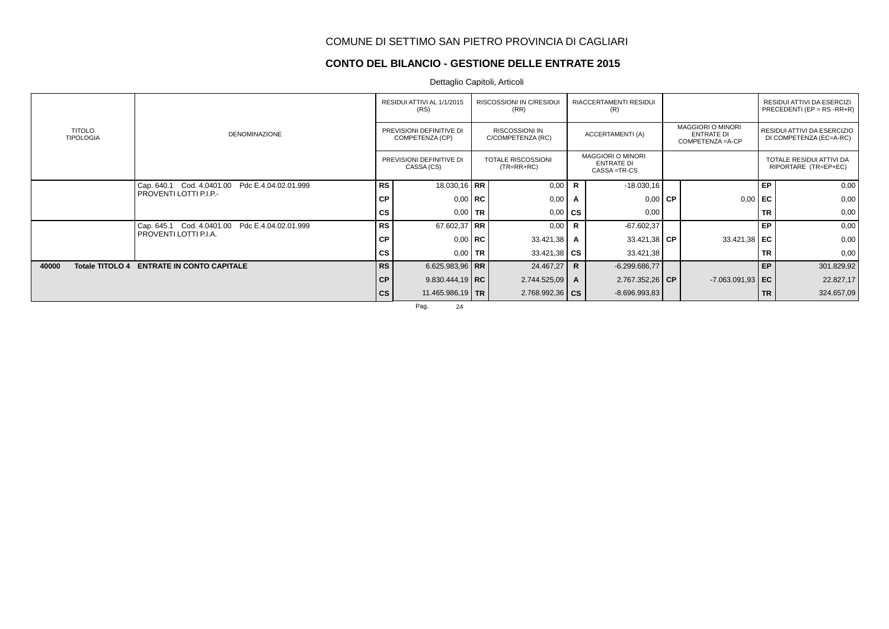COMUNE DI SETTIMO SAN PIETRO PROVINCIA DI CAGLIARI

## CONTO DEL BILANCIO - GESTIONE DELLE ENTRATE 2015

Dettaglio Capitoli, Articoli

| TITOLO TIPOLOGIA | DENOMINAZIONE | | RESIDUI ATTIVI AL 1/1/2015 (RS) / PREVISIONI DEFINITIVE DI COMPETENZA (CP) / PREVISIONI DEFINITIVE DI CASSA (CS) | | RISCOSSIONI IN C/RESIDUI (RR) / RISCOSSIONI IN C/COMPETENZA (RC) / TOTALE RISCOSSIONI (TR=RR+RC) | | RIACCERTAMENTI RESIDUI (R) / ACCERTAMENTI (A) / MAGGIORI O MINORI ENTRATE DI CASSA =TR-CS | | MAGGIORI O MINORI ENTRATE DI COMPETENZA =A-CP | | RESIDUI ATTIVI DA ESERCIZI PRECEDENTI (EP = RS -RR+R) / RESIDUI ATTIVI DA ESERCIZIO DI COMPETENZA (EC=A-RC) / TOTALE RESIDUI ATTIVI DA RIPORTARE (TR=EP+EC) |
|---|---|---|---|---|---|---|---|---|---|---|---|
| | Cap. 640.1 Cod. 4.0401.00 Pdc E.4.04.02.01.999 PROVENTI LOTTI P.I.P.- | RS | 18.030,16 | RR | 0,00 | R | -18.030,16 | | | EP | 0,00 |
| | | CP | 0,00 | RC | 0,00 | A | 0,00 | CP | 0,00 | EC | 0,00 |
| | | CS | 0,00 | TR | 0,00 | CS | 0,00 | | | TR | 0,00 |
| | Cap. 645.1 Cod. 4.0401.00 Pdc E.4.04.02.01.999 PROVENTI LOTTI P.I.A. | RS | 67.602,37 | RR | 0,00 | R | -67.602,37 | | | EP | 0,00 |
| | | CP | 0,00 | RC | 33.421,38 | A | 33.421,38 | CP | 33.421,38 | EC | 0,00 |
| | | CS | 0,00 | TR | 33.421,38 | CS | 33.421,38 | | | TR | 0,00 |
| **40000** | **Totale TITOLO 4 ENTRATE IN CONTO CAPITALE** | **RS** | 6.625.983,96 | **RR** | 24.467,27 | **R** | -6.299.686,77 | | | **EP** | 301.829,92 |
| | | **CP** | 9.830.444,19 | **RC** | 2.744.525,09 | **A** | 2.767.352,26 | **CP** | -7.063.091,93 | **EC** | 22.827,17 |
| | | **CS** | 11.465.986,19 | **TR** | 2.768.992,36 | **CS** | -8.696.993,83 | | | **TR** | 324.657,09 |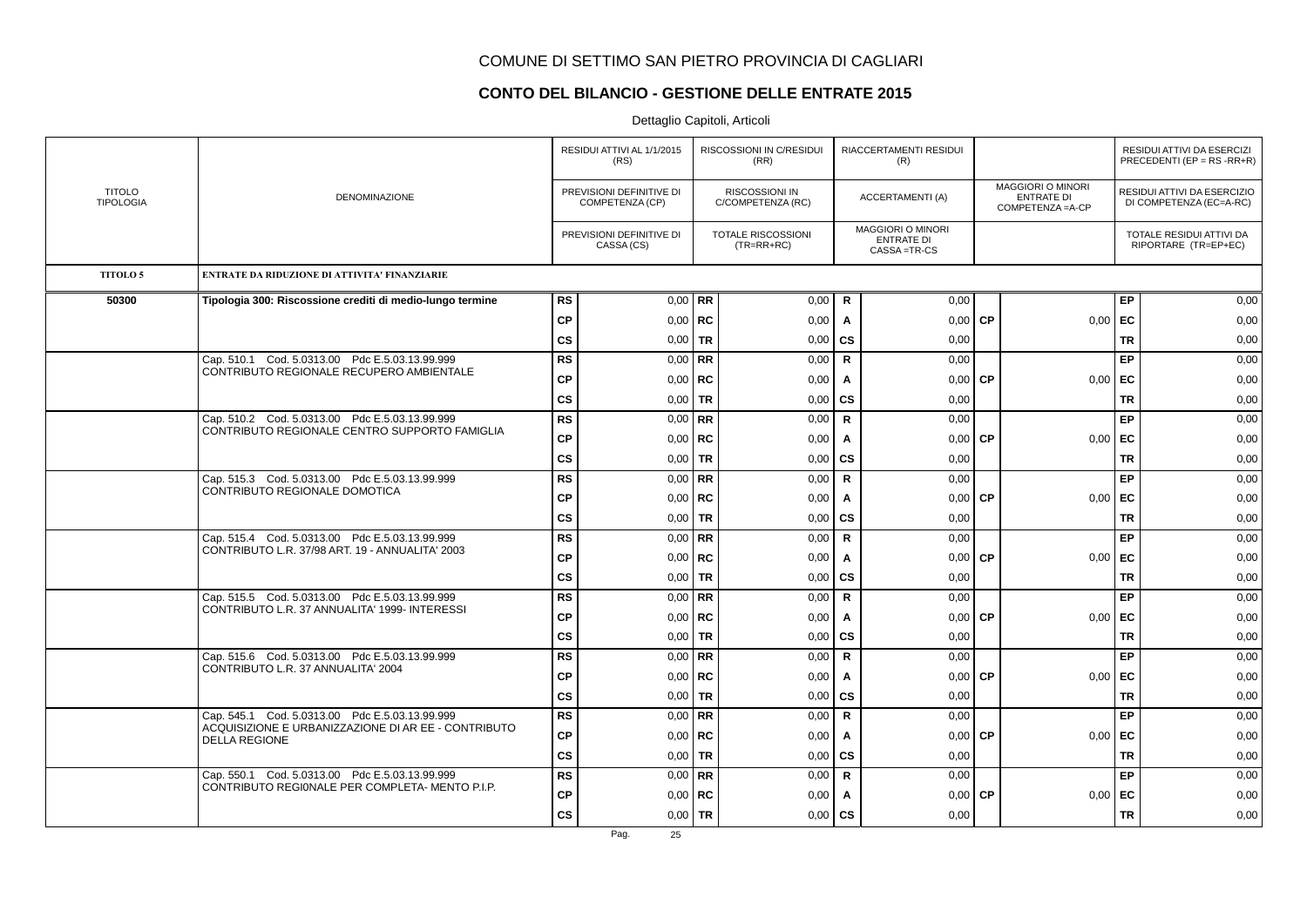# COMUNE DI SETTIMO SAN PIETRO PROVINCIA DI CAGLIARI

## CONTO DEL BILANCIO - GESTIONE DELLE ENTRATE 2015

Dettaglio Capitoli, Articoli

| TITOLO TIPOLOGIA | DENOMINAZIONE | | RESIDUI ATTIVI AL 1/1/2015 (RS) / PREVISIONI DEFINITIVE DI COMPETENZA (CP) / PREVISIONI DEFINITIVE DI CASSA (CS) | | RISCOSSIONI IN C/RESIDUI (RR) / RISCOSSIONI IN C/COMPETENZA (RC) / TOTALE RISCOSSIONI (TR=RR+RC) | | RIACCERTAMENTI RESIDUI (R) / ACCERTAMENTI (A) / MAGGIORI O MINORI ENTRATE DI CASSA =TR-CS | | MAGGIORI O MINORI ENTRATE DI COMPETENZA =A-CP | | RESIDUI ATTIVI DA ESERCIZI PRECEDENTI (EP = RS -RR+R) / RESIDUI ATTIVI DA ESERCIZIO DI COMPETENZA (EC=A-RC) / TOTALE RESIDUI ATTIVI DA RIPORTARE (TR=EP+EC) |
|---|---|---|---|---|---|---|---|---|---|---|---|
| **TITOLO 5** | **ENTRATE DA RIDUZIONE DI ATTIVITA' FINANZIARIE** | | | | | | | | | | |
| **50300** | **Tipologia 300: Riscossione crediti di medio-lungo termine** | **RS** | 0,00 | **RR** | 0,00 | **R** | 0,00 | | | **EP** | 0,00 |
| | | **CP** | 0,00 | **RC** | 0,00 | **A** | 0,00 | **CP** | 0,00 | **EC** | 0,00 |
| | | **CS** | 0,00 | **TR** | 0,00 | **CS** | 0,00 | | | **TR** | 0,00 |
| | Cap. 510.1 Cod. 5.0313.00 Pdc E.5.03.13.99.999 CONTRIBUTO REGIONALE RECUPERO AMBIENTALE | **RS** | 0,00 | **RR** | 0,00 | **R** | 0,00 | | | **EP** | 0,00 |
| | | **CP** | 0,00 | **RC** | 0,00 | **A** | 0,00 | **CP** | 0,00 | **EC** | 0,00 |
| | | **CS** | 0,00 | **TR** | 0,00 | **CS** | 0,00 | | | **TR** | 0,00 |
| | Cap. 510.2 Cod. 5.0313.00 Pdc E.5.03.13.99.999 CONTRIBUTO REGIONALE CENTRO SUPPORTO FAMIGLIA | **RS** | 0,00 | **RR** | 0,00 | **R** | 0,00 | | | **EP** | 0,00 |
| | | **CP** | 0,00 | **RC** | 0,00 | **A** | 0,00 | **CP** | 0,00 | **EC** | 0,00 |
| | | **CS** | 0,00 | **TR** | 0,00 | **CS** | 0,00 | | | **TR** | 0,00 |
| | Cap. 515.3 Cod. 5.0313.00 Pdc E.5.03.13.99.999 CONTRIBUTO REGIONALE DOMOTICA | **RS** | 0,00 | **RR** | 0,00 | **R** | 0,00 | | | **EP** | 0,00 |
| | | **CP** | 0,00 | **RC** | 0,00 | **A** | 0,00 | **CP** | 0,00 | **EC** | 0,00 |
| | | **CS** | 0,00 | **TR** | 0,00 | **CS** | 0,00 | | | **TR** | 0,00 |
| | Cap. 515.4 Cod. 5.0313.00 Pdc E.5.03.13.99.999 CONTRIBUTO L.R. 37/98 ART. 19 - ANNUALITA' 2003 | **RS** | 0,00 | **RR** | 0,00 | **R** | 0,00 | | | **EP** | 0,00 |
| | | **CP** | 0,00 | **RC** | 0,00 | **A** | 0,00 | **CP** | 0,00 | **EC** | 0,00 |
| | | **CS** | 0,00 | **TR** | 0,00 | **CS** | 0,00 | | | **TR** | 0,00 |
| | Cap. 515.5 Cod. 5.0313.00 Pdc E.5.03.13.99.999 CONTRIBUTO L.R. 37 ANNUALITA' 1999- INTERESSI | **RS** | 0,00 | **RR** | 0,00 | **R** | 0,00 | | | **EP** | 0,00 |
| | | **CP** | 0,00 | **RC** | 0,00 | **A** | 0,00 | **CP** | 0,00 | **EC** | 0,00 |
| | | **CS** | 0,00 | **TR** | 0,00 | **CS** | 0,00 | | | **TR** | 0,00 |
| | Cap. 515.6 Cod. 5.0313.00 Pdc E.5.03.13.99.999 CONTRIBUTO L.R. 37 ANNUALITA' 2004 | **RS** | 0,00 | **RR** | 0,00 | **R** | 0,00 | | | **EP** | 0,00 |
| | | **CP** | 0,00 | **RC** | 0,00 | **A** | 0,00 | **CP** | 0,00 | **EC** | 0,00 |
| | | **CS** | 0,00 | **TR** | 0,00 | **CS** | 0,00 | | | **TR** | 0,00 |
| | Cap. 545.1 Cod. 5.0313.00 Pdc E.5.03.13.99.999 ACQUISIZIONE E URBANIZZAZIONE DI AR EE - CONTRIBUTO DELLA REGIONE | **RS** | 0,00 | **RR** | 0,00 | **R** | 0,00 | | | **EP** | 0,00 |
| | | **CP** | 0,00 | **RC** | 0,00 | **A** | 0,00 | **CP** | 0,00 | **EC** | 0,00 |
| | | **CS** | 0,00 | **TR** | 0,00 | **CS** | 0,00 | | | **TR** | 0,00 |
| | Cap. 550.1 Cod. 5.0313.00 Pdc E.5.03.13.99.999 CONTRIBUTO REGI0NALE PER COMPLETA- MENTO P.I.P. | **RS** | 0,00 | **RR** | 0,00 | **R** | 0,00 | | | **EP** | 0,00 |
| | | **CP** | 0,00 | **RC** | 0,00 | **A** | 0,00 | **CP** | 0,00 | **EC** | 0,00 |
| | | **CS** | 0,00 | **TR** | 0,00 | **CS** | 0,00 | | | **TR** | 0,00 |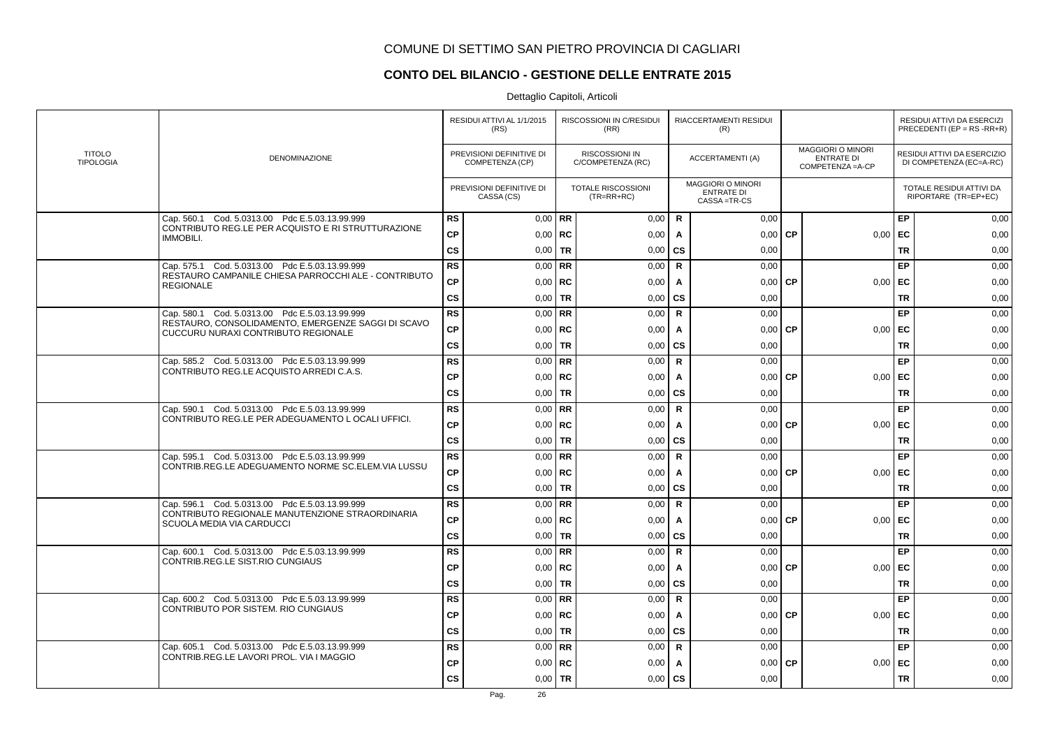# COMUNE DI SETTIMO SAN PIETRO PROVINCIA DI CAGLIARI

## CONTO DEL BILANCIO - GESTIONE DELLE ENTRATE 2015

Dettaglio Capitoli, Articoli

| TITOLO TIPOLOGIA | DENOMINAZIONE | | RESIDUI ATTIVI AL 1/1/2015 (RS) / PREVISIONI DEFINITIVE DI COMPETENZA (CP) / PREVISIONI DEFINITIVE DI CASSA (CS) | | RISCOSSIONI IN C/RESIDUI (RR) / RISCOSSIONI IN C/COMPETENZA (RC) / TOTALE RISCOSSIONI (TR=RR+RC) | | RIACCERTAMENTI RESIDUI (R) / ACCERTAMENTI (A) / MAGGIORI O MINORI ENTRATE DI CASSA =TR-CS | | MAGGIORI O MINORI ENTRATE DI COMPETENZA =A-CP | | RESIDUI ATTIVI DA ESERCIZI PRECEDENTI (EP = RS -RR+R) / RESIDUI ATTIVI DA ESERCIZIO DI COMPETENZA (EC=A-RC) / TOTALE RESIDUI ATTIVI DA RIPORTARE (TR=EP+EC) |
|---|---|---|---|---|---|---|---|---|---|---|---|
| | Cap. 560.1 Cod. 5.0313.00 Pdc E.5.03.13.99.999 CONTRIBUTO REG.LE PER ACQUISTO E RI STRUTTURAZIONE IMMOBILI. | RS | 0,00 | RR | 0,00 | R | 0,00 | | | EP | 0,00 |
| | | CP | 0,00 | RC | 0,00 | A | 0,00 | CP | 0,00 | EC | 0,00 |
| | | CS | 0,00 | TR | 0,00 | CS | 0,00 | | | TR | 0,00 |
| | Cap. 575.1 Cod. 5.0313.00 Pdc E.5.03.13.99.999 RESTAURO CAMPANILE CHIESA PARROCCHI ALE - CONTRIBUTO REGIONALE | RS | 0,00 | RR | 0,00 | R | 0,00 | | | EP | 0,00 |
| | | CP | 0,00 | RC | 0,00 | A | 0,00 | CP | 0,00 | EC | 0,00 |
| | | CS | 0,00 | TR | 0,00 | CS | 0,00 | | | TR | 0,00 |
| | Cap. 580.1 Cod. 5.0313.00 Pdc E.5.03.13.99.999 RESTAURO, CONSOLIDAMENTO, EMERGENZE SAGGI DI SCAVO CUCCURU NURAXI CONTRIBUTO REGIONALE | RS | 0,00 | RR | 0,00 | R | 0,00 | | | EP | 0,00 |
| | | CP | 0,00 | RC | 0,00 | A | 0,00 | CP | 0,00 | EC | 0,00 |
| | | CS | 0,00 | TR | 0,00 | CS | 0,00 | | | TR | 0,00 |
| | Cap. 585.2 Cod. 5.0313.00 Pdc E.5.03.13.99.999 CONTRIBUTO REG.LE ACQUISTO ARREDI C.A.S. | RS | 0,00 | RR | 0,00 | R | 0,00 | | | EP | 0,00 |
| | | CP | 0,00 | RC | 0,00 | A | 0,00 | CP | 0,00 | EC | 0,00 |
| | | CS | 0,00 | TR | 0,00 | CS | 0,00 | | | TR | 0,00 |
| | Cap. 590.1 Cod. 5.0313.00 Pdc E.5.03.13.99.999 CONTRIBUTO REG.LE PER ADEGUAMENTO L OCALI UFFICI. | RS | 0,00 | RR | 0,00 | R | 0,00 | | | EP | 0,00 |
| | | CP | 0,00 | RC | 0,00 | A | 0,00 | CP | 0,00 | EC | 0,00 |
| | | CS | 0,00 | TR | 0,00 | CS | 0,00 | | | TR | 0,00 |
| | Cap. 595.1 Cod. 5.0313.00 Pdc E.5.03.13.99.999 CONTRIB.REG.LE ADEGUAMENTO NORME SC.ELEM.VIA LUSSU | RS | 0,00 | RR | 0,00 | R | 0,00 | | | EP | 0,00 |
| | | CP | 0,00 | RC | 0,00 | A | 0,00 | CP | 0,00 | EC | 0,00 |
| | | CS | 0,00 | TR | 0,00 | CS | 0,00 | | | TR | 0,00 |
| | Cap. 596.1 Cod. 5.0313.00 Pdc E.5.03.13.99.999 CONTRIBUTO REGIONALE MANUTENZIONE STRAORDINARIA SCUOLA MEDIA VIA CARDUCCI | RS | 0,00 | RR | 0,00 | R | 0,00 | | | EP | 0,00 |
| | | CP | 0,00 | RC | 0,00 | A | 0,00 | CP | 0,00 | EC | 0,00 |
| | | CS | 0,00 | TR | 0,00 | CS | 0,00 | | | TR | 0,00 |
| | Cap. 600.1 Cod. 5.0313.00 Pdc E.5.03.13.99.999 CONTRIB.REG.LE SIST.RIO CUNGIAUS | RS | 0,00 | RR | 0,00 | R | 0,00 | | | EP | 0,00 |
| | | CP | 0,00 | RC | 0,00 | A | 0,00 | CP | 0,00 | EC | 0,00 |
| | | CS | 0,00 | TR | 0,00 | CS | 0,00 | | | TR | 0,00 |
| | Cap. 600.2 Cod. 5.0313.00 Pdc E.5.03.13.99.999 CONTRIBUTO POR SISTEM. RIO CUNGIAUS | RS | 0,00 | RR | 0,00 | R | 0,00 | | | EP | 0,00 |
| | | CP | 0,00 | RC | 0,00 | A | 0,00 | CP | 0,00 | EC | 0,00 |
| | | CS | 0,00 | TR | 0,00 | CS | 0,00 | | | TR | 0,00 |
| | Cap. 605.1 Cod. 5.0313.00 Pdc E.5.03.13.99.999 CONTRIB.REG.LE LAVORI PROL. VIA I MAGGIO | RS | 0,00 | RR | 0,00 | R | 0,00 | | | EP | 0,00 |
| | | CP | 0,00 | RC | 0,00 | A | 0,00 | CP | 0,00 | EC | 0,00 |
| | | CS | 0,00 | TR | 0,00 | CS | 0,00 | | | TR | 0,00 |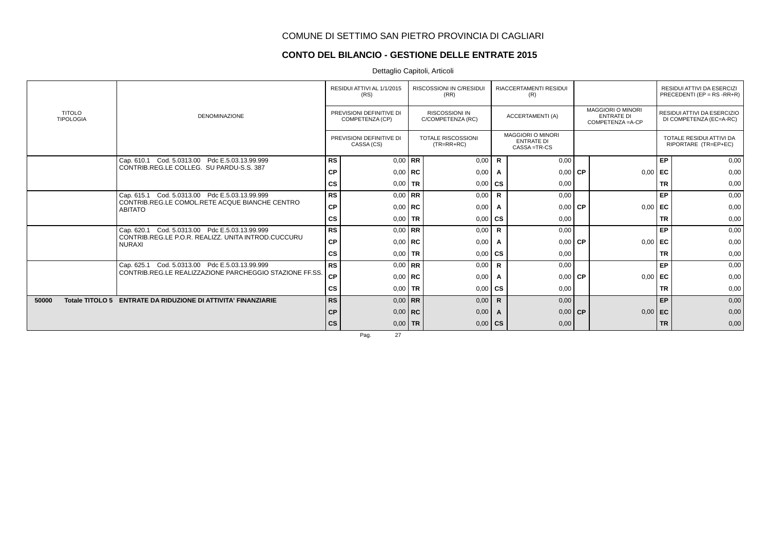# COMUNE DI SETTIMO SAN PIETRO PROVINCIA DI CAGLIARI

## CONTO DEL BILANCIO - GESTIONE DELLE ENTRATE 2015

Dettaglio Capitoli, Articoli

| TITOLO TIPOLOGIA | DENOMINAZIONE | | RESIDUI ATTIVI AL 1/1/2015 (RS) / PREVISIONI DEFINITIVE DI COMPETENZA (CP) / PREVISIONI DEFINITIVE DI CASSA (CS) | | RISCOSSIONI IN C/RESIDUI (RR) / RISCOSSIONI IN C/COMPETENZA (RC) / TOTALE RISCOSSIONI (TR=RR+RC) | | RIACCERTAMENTI RESIDUI (R) / ACCERTAMENTI (A) / MAGGIORI O MINORI ENTRATE DI CASSA =TR-CS | | MAGGIORI O MINORI ENTRATE DI COMPETENZA =A-CP | | RESIDUI ATTIVI DA ESERCIZI PRECEDENTI (EP = RS -RR+R) / RESIDUI ATTIVI DA ESERCIZIO DI COMPETENZA (EC=A-RC) / TOTALE RESIDUI ATTIVI DA RIPORTARE (TR=EP+EC) |
|---|---|---|---|---|---|---|---|---|---|---|---|
| | Cap. 610.1 Cod. 5.0313.00 Pdc E.5.03.13.99.999 CONTRIB.REG.LE COLLEG. SU PARDU-S.S. 387 | RS | 0,00 | RR | 0,00 | R | 0,00 | | | EP | 0,00 |
| | | CP | 0,00 | RC | 0,00 | A | 0,00 | CP | 0,00 | EC | 0,00 |
| | | CS | 0,00 | TR | 0,00 | CS | 0,00 | | | TR | 0,00 |
| | Cap. 615.1 Cod. 5.0313.00 Pdc E.5.03.13.99.999 CONTRIB.REG.LE COMOL.RETE ACQUE BIANCHE CENTRO ABITATO | RS | 0,00 | RR | 0,00 | R | 0,00 | | | EP | 0,00 |
| | | CP | 0,00 | RC | 0,00 | A | 0,00 | CP | 0,00 | EC | 0,00 |
| | | CS | 0,00 | TR | 0,00 | CS | 0,00 | | | TR | 0,00 |
| | Cap. 620.1 Cod. 5.0313.00 Pdc E.5.03.13.99.999 CONTRIB.REG.LE P.O.R. REALIZZ. UNITA INTROD.CUCCURU NURAXI | RS | 0,00 | RR | 0,00 | R | 0,00 | | | EP | 0,00 |
| | | CP | 0,00 | RC | 0,00 | A | 0,00 | CP | 0,00 | EC | 0,00 |
| | | CS | 0,00 | TR | 0,00 | CS | 0,00 | | | TR | 0,00 |
| | Cap. 625.1 Cod. 5.0313.00 Pdc E.5.03.13.99.999 CONTRIB.REG.LE REALIZZAZIONE PARCHEGGIO STAZIONE FF.SS. | RS | 0,00 | RR | 0,00 | R | 0,00 | | | EP | 0,00 |
| | | CP | 0,00 | RC | 0,00 | A | 0,00 | CP | 0,00 | EC | 0,00 |
| | | CS | 0,00 | TR | 0,00 | CS | 0,00 | | | TR | 0,00 |
| **50000 Totale TITOLO 5** | **ENTRATE DA RIDUZIONE DI ATTIVITA' FINANZIARIE** | **RS** | 0,00 | **RR** | 0,00 | **R** | 0,00 | | | **EP** | 0,00 |
| | | **CP** | 0,00 | **RC** | 0,00 | **A** | 0,00 | **CP** | 0,00 | **EC** | 0,00 |
| | | **CS** | 0,00 | **TR** | 0,00 | **CS** | 0,00 | | | **TR** | 0,00 |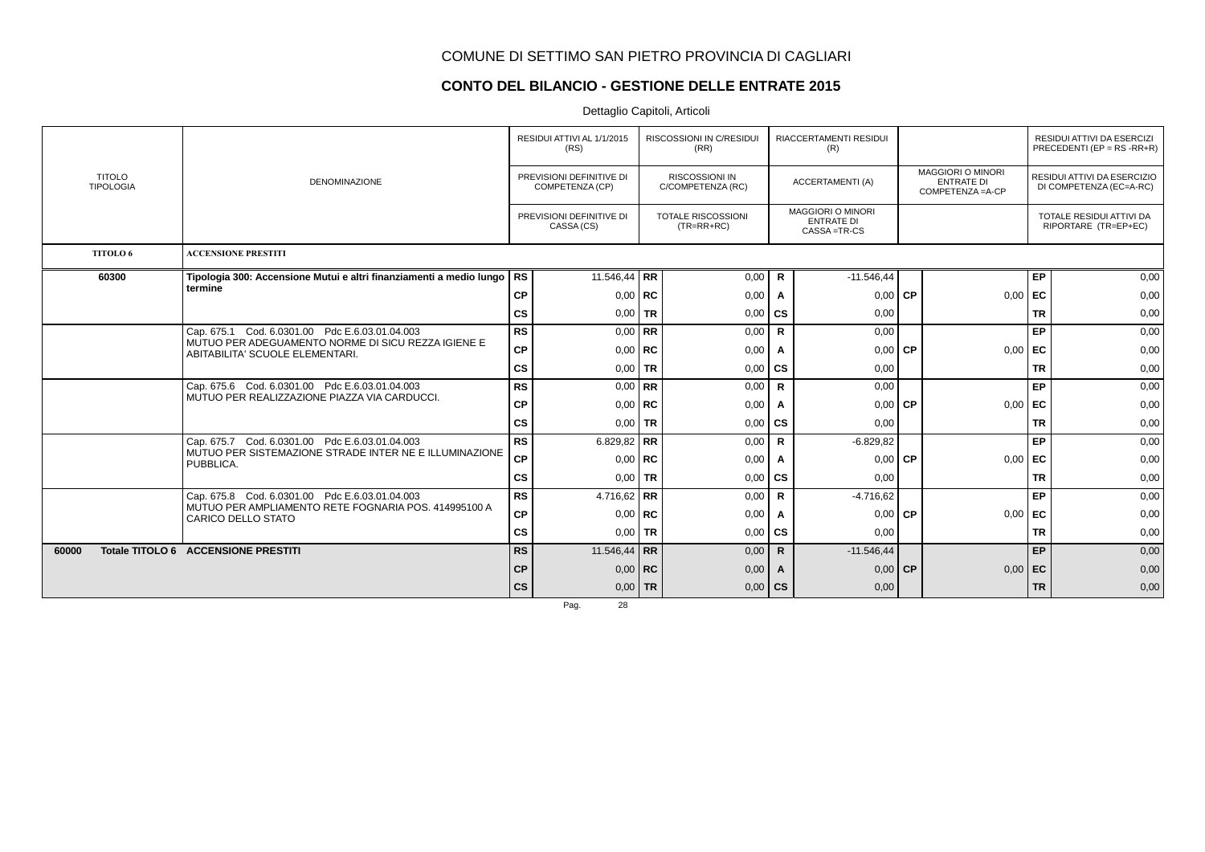# COMUNE DI SETTIMO SAN PIETRO PROVINCIA DI CAGLIARI

## CONTO DEL BILANCIO - GESTIONE DELLE ENTRATE 2015

Dettaglio Capitoli, Articoli

| TITOLO TIPOLOGIA | DENOMINAZIONE | | RESIDUI ATTIVI AL 1/1/2015 (RS) / PREVISIONI DEFINITIVE DI COMPETENZA (CP) / PREVISIONI DEFINITIVE DI CASSA (CS) | | RISCOSSIONI IN C/RESIDUI (RR) / RISCOSSIONI IN C/COMPETENZA (RC) / TOTALE RISCOSSIONI (TR=RR+RC) | | RIACCERTAMENTI RESIDUI (R) / ACCERTAMENTI (A) / MAGGIORI O MINORI ENTRATE DI CASSA =TR-CS | | MAGGIORI O MINORI ENTRATE DI COMPETENZA =A-CP | | RESIDUI ATTIVI DA ESERCIZI PRECEDENTI (EP = RS -RR+R) / RESIDUI ATTIVI DA ESERCIZIO DI COMPETENZA (EC=A-RC) / TOTALE RESIDUI ATTIVI DA RIPORTARE (TR=EP+EC) |
|---|---|---|---|---|---|---|---|---|---|---|---|
| **TITOLO 6** | **ACCENSIONE PRESTITI** | | | | | | | | | | |
| **60300** | **Tipologia 300: Accensione Mutui e altri finanziamenti a medio lungo termine** | RS | 11.546,44 | RR | 0,00 | R | -11.546,44 | | | EP | 0,00 |
| | | CP | 0,00 | RC | 0,00 | A | 0,00 | CP | 0,00 | EC | 0,00 |
| | | CS | 0,00 | TR | 0,00 | CS | 0,00 | | | TR | 0,00 |
| | Cap. 675.1 Cod. 6.0301.00 Pdc E.6.03.01.04.003 MUTUO PER ADEGUAMENTO NORME DI SICU REZZA IGIENE E ABITABILITA' SCUOLE ELEMENTARI. | RS | 0,00 | RR | 0,00 | R | 0,00 | | | EP | 0,00 |
| | | CP | 0,00 | RC | 0,00 | A | 0,00 | CP | 0,00 | EC | 0,00 |
| | | CS | 0,00 | TR | 0,00 | CS | 0,00 | | | TR | 0,00 |
| | Cap. 675.6 Cod. 6.0301.00 Pdc E.6.03.01.04.003 MUTUO PER REALIZZAZIONE PIAZZA VIA CARDUCCI. | RS | 0,00 | RR | 0,00 | R | 0,00 | | | EP | 0,00 |
| | | CP | 0,00 | RC | 0,00 | A | 0,00 | CP | 0,00 | EC | 0,00 |
| | | CS | 0,00 | TR | 0,00 | CS | 0,00 | | | TR | 0,00 |
| | Cap. 675.7 Cod. 6.0301.00 Pdc E.6.03.01.04.003 MUTUO PER SISTEMAZIONE STRADE INTER NE E ILLUMINAZIONE PUBBLICA. | RS | 6.829,82 | RR | 0,00 | R | -6.829,82 | | | EP | 0,00 |
| | | CP | 0,00 | RC | 0,00 | A | 0,00 | CP | 0,00 | EC | 0,00 |
| | | CS | 0,00 | TR | 0,00 | CS | 0,00 | | | TR | 0,00 |
| | Cap. 675.8 Cod. 6.0301.00 Pdc E.6.03.01.04.003 MUTUO PER AMPLIAMENTO RETE FOGNARIA POS. 414995100 A CARICO DELLO STATO | RS | 4.716,62 | RR | 0,00 | R | -4.716,62 | | | EP | 0,00 |
| | | CP | 0,00 | RC | 0,00 | A | 0,00 | CP | 0,00 | EC | 0,00 |
| | | CS | 0,00 | TR | 0,00 | CS | 0,00 | | | TR | 0,00 |
| **60000** | **Totale TITOLO 6 ACCENSIONE PRESTITI** | **RS** | 11.546,44 | **RR** | 0,00 | **R** | -11.546,44 | | | **EP** | 0,00 |
| | | **CP** | 0,00 | **RC** | 0,00 | **A** | 0,00 | **CP** | 0,00 | **EC** | 0,00 |
| | | **CS** | 0,00 | **TR** | 0,00 | **CS** | 0,00 | | | **TR** | 0,00 |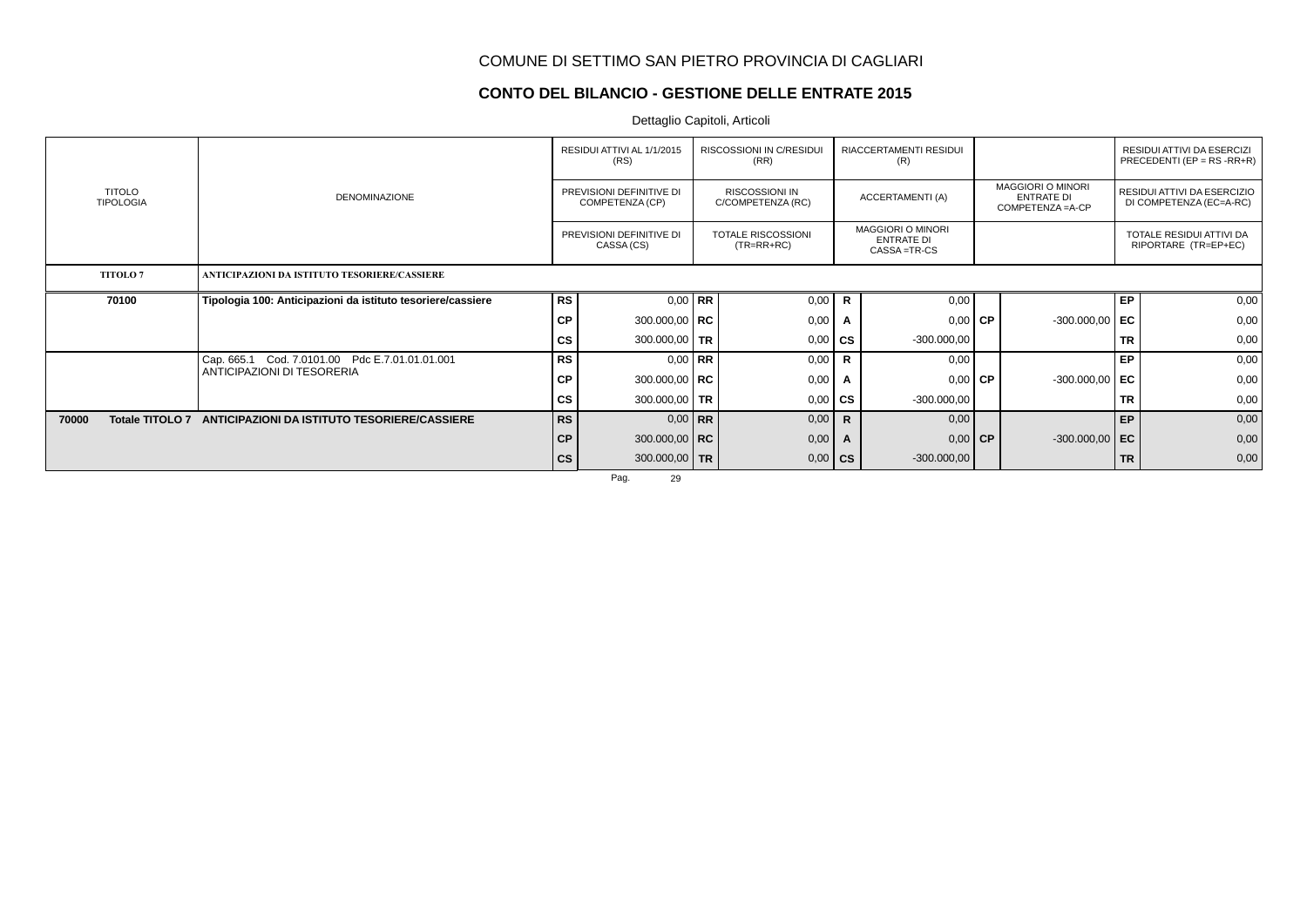# COMUNE DI SETTIMO SAN PIETRO PROVINCIA DI CAGLIARI

## CONTO DEL BILANCIO - GESTIONE DELLE ENTRATE 2015

Dettaglio Capitoli, Articoli

| TITOLO TIPOLOGIA | DENOMINAZIONE | | RESIDUI ATTIVI AL 1/1/2015 (RS) / PREVISIONI DEFINITIVE DI COMPETENZA (CP) / PREVISIONI DEFINITIVE DI CASSA (CS) | | RISCOSSIONI IN C/RESIDUI (RR) / RISCOSSIONI IN C/COMPETENZA (RC) / TOTALE RISCOSSIONI (TR=RR+RC) | | RIACCERTAMENTI RESIDUI (R) / ACCERTAMENTI (A) / MAGGIORI O MINORI ENTRATE DI CASSA =TR-CS | | MAGGIORI O MINORI ENTRATE DI COMPETENZA =A-CP | | RESIDUI ATTIVI DA ESERCIZI PRECEDENTI (EP = RS -RR+R) / RESIDUI ATTIVI DA ESERCIZIO DI COMPETENZA (EC=A-RC) / TOTALE RESIDUI ATTIVI DA RIPORTARE (TR=EP+EC) |
|---|---|---|---|---|---|---|---|---|---|---|---|
| **TITOLO 7** | **ANTICIPAZIONI DA ISTITUTO TESORIERE/CASSIERE** | | | | | | | | | | |
| **70100** | **Tipologia 100: Anticipazioni da istituto tesoriere/cassiere** | **RS** | 0,00 | **RR** | 0,00 | **R** | 0,00 | | | **EP** | 0,00 |
| | | **CP** | 300.000,00 | **RC** | 0,00 | **A** | 0,00 | **CP** | -300.000,00 | **EC** | 0,00 |
| | | **CS** | 300.000,00 | **TR** | 0,00 | **CS** | -300.000,00 | | | **TR** | 0,00 |
| | Cap. 665.1 Cod. 7.0101.00 Pdc E.7.01.01.01.001 ANTICIPAZIONI DI TESORERIA | **RS** | 0,00 | **RR** | 0,00 | **R** | 0,00 | | | **EP** | 0,00 |
| | | **CP** | 300.000,00 | **RC** | 0,00 | **A** | 0,00 | **CP** | -300.000,00 | **EC** | 0,00 |
| | | **CS** | 300.000,00 | **TR** | 0,00 | **CS** | -300.000,00 | | | **TR** | 0,00 |
| **70000 Totale TITOLO 7** | **ANTICIPAZIONI DA ISTITUTO TESORIERE/CASSIERE** | **RS** | 0,00 | **RR** | 0,00 | **R** | 0,00 | | | **EP** | 0,00 |
| | | **CP** | 300.000,00 | **RC** | 0,00 | **A** | 0,00 | **CP** | -300.000,00 | **EC** | 0,00 |
| | | **CS** | 300.000,00 | **TR** | 0,00 | **CS** | -300.000,00 | | | **TR** | 0,00 |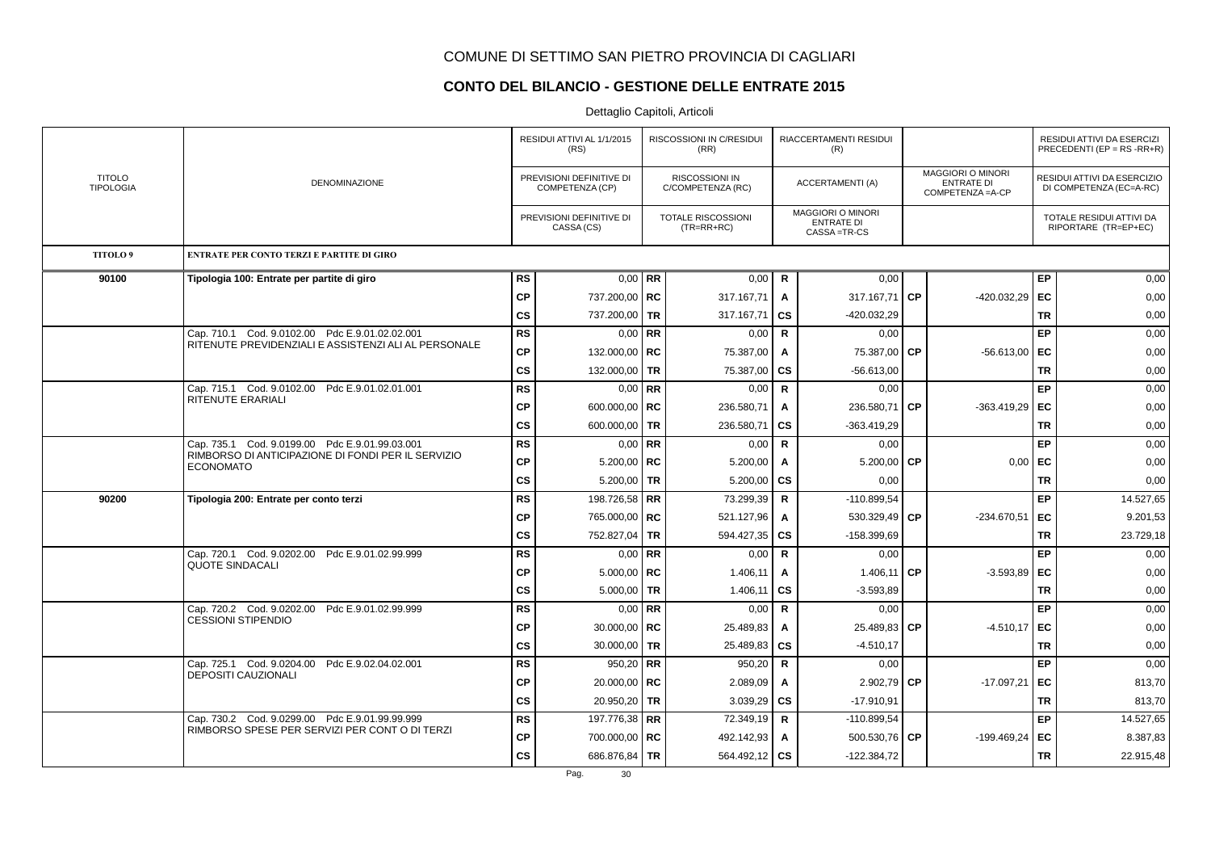# COMUNE DI SETTIMO SAN PIETRO PROVINCIA DI CAGLIARI

## CONTO DEL BILANCIO - GESTIONE DELLE ENTRATE 2015

Dettaglio Capitoli, Articoli

| TITOLO TIPOLOGIA | DENOMINAZIONE | | RESIDUI ATTIVI AL 1/1/2015 (RS) / PREVISIONI DEFINITIVE DI COMPETENZA (CP) / PREVISIONI DEFINITIVE DI CASSA (CS) | | RISCOSSIONI IN C/RESIDUI (RR) / RISCOSSIONI IN C/COMPETENZA (RC) / TOTALE RISCOSSIONI (TR=RR+RC) | | RIACCERTAMENTI RESIDUI (R) / ACCERTAMENTI (A) / MAGGIORI O MINORI ENTRATE DI CASSA =TR-CS | | MAGGIORI O MINORI ENTRATE DI COMPETENZA =A-CP | | RESIDUI ATTIVI DA ESERCIZI PRECEDENTI (EP = RS -RR+R) / RESIDUI ATTIVI DA ESERCIZIO DI COMPETENZA (EC=A-RC) / TOTALE RESIDUI ATTIVI DA RIPORTARE (TR=EP+EC) |
|---|---|---|---|---|---|---|---|---|---|---|---|
| **TITOLO 9** | **ENTRATE PER CONTO TERZI E PARTITE DI GIRO** | | | | | | | | | | |
| **90100** | **Tipologia 100: Entrate per partite di giro** | **RS** | 0,00 | **RR** | 0,00 | **R** | 0,00 | | | **EP** | 0,00 |
| | | **CP** | 737.200,00 | **RC** | 317.167,71 | **A** | 317.167,71 | **CP** | -420.032,29 | **EC** | 0,00 |
| | | **CS** | 737.200,00 | **TR** | 317.167,71 | **CS** | -420.032,29 | | | **TR** | 0,00 |
| | Cap. 710.1 Cod. 9.0102.00 Pdc E.9.01.02.02.001 RITENUTE PREVIDENZIALI E ASSISTENZIALI ALI AL PERSONALE | **RS** | 0,00 | **RR** | 0,00 | **R** | 0,00 | | | **EP** | 0,00 |
| | | **CP** | 132.000,00 | **RC** | 75.387,00 | **A** | 75.387,00 | **CP** | -56.613,00 | **EC** | 0,00 |
| | | **CS** | 132.000,00 | **TR** | 75.387,00 | **CS** | -56.613,00 | | | **TR** | 0,00 |
| | Cap. 715.1 Cod. 9.0102.00 Pdc E.9.01.02.01.001 RITENUTE ERARIALI | **RS** | 0,00 | **RR** | 0,00 | **R** | 0,00 | | | **EP** | 0,00 |
| | | **CP** | 600.000,00 | **RC** | 236.580,71 | **A** | 236.580,71 | **CP** | -363.419,29 | **EC** | 0,00 |
| | | **CS** | 600.000,00 | **TR** | 236.580,71 | **CS** | -363.419,29 | | | **TR** | 0,00 |
| | Cap. 735.1 Cod. 9.0199.00 Pdc E.9.01.99.03.001 RIMBORSO DI ANTICIPAZIONE DI FONDI PER IL SERVIZIO ECONOMATO | **RS** | 0,00 | **RR** | 0,00 | **R** | 0,00 | | | **EP** | 0,00 |
| | | **CP** | 5.200,00 | **RC** | 5.200,00 | **A** | 5.200,00 | **CP** | 0,00 | **EC** | 0,00 |
| | | **CS** | 5.200,00 | **TR** | 5.200,00 | **CS** | 0,00 | | | **TR** | 0,00 |
| **90200** | **Tipologia 200: Entrate per conto terzi** | **RS** | 198.726,58 | **RR** | 73.299,39 | **R** | -110.899,54 | | | **EP** | 14.527,65 |
| | | **CP** | 765.000,00 | **RC** | 521.127,96 | **A** | 530.329,49 | **CP** | -234.670,51 | **EC** | 9.201,53 |
| | | **CS** | 752.827,04 | **TR** | 594.427,35 | **CS** | -158.399,69 | | | **TR** | 23.729,18 |
| | Cap. 720.1 Cod. 9.0202.00 Pdc E.9.01.02.99.999 QUOTE SINDACALI | **RS** | 0,00 | **RR** | 0,00 | **R** | 0,00 | | | **EP** | 0,00 |
| | | **CP** | 5.000,00 | **RC** | 1.406,11 | **A** | 1.406,11 | **CP** | -3.593,89 | **EC** | 0,00 |
| | | **CS** | 5.000,00 | **TR** | 1.406,11 | **CS** | -3.593,89 | | | **TR** | 0,00 |
| | Cap. 720.2 Cod. 9.0202.00 Pdc E.9.01.02.99.999 CESSIONI STIPENDIO | **RS** | 0,00 | **RR** | 0,00 | **R** | 0,00 | | | **EP** | 0,00 |
| | | **CP** | 30.000,00 | **RC** | 25.489,83 | **A** | 25.489,83 | **CP** | -4.510,17 | **EC** | 0,00 |
| | | **CS** | 30.000,00 | **TR** | 25.489,83 | **CS** | -4.510,17 | | | **TR** | 0,00 |
| | Cap. 725.1 Cod. 9.0204.00 Pdc E.9.02.04.02.001 DEPOSITI CAUZIONALI | **RS** | 950,20 | **RR** | 950,20 | **R** | 0,00 | | | **EP** | 0,00 |
| | | **CP** | 20.000,00 | **RC** | 2.089,09 | **A** | 2.902,79 | **CP** | -17.097,21 | **EC** | 813,70 |
| | | **CS** | 20.950,20 | **TR** | 3.039,29 | **CS** | -17.910,91 | | | **TR** | 813,70 |
| | Cap. 730.2 Cod. 9.0299.00 Pdc E.9.01.99.99.999 RIMBORSO SPESE PER SERVIZI PER CONT O DI TERZI | **RS** | 197.776,38 | **RR** | 72.349,19 | **R** | -110.899,54 | | | **EP** | 14.527,65 |
| | | **CP** | 700.000,00 | **RC** | 492.142,93 | **A** | 500.530,76 | **CP** | -199.469,24 | **EC** | 8.387,83 |
| | | **CS** | 686.876,84 | **TR** | 564.492,12 | **CS** | -122.384,72 | | | **TR** | 22.915,48 |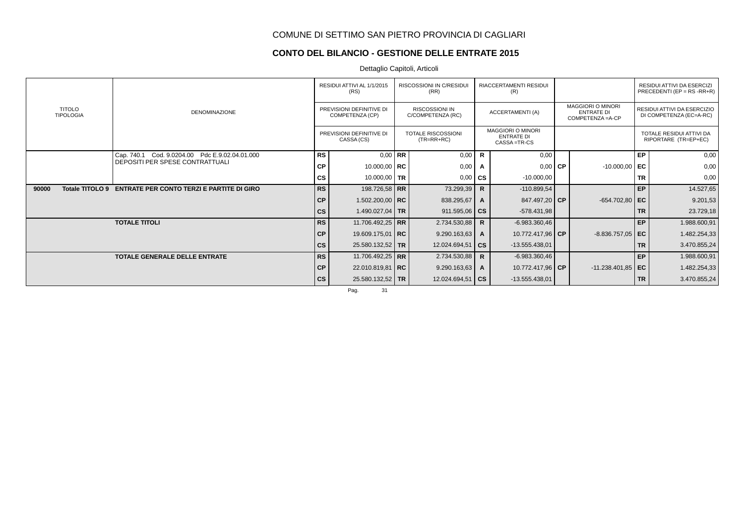COMUNE DI SETTIMO SAN PIETRO PROVINCIA DI CAGLIARI

## CONTO DEL BILANCIO - GESTIONE DELLE ENTRATE 2015

Dettaglio Capitoli, Articoli

| TITOLO TIPOLOGIA | DENOMINAZIONE | | RESIDUI ATTIVI AL 1/1/2015 (RS) / PREVISIONI DEFINITIVE DI COMPETENZA (CP) / PREVISIONI DEFINITIVE DI CASSA (CS) | | RISCOSSIONI IN C/RESIDUI (RR) / RISCOSSIONI IN C/COMPETENZA (RC) / TOTALE RISCOSSIONI (TR=RR+RC) | | RIACCERTAMENTI RESIDUI (R) / ACCERTAMENTI (A) / MAGGIORI O MINORI ENTRATE DI CASSA =TR-CS | | MAGGIORI O MINORI ENTRATE DI COMPETENZA =A-CP | | RESIDUI ATTIVI DA ESERCIZI PRECEDENTI (EP = RS -RR+R) / RESIDUI ATTIVI DA ESERCIZIO DI COMPETENZA (EC=A-RC) / TOTALE RESIDUI ATTIVI DA RIPORTARE (TR=EP+EC) |
|---|---|---|---|---|---|---|---|---|---|---|---|
| | Cap. 740.1 Cod. 9.0204.00 Pdc E.9.02.04.01.000 DEPOSITI PER SPESE CONTRATTUALI | RS | 0,00 | RR | 0,00 | R | 0,00 | | | EP | 0,00 |
| | | CP | 10.000,00 | RC | 0,00 | A | 0,00 | CP | -10.000,00 | EC | 0,00 |
| | | CS | 10.000,00 | TR | 0,00 | CS | -10.000,00 | | | TR | 0,00 |
| 90000 Totale TITOLO 9 | **ENTRATE PER CONTO TERZI E PARTITE DI GIRO** | RS | 198.726,58 | RR | 73.299,39 | R | -110.899,54 | | | EP | 14.527,65 |
| | | CP | 1.502.200,00 | RC | 838.295,67 | A | 847.497,20 | CP | -654.702,80 | EC | 9.201,53 |
| | | CS | 1.490.027,04 | TR | 911.595,06 | CS | -578.431,98 | | | TR | 23.729,18 |
| | **TOTALE TITOLI** | RS | 11.706.492,25 | RR | 2.734.530,88 | R | -6.983.360,46 | | | EP | 1.988.600,91 |
| | | CP | 19.609.175,01 | RC | 9.290.163,63 | A | 10.772.417,96 | CP | -8.836.757,05 | EC | 1.482.254,33 |
| | | CS | 25.580.132,52 | TR | 12.024.694,51 | CS | -13.555.438,01 | | | TR | 3.470.855,24 |
| | **TOTALE GENERALE DELLE ENTRATE** | RS | 11.706.492,25 | RR | 2.734.530,88 | R | -6.983.360,46 | | | EP | 1.988.600,91 |
| | | CP | 22.010.819,81 | RC | 9.290.163,63 | A | 10.772.417,96 | CP | -11.238.401,85 | EC | 1.482.254,33 |
| | | CS | 25.580.132,52 | TR | 12.024.694,51 | CS | -13.555.438,01 | | | TR | 3.470.855,24 |